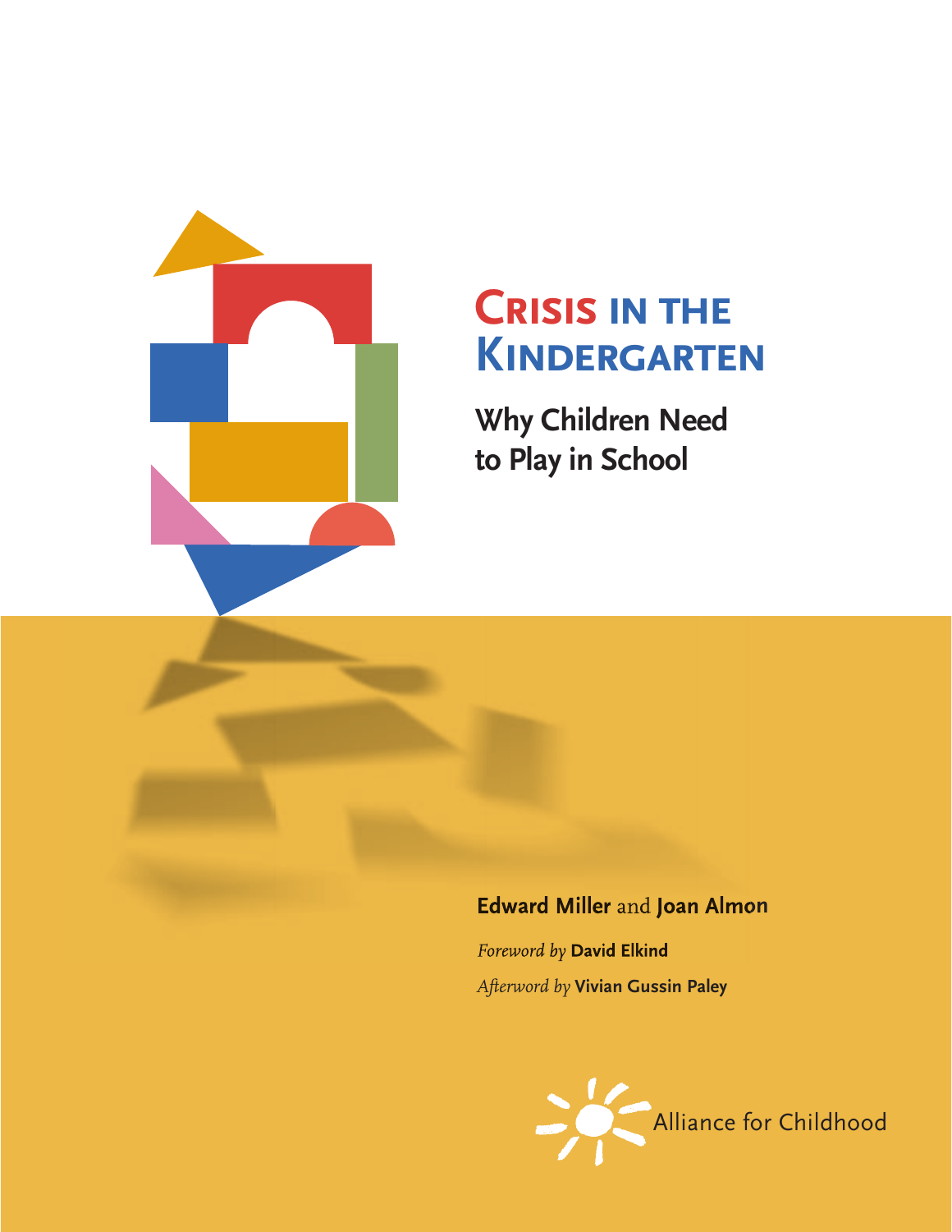# Crisis in the Kindergarten

## Why Children Need to Play in School

**Edward Miller** and **Joan Almon**

*Foreword by* **David Elkind**

*Afterword by* **Vivian Gussin Paley**

Alliance for Childhood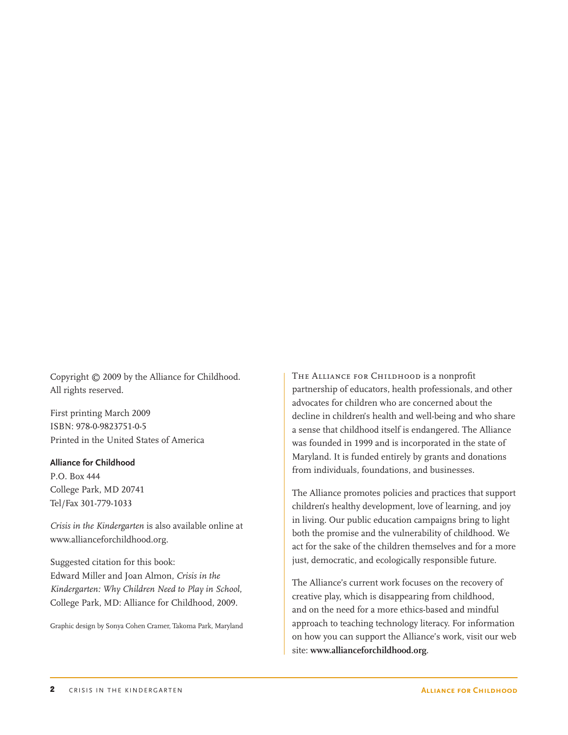Copyright © 2009 by the Alliance for Childhood.
All rights reserved.

First printing March 2009
ISBN: 978-0-9823751-0-5
Printed in the United States of America

**Alliance for Childhood**
P.O. Box 444
College Park, MD 20741
Tel/Fax 301-779-1033

*Crisis in the Kindergarten* is also available online at www.allianceforchildhood.org.

Suggested citation for this book:
Edward Miller and Joan Almon, *Crisis in the Kindergarten: Why Children Need to Play in School*, College Park, MD: Alliance for Childhood, 2009.

Graphic design by Sonya Cohen Cramer, Takoma Park, Maryland

The Alliance for Childhood is a nonprofit partnership of educators, health professionals, and other advocates for children who are concerned about the decline in children's health and well-being and who share a sense that childhood itself is endangered. The Alliance was founded in 1999 and is incorporated in the state of Maryland. It is funded entirely by grants and donations from individuals, foundations, and businesses.

The Alliance promotes policies and practices that support children's healthy development, love of learning, and joy in living. Our public education campaigns bring to light both the promise and the vulnerability of childhood. We act for the sake of the children themselves and for a more just, democratic, and ecologically responsible future.

The Alliance's current work focuses on the recovery of creative play, which is disappearing from childhood, and on the need for a more ethics-based and mindful approach to teaching technology literacy. For information on how you can support the Alliance's work, visit our web site: **www.allianceforchildhood.org**.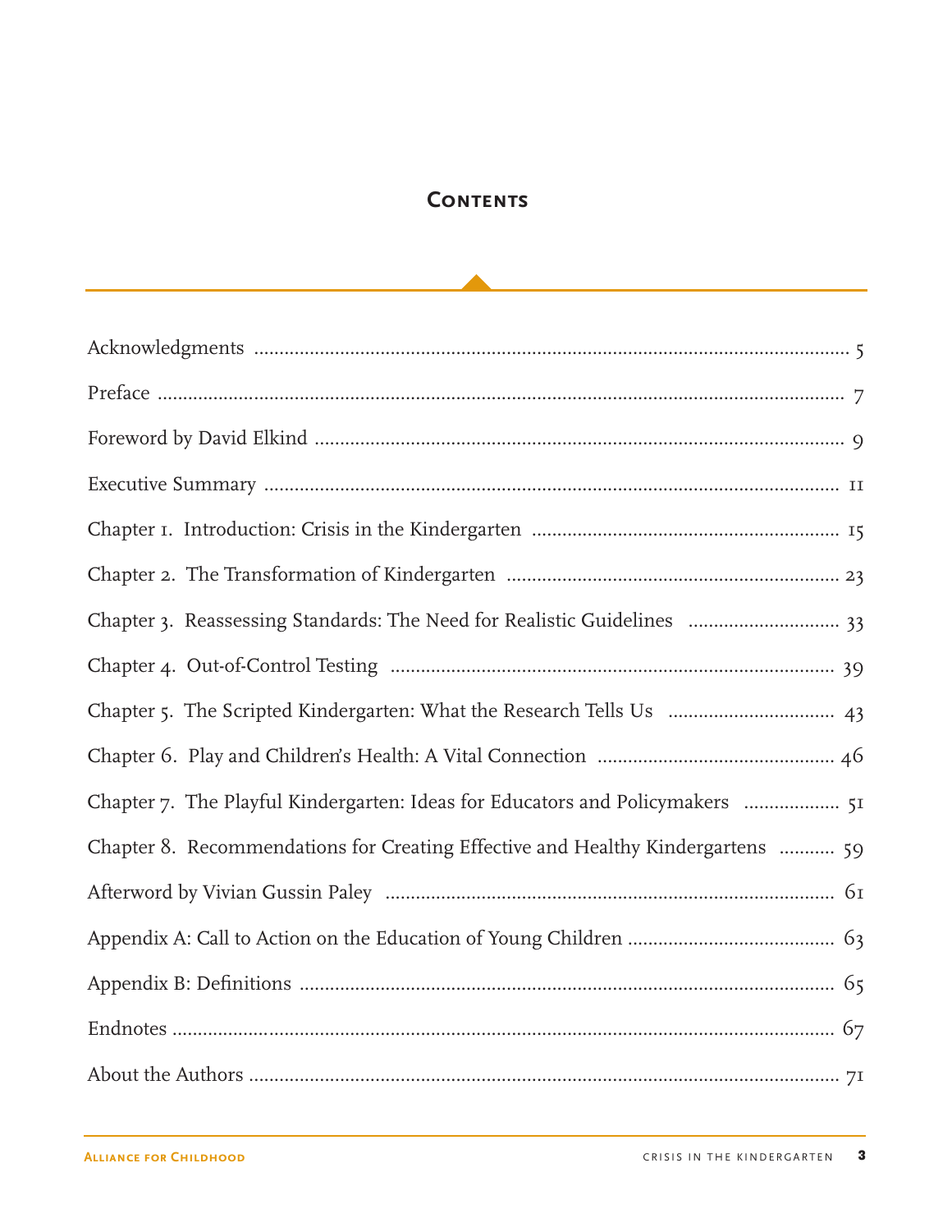## Contents

- Acknowledgments ..... 5
- Preface ..... 7
- Foreword by David Elkind ..... 9
- Executive Summary ..... 11
- Chapter 1. Introduction: Crisis in the Kindergarten ..... 15
- Chapter 2. The Transformation of Kindergarten ..... 23
- Chapter 3. Reassessing Standards: The Need for Realistic Guidelines ..... 33
- Chapter 4. Out-of-Control Testing ..... 39
- Chapter 5. The Scripted Kindergarten: What the Research Tells Us ..... 43
- Chapter 6. Play and Children's Health: A Vital Connection ..... 46
- Chapter 7. The Playful Kindergarten: Ideas for Educators and Policymakers ..... 51
- Chapter 8. Recommendations for Creating Effective and Healthy Kindergartens ..... 59
- Afterword by Vivian Gussin Paley ..... 61
- Appendix A: Call to Action on the Education of Young Children ..... 63
- Appendix B: Definitions ..... 65
- Endnotes ..... 67
- About the Authors ..... 71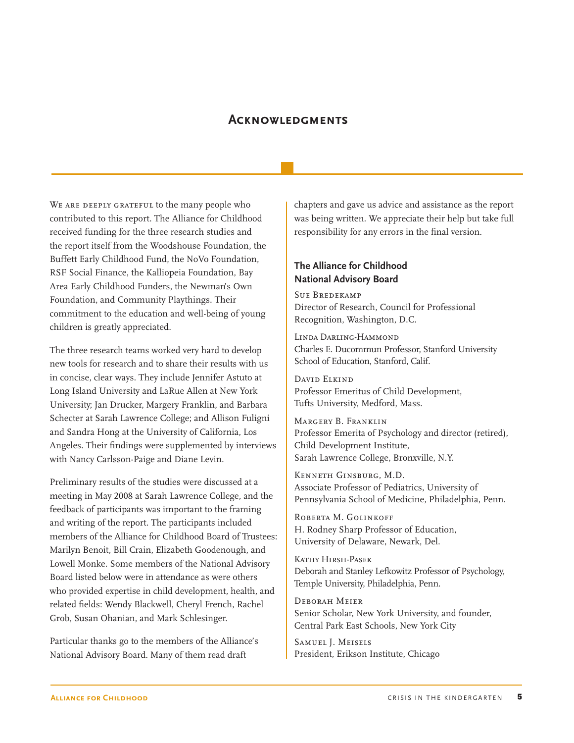# Acknowledgments

We are deeply grateful to the many people who contributed to this report. The Alliance for Childhood received funding for the three research studies and the report itself from the Woodshouse Foundation, the Buffett Early Childhood Fund, the NoVo Foundation, RSF Social Finance, the Kalliopeia Foundation, Bay Area Early Childhood Funders, the Newman's Own Foundation, and Community Playthings. Their commitment to the education and well-being of young children is greatly appreciated.

The three research teams worked very hard to develop new tools for research and to share their results with us in concise, clear ways. They include Jennifer Astuto at Long Island University and LaRue Allen at New York University; Jan Drucker, Margery Franklin, and Barbara Schecter at Sarah Lawrence College; and Allison Fuligni and Sandra Hong at the University of California, Los Angeles. Their findings were supplemented by interviews with Nancy Carlsson-Paige and Diane Levin.

Preliminary results of the studies were discussed at a meeting in May 2008 at Sarah Lawrence College, and the feedback of participants was important to the framing and writing of the report. The participants included members of the Alliance for Childhood Board of Trustees: Marilyn Benoit, Bill Crain, Elizabeth Goodenough, and Lowell Monke. Some members of the National Advisory Board listed below were in attendance as were others who provided expertise in child development, health, and related fields: Wendy Blackwell, Cheryl French, Rachel Grob, Susan Ohanian, and Mark Schlesinger.

Particular thanks go to the members of the Alliance's National Advisory Board. Many of them read draft chapters and gave us advice and assistance as the report was being written. We appreciate their help but take full responsibility for any errors in the final version.

### The Alliance for Childhood National Advisory Board

Sue Bredekamp
Director of Research, Council for Professional Recognition, Washington, D.C.

Linda Darling-Hammond
Charles E. Ducommun Professor, Stanford University School of Education, Stanford, Calif.

David Elkind
Professor Emeritus of Child Development, Tufts University, Medford, Mass.

Margery B. Franklin
Professor Emerita of Psychology and director (retired), Child Development Institute, Sarah Lawrence College, Bronxville, N.Y.

Kenneth Ginsburg, M.D.
Associate Professor of Pediatrics, University of Pennsylvania School of Medicine, Philadelphia, Penn.

Roberta M. Golinkoff
H. Rodney Sharp Professor of Education, University of Delaware, Newark, Del.

Kathy Hirsh-Pasek
Deborah and Stanley Lefkowitz Professor of Psychology, Temple University, Philadelphia, Penn.

Deborah Meier
Senior Scholar, New York University, and founder, Central Park East Schools, New York City

Samuel J. Meisels
President, Erikson Institute, Chicago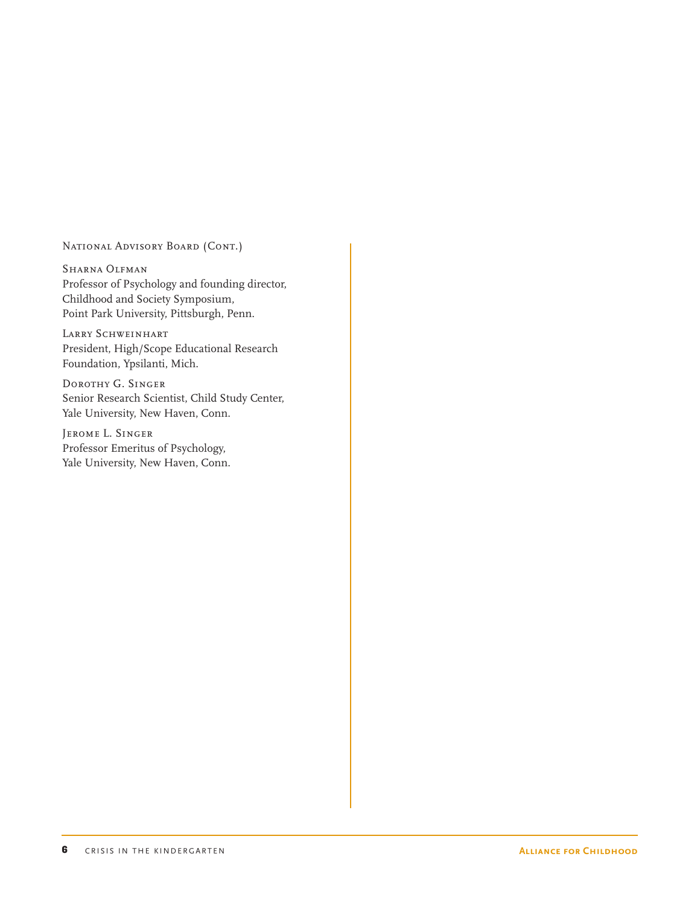National Advisory Board (cont.)

Sharna Olfman
Professor of Psychology and founding director, Childhood and Society Symposium, Point Park University, Pittsburgh, Penn.

Larry Schweinhart
President, High/Scope Educational Research Foundation, Ypsilanti, Mich.

Dorothy G. Singer
Senior Research Scientist, Child Study Center, Yale University, New Haven, Conn.

Jerome L. Singer
Professor Emeritus of Psychology, Yale University, New Haven, Conn.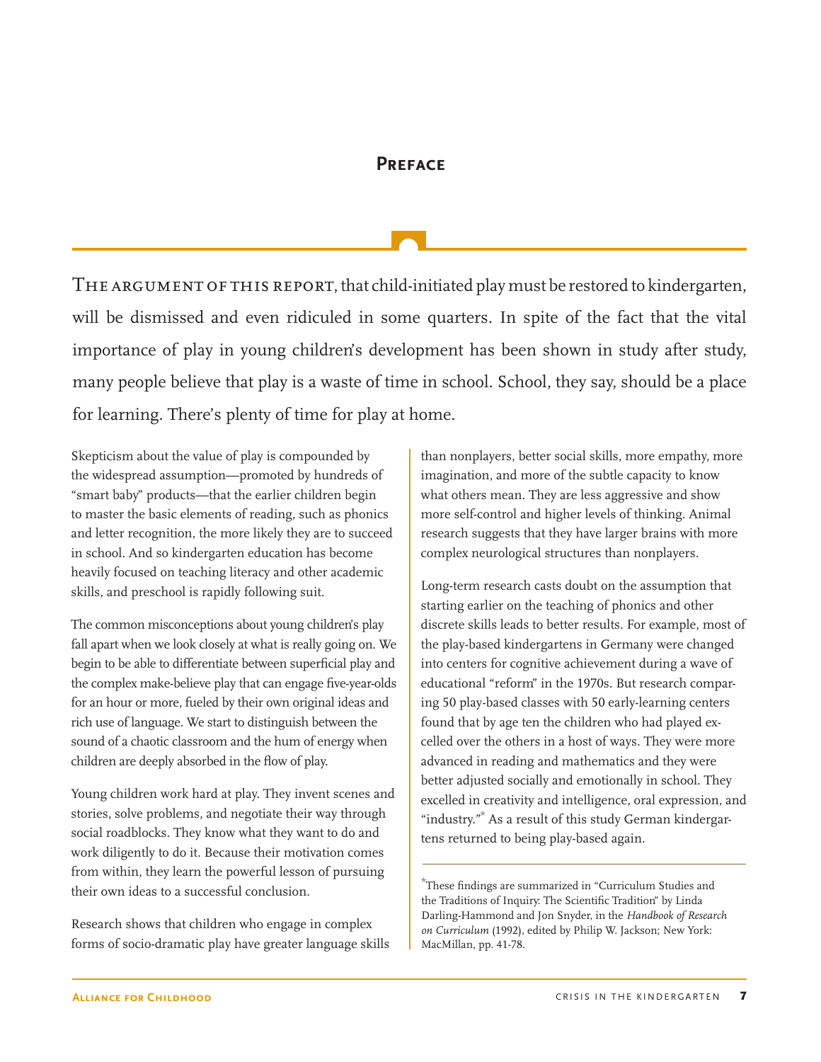## Preface

The argument of this report, that child-initiated play must be restored to kindergarten, will be dismissed and even ridiculed in some quarters. In spite of the fact that the vital importance of play in young children's development has been shown in study after study, many people believe that play is a waste of time in school. School, they say, should be a place for learning. There's plenty of time for play at home.

Skepticism about the value of play is compounded by the widespread assumption—promoted by hundreds of "smart baby" products—that the earlier children begin to master the basic elements of reading, such as phonics and letter recognition, the more likely they are to succeed in school. And so kindergarten education has become heavily focused on teaching literacy and other academic skills, and preschool is rapidly following suit.

The common misconceptions about young children's play fall apart when we look closely at what is really going on. We begin to be able to differentiate between superficial play and the complex make-believe play that can engage five-year-olds for an hour or more, fueled by their own original ideas and rich use of language. We start to distinguish between the sound of a chaotic classroom and the hum of energy when children are deeply absorbed in the flow of play.

Young children work hard at play. They invent scenes and stories, solve problems, and negotiate their way through social roadblocks. They know what they want to do and work diligently to do it. Because their motivation comes from within, they learn the powerful lesson of pursuing their own ideas to a successful conclusion.

Research shows that children who engage in complex forms of socio-dramatic play have greater language skills than nonplayers, better social skills, more empathy, more imagination, and more of the subtle capacity to know what others mean. They are less aggressive and show more self-control and higher levels of thinking. Animal research suggests that they have larger brains with more complex neurological structures than nonplayers.

Long-term research casts doubt on the assumption that starting earlier on the teaching of phonics and other discrete skills leads to better results. For example, most of the play-based kindergartens in Germany were changed into centers for cognitive achievement during a wave of educational "reform" in the 1970s. But research comparing 50 play-based classes with 50 early-learning centers found that by age ten the children who had played excelled over the others in a host of ways. They were more advanced in reading and mathematics and they were better adjusted socially and emotionally in school. They excelled in creativity and intelligence, oral expression, and "industry."* As a result of this study German kindergartens returned to being play-based again.

*These findings are summarized in "Curriculum Studies and the Traditions of Inquiry: The Scientific Tradition" by Linda Darling-Hammond and Jon Snyder, in the *Handbook of Research on Curriculum* (1992), edited by Philip W. Jackson; New York: MacMillan, pp. 41-78.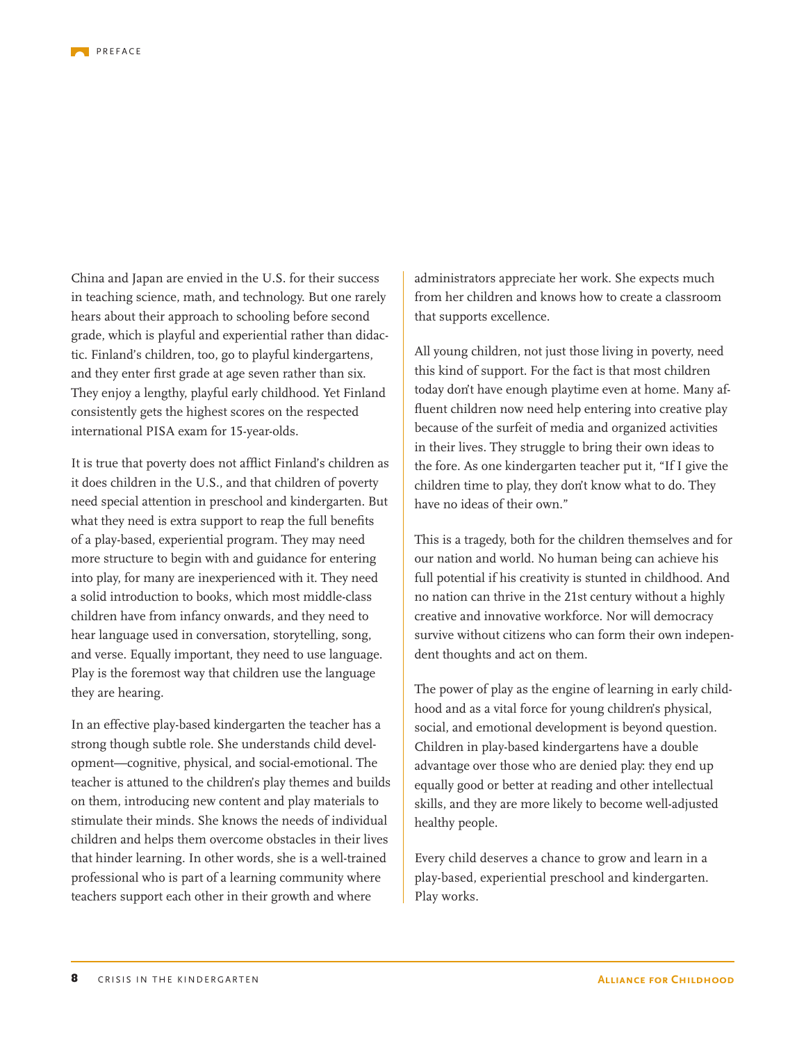China and Japan are envied in the U.S. for their success in teaching science, math, and technology. But one rarely hears about their approach to schooling before second grade, which is playful and experiential rather than didactic. Finland's children, too, go to playful kindergartens, and they enter first grade at age seven rather than six. They enjoy a lengthy, playful early childhood. Yet Finland consistently gets the highest scores on the respected international PISA exam for 15-year-olds.

It is true that poverty does not afflict Finland's children as it does children in the U.S., and that children of poverty need special attention in preschool and kindergarten. But what they need is extra support to reap the full benefits of a play-based, experiential program. They may need more structure to begin with and guidance for entering into play, for many are inexperienced with it. They need a solid introduction to books, which most middle-class children have from infancy onwards, and they need to hear language used in conversation, storytelling, song, and verse. Equally important, they need to use language. Play is the foremost way that children use the language they are hearing.

In an effective play-based kindergarten the teacher has a strong though subtle role. She understands child development—cognitive, physical, and social-emotional. The teacher is attuned to the children's play themes and builds on them, introducing new content and play materials to stimulate their minds. She knows the needs of individual children and helps them overcome obstacles in their lives that hinder learning. In other words, she is a well-trained professional who is part of a learning community where teachers support each other in their growth and where administrators appreciate her work. She expects much from her children and knows how to create a classroom that supports excellence.

All young children, not just those living in poverty, need this kind of support. For the fact is that most children today don't have enough playtime even at home. Many affluent children now need help entering into creative play because of the surfeit of media and organized activities in their lives. They struggle to bring their own ideas to the fore. As one kindergarten teacher put it, "If I give the children time to play, they don't know what to do. They have no ideas of their own."

This is a tragedy, both for the children themselves and for our nation and world. No human being can achieve his full potential if his creativity is stunted in childhood. And no nation can thrive in the 21st century without a highly creative and innovative workforce. Nor will democracy survive without citizens who can form their own independent thoughts and act on them.

The power of play as the engine of learning in early childhood and as a vital force for young children's physical, social, and emotional development is beyond question. Children in play-based kindergartens have a double advantage over those who are denied play: they end up equally good or better at reading and other intellectual skills, and they are more likely to become well-adjusted healthy people.

Every child deserves a chance to grow and learn in a play-based, experiential preschool and kindergarten. Play works.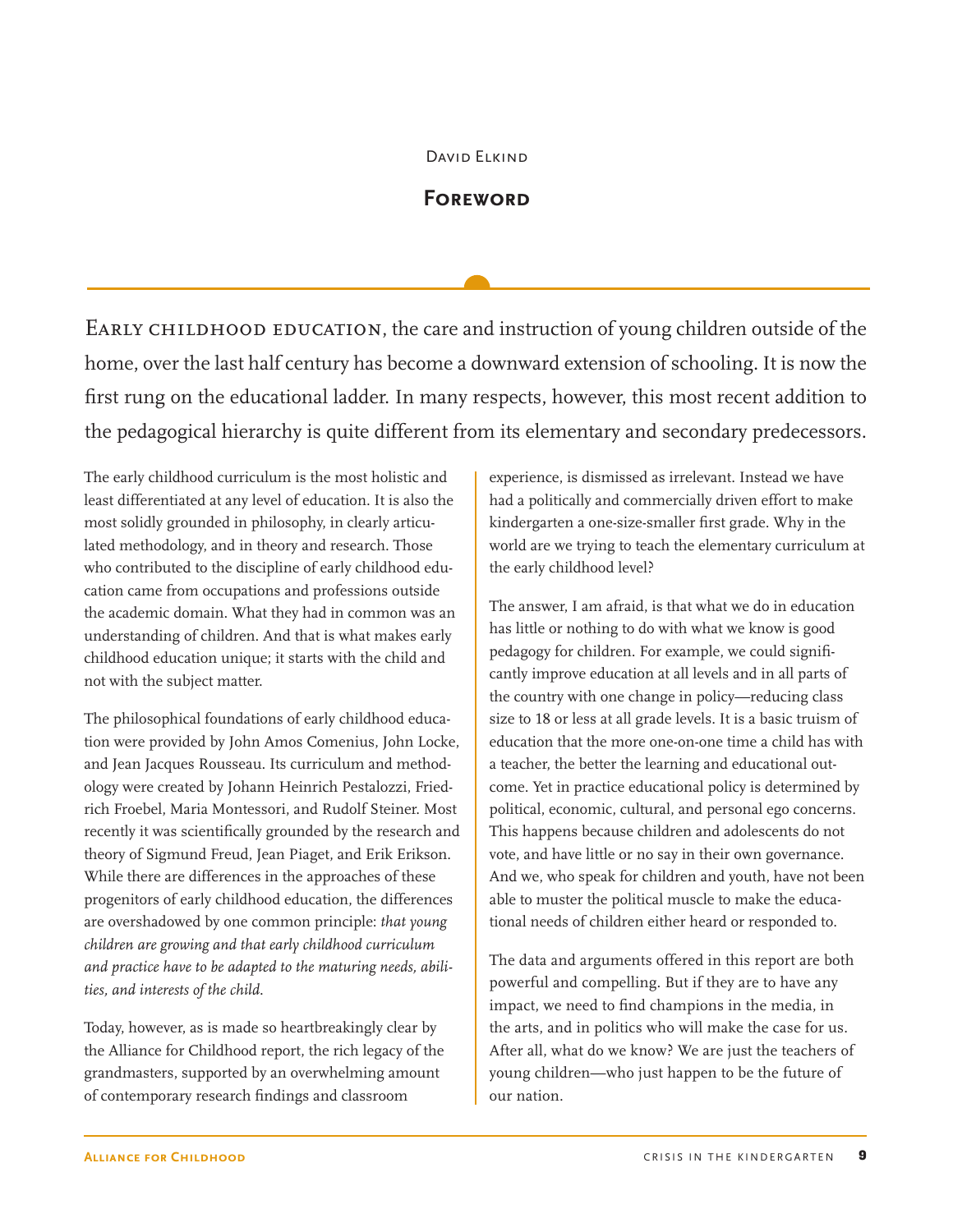David Elkind

# Foreword

Early childhood education, the care and instruction of young children outside of the home, over the last half century has become a downward extension of schooling. It is now the first rung on the educational ladder. In many respects, however, this most recent addition to the pedagogical hierarchy is quite different from its elementary and secondary predecessors.

The early childhood curriculum is the most holistic and least differentiated at any level of education. It is also the most solidly grounded in philosophy, in clearly articulated methodology, and in theory and research. Those who contributed to the discipline of early childhood education came from occupations and professions outside the academic domain. What they had in common was an understanding of children. And that is what makes early childhood education unique; it starts with the child and not with the subject matter.

The philosophical foundations of early childhood education were provided by John Amos Comenius, John Locke, and Jean Jacques Rousseau. Its curriculum and methodology were created by Johann Heinrich Pestalozzi, Friedrich Froebel, Maria Montessori, and Rudolf Steiner. Most recently it was scientifically grounded by the research and theory of Sigmund Freud, Jean Piaget, and Erik Erikson. While there are differences in the approaches of these progenitors of early childhood education, the differences are overshadowed by one common principle: *that young children are growing and that early childhood curriculum and practice have to be adapted to the maturing needs, abilities, and interests of the child.*

Today, however, as is made so heartbreakingly clear by the Alliance for Childhood report, the rich legacy of the grandmasters, supported by an overwhelming amount of contemporary research findings and classroom experience, is dismissed as irrelevant. Instead we have had a politically and commercially driven effort to make kindergarten a one-size-smaller first grade. Why in the world are we trying to teach the elementary curriculum at the early childhood level?

The answer, I am afraid, is that what we do in education has little or nothing to do with what we know is good pedagogy for children. For example, we could significantly improve education at all levels and in all parts of the country with one change in policy—reducing class size to 18 or less at all grade levels. It is a basic truism of education that the more one-on-one time a child has with a teacher, the better the learning and educational outcome. Yet in practice educational policy is determined by political, economic, cultural, and personal ego concerns. This happens because children and adolescents do not vote, and have little or no say in their own governance. And we, who speak for children and youth, have not been able to muster the political muscle to make the educational needs of children either heard or responded to.

The data and arguments offered in this report are both powerful and compelling. But if they are to have any impact, we need to find champions in the media, in the arts, and in politics who will make the case for us. After all, what do we know? We are just the teachers of young children—who just happen to be the future of our nation.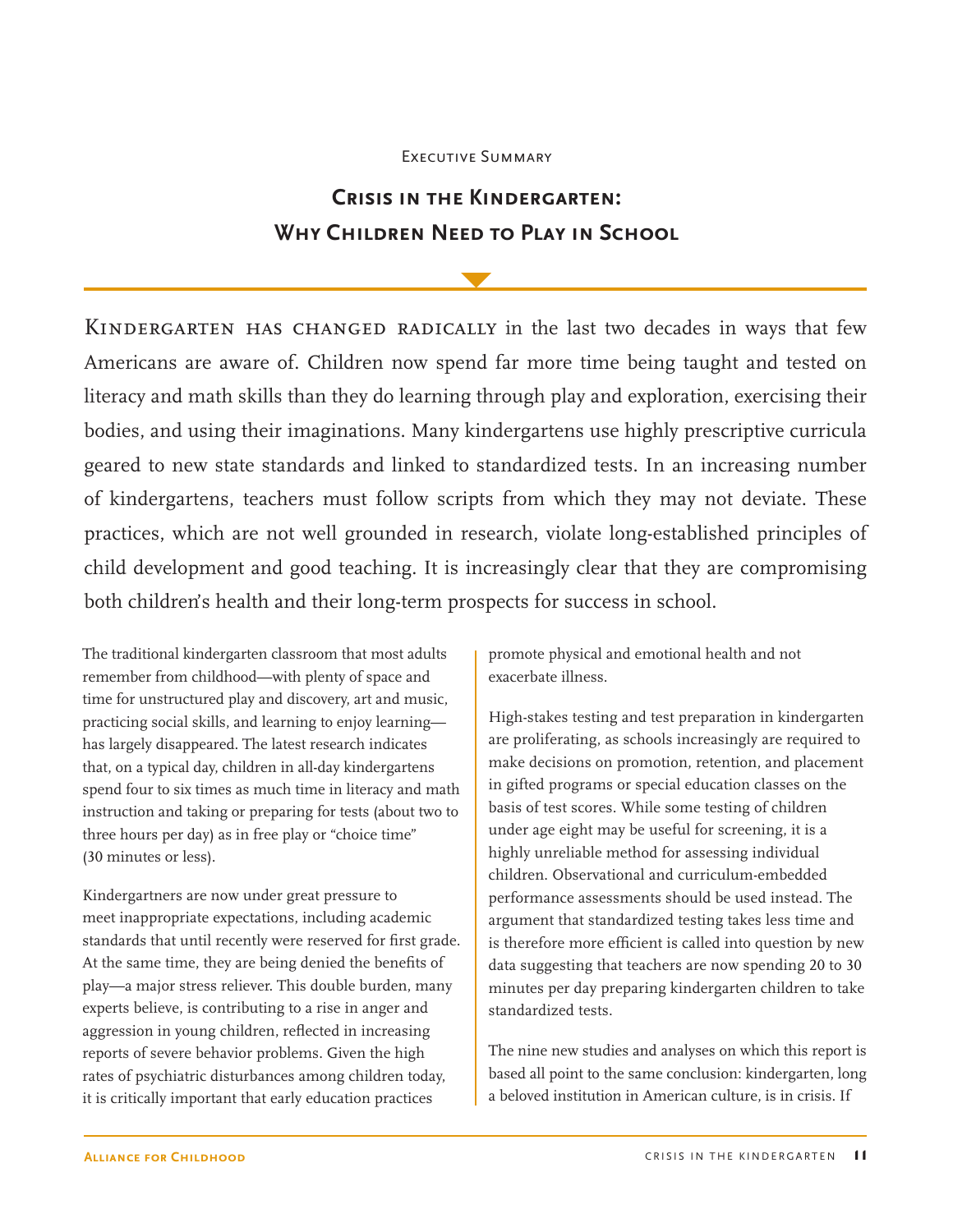Executive Summary

# Crisis in the Kindergarten: Why Children Need to Play in School

Kindergarten has changed radically in the last two decades in ways that few Americans are aware of. Children now spend far more time being taught and tested on literacy and math skills than they do learning through play and exploration, exercising their bodies, and using their imaginations. Many kindergartens use highly prescriptive curricula geared to new state standards and linked to standardized tests. In an increasing number of kindergartens, teachers must follow scripts from which they may not deviate. These practices, which are not well grounded in research, violate long-established principles of child development and good teaching. It is increasingly clear that they are compromising both children's health and their long-term prospects for success in school.

The traditional kindergarten classroom that most adults remember from childhood—with plenty of space and time for unstructured play and discovery, art and music, practicing social skills, and learning to enjoy learning—has largely disappeared. The latest research indicates that, on a typical day, children in all-day kindergartens spend four to six times as much time in literacy and math instruction and taking or preparing for tests (about two to three hours per day) as in free play or "choice time" (30 minutes or less).

Kindergartners are now under great pressure to meet inappropriate expectations, including academic standards that until recently were reserved for first grade. At the same time, they are being denied the benefits of play—a major stress reliever. This double burden, many experts believe, is contributing to a rise in anger and aggression in young children, reflected in increasing reports of severe behavior problems. Given the high rates of psychiatric disturbances among children today, it is critically important that early education practices promote physical and emotional health and not exacerbate illness.

High-stakes testing and test preparation in kindergarten are proliferating, as schools increasingly are required to make decisions on promotion, retention, and placement in gifted programs or special education classes on the basis of test scores. While some testing of children under age eight may be useful for screening, it is a highly unreliable method for assessing individual children. Observational and curriculum-embedded performance assessments should be used instead. The argument that standardized testing takes less time and is therefore more efficient is called into question by new data suggesting that teachers are now spending 20 to 30 minutes per day preparing kindergarten children to take standardized tests.

The nine new studies and analyses on which this report is based all point to the same conclusion: kindergarten, long a beloved institution in American culture, is in crisis. If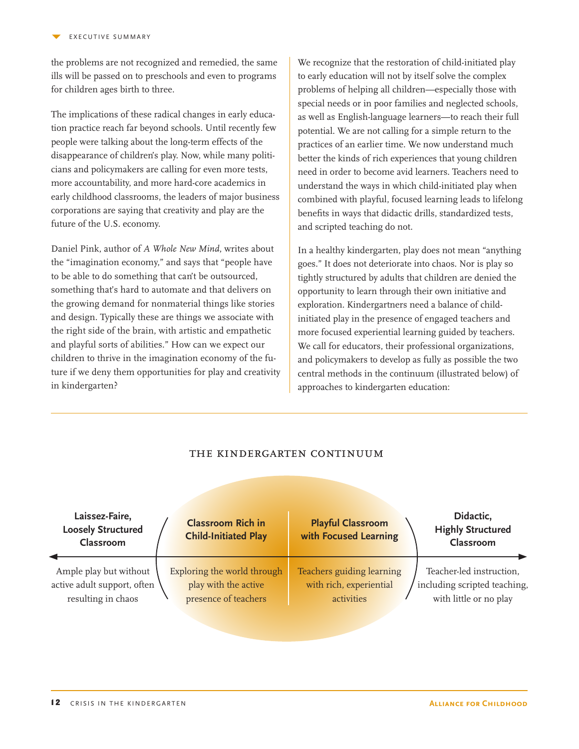the problems are not recognized and remedied, the same ills will be passed on to preschools and even to programs for children ages birth to three.

The implications of these radical changes in early education practice reach far beyond schools. Until recently few people were talking about the long-term effects of the disappearance of children's play. Now, while many politicians and policymakers are calling for even more tests, more accountability, and more hard-core academics in early childhood classrooms, the leaders of major business corporations are saying that creativity and play are the future of the U.S. economy.

Daniel Pink, author of *A Whole New Mind*, writes about the "imagination economy," and says that "people have to be able to do something that can't be outsourced, something that's hard to automate and that delivers on the growing demand for nonmaterial things like stories and design. Typically these are things we associate with the right side of the brain, with artistic and empathetic and playful sorts of abilities." How can we expect our children to thrive in the imagination economy of the future if we deny them opportunities for play and creativity in kindergarten?

We recognize that the restoration of child-initiated play to early education will not by itself solve the complex problems of helping all children—especially those with special needs or in poor families and neglected schools, as well as English-language learners—to reach their full potential. We are not calling for a simple return to the practices of an earlier time. We now understand much better the kinds of rich experiences that young children need in order to become avid learners. Teachers need to understand the ways in which child-initiated play when combined with playful, focused learning leads to lifelong benefits in ways that didactic drills, standardized tests, and scripted teaching do not.

In a healthy kindergarten, play does not mean "anything goes." It does not deteriorate into chaos. Nor is play so tightly structured by adults that children are denied the opportunity to learn through their own initiative and exploration. Kindergartners need a balance of child-initiated play in the presence of engaged teachers and more focused experiential learning guided by teachers. We call for educators, their professional organizations, and policymakers to develop as fully as possible the two central methods in the continuum (illustrated below) of approaches to kindergarten education:

### THE KINDERGARTEN CONTINUUM

| **Laissez-Faire, Loosely Structured Classroom** | **Classroom Rich in Child-Initiated Play** | **Playful Classroom with Focused Learning** | **Didactic, Highly Structured Classroom** |
|---|---|---|---|
| Ample play but without active adult support, often resulting in chaos | Exploring the world through play with the active presence of teachers | Teachers guiding learning with rich, experiential activities | Teacher-led instruction, including scripted teaching, with little or no play |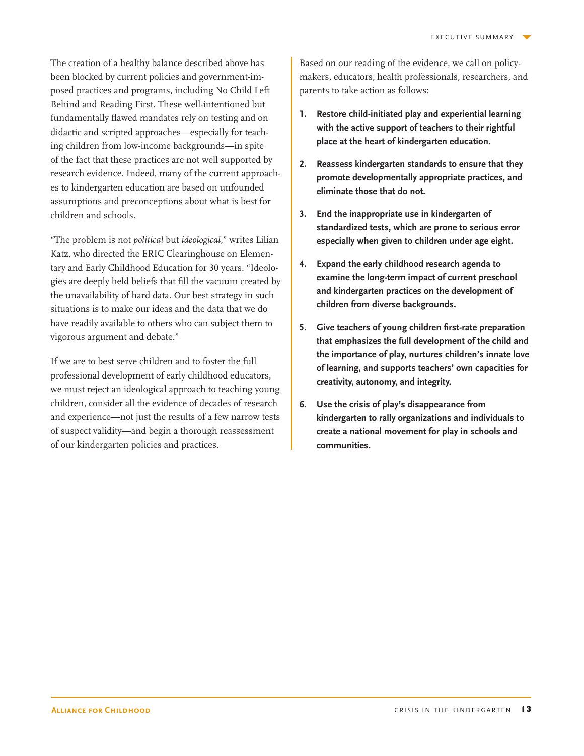The creation of a healthy balance described above has been blocked by current policies and government-imposed practices and programs, including No Child Left Behind and Reading First. These well-intentioned but fundamentally flawed mandates rely on testing and on didactic and scripted approaches—especially for teaching children from low-income backgrounds—in spite of the fact that these practices are not well supported by research evidence. Indeed, many of the current approaches to kindergarten education are based on unfounded assumptions and preconceptions about what is best for children and schools.

"The problem is not *political* but *ideological*," writes Lilian Katz, who directed the ERIC Clearinghouse on Elementary and Early Childhood Education for 30 years. "Ideologies are deeply held beliefs that fill the vacuum created by the unavailability of hard data. Our best strategy in such situations is to make our ideas and the data that we do have readily available to others who can subject them to vigorous argument and debate."

If we are to best serve children and to foster the full professional development of early childhood educators, we must reject an ideological approach to teaching young children, consider all the evidence of decades of research and experience—not just the results of a few narrow tests of suspect validity—and begin a thorough reassessment of our kindergarten policies and practices.

Based on our reading of the evidence, we call on policymakers, educators, health professionals, researchers, and parents to take action as follows:

1. **Restore child-initiated play and experiential learning with the active support of teachers to their rightful place at the heart of kindergarten education.**
2. **Reassess kindergarten standards to ensure that they promote developmentally appropriate practices, and eliminate those that do not.**
3. **End the inappropriate use in kindergarten of standardized tests, which are prone to serious error especially when given to children under age eight.**
4. **Expand the early childhood research agenda to examine the long-term impact of current preschool and kindergarten practices on the development of children from diverse backgrounds.**
5. **Give teachers of young children first-rate preparation that emphasizes the full development of the child and the importance of play, nurtures children's innate love of learning, and supports teachers' own capacities for creativity, autonomy, and integrity.**
6. **Use the crisis of play's disappearance from kindergarten to rally organizations and individuals to create a national movement for play in schools and communities.**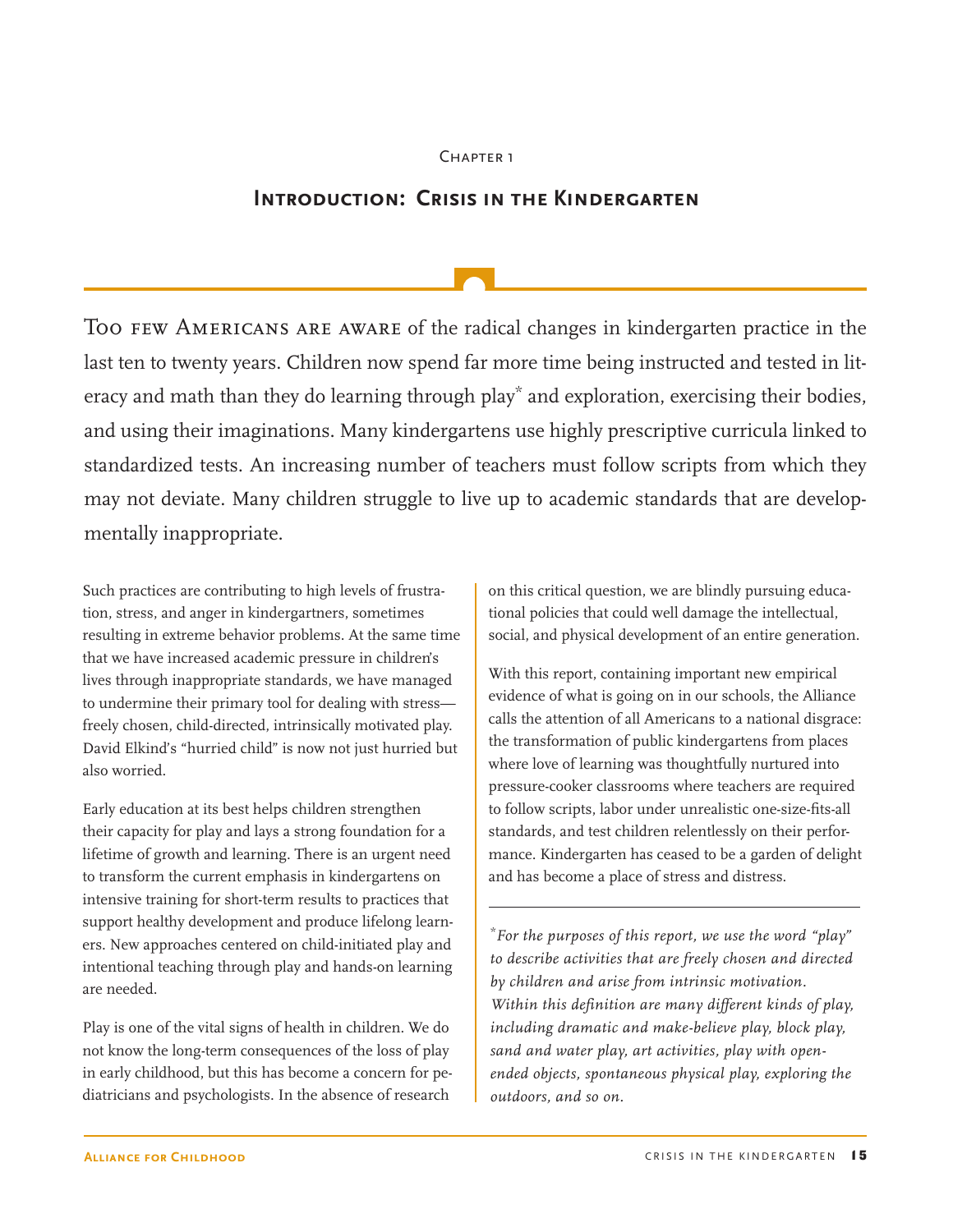Chapter 1

## Introduction: Crisis in the Kindergarten

Too few Americans are aware of the radical changes in kindergarten practice in the last ten to twenty years. Children now spend far more time being instructed and tested in literacy and math than they do learning through play* and exploration, exercising their bodies, and using their imaginations. Many kindergartens use highly prescriptive curricula linked to standardized tests. An increasing number of teachers must follow scripts from which they may not deviate. Many children struggle to live up to academic standards that are developmentally inappropriate.

Such practices are contributing to high levels of frustration, stress, and anger in kindergartners, sometimes resulting in extreme behavior problems. At the same time that we have increased academic pressure in children's lives through inappropriate standards, we have managed to undermine their primary tool for dealing with stress—freely chosen, child-directed, intrinsically motivated play. David Elkind's "hurried child" is now not just hurried but also worried.

Early education at its best helps children strengthen their capacity for play and lays a strong foundation for a lifetime of growth and learning. There is an urgent need to transform the current emphasis in kindergartens on intensive training for short-term results to practices that support healthy development and produce lifelong learners. New approaches centered on child-initiated play and intentional teaching through play and hands-on learning are needed.

Play is one of the vital signs of health in children. We do not know the long-term consequences of the loss of play in early childhood, but this has become a concern for pediatricians and psychologists. In the absence of research on this critical question, we are blindly pursuing educational policies that could well damage the intellectual, social, and physical development of an entire generation.

With this report, containing important new empirical evidence of what is going on in our schools, the Alliance calls the attention of all Americans to a national disgrace: the transformation of public kindergartens from places where love of learning was thoughtfully nurtured into pressure-cooker classrooms where teachers are required to follow scripts, labor under unrealistic one-size-fits-all standards, and test children relentlessly on their performance. Kindergarten has ceased to be a garden of delight and has become a place of stress and distress.

---

*\*For the purposes of this report, we use the word "play" to describe activities that are freely chosen and directed by children and arise from intrinsic motivation. Within this definition are many different kinds of play, including dramatic and make-believe play, block play, sand and water play, art activities, play with open-ended objects, spontaneous physical play, exploring the outdoors, and so on.*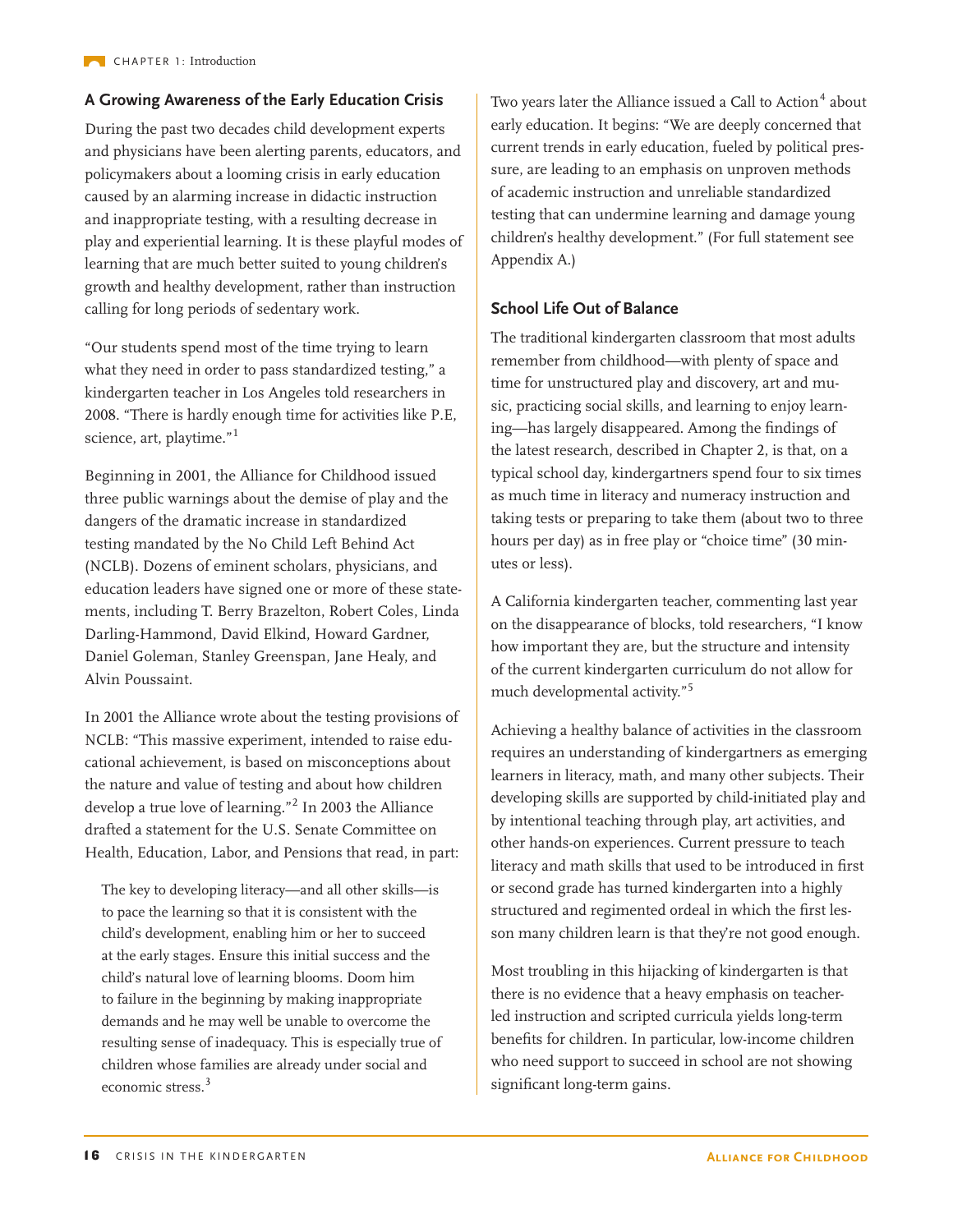## A Growing Awareness of the Early Education Crisis

During the past two decades child development experts and physicians have been alerting parents, educators, and policymakers about a looming crisis in early education caused by an alarming increase in didactic instruction and inappropriate testing, with a resulting decrease in play and experiential learning. It is these playful modes of learning that are much better suited to young children's growth and healthy development, rather than instruction calling for long periods of sedentary work.

"Our students spend most of the time trying to learn what they need in order to pass standardized testing," a kindergarten teacher in Los Angeles told researchers in 2008. "There is hardly enough time for activities like P.E, science, art, playtime."[1]

Beginning in 2001, the Alliance for Childhood issued three public warnings about the demise of play and the dangers of the dramatic increase in standardized testing mandated by the No Child Left Behind Act (NCLB). Dozens of eminent scholars, physicians, and education leaders have signed one or more of these statements, including T. Berry Brazelton, Robert Coles, Linda Darling-Hammond, David Elkind, Howard Gardner, Daniel Goleman, Stanley Greenspan, Jane Healy, and Alvin Poussaint.

In 2001 the Alliance wrote about the testing provisions of NCLB: "This massive experiment, intended to raise educational achievement, is based on misconceptions about the nature and value of testing and about how children develop a true love of learning."[2] In 2003 the Alliance drafted a statement for the U.S. Senate Committee on Health, Education, Labor, and Pensions that read, in part:

> The key to developing literacy—and all other skills—is to pace the learning so that it is consistent with the child's development, enabling him or her to succeed at the early stages. Ensure this initial success and the child's natural love of learning blooms. Doom him to failure in the beginning by making inappropriate demands and he may well be unable to overcome the resulting sense of inadequacy. This is especially true of children whose families are already under social and economic stress.[3]

Two years later the Alliance issued a Call to Action[4] about early education. It begins: "We are deeply concerned that current trends in early education, fueled by political pressure, are leading to an emphasis on unproven methods of academic instruction and unreliable standardized testing that can undermine learning and damage young children's healthy development." (For full statement see Appendix A.)

## School Life Out of Balance

The traditional kindergarten classroom that most adults remember from childhood—with plenty of space and time for unstructured play and discovery, art and music, practicing social skills, and learning to enjoy learning—has largely disappeared. Among the findings of the latest research, described in Chapter 2, is that, on a typical school day, kindergartners spend four to six times as much time in literacy and numeracy instruction and taking tests or preparing to take them (about two to three hours per day) as in free play or "choice time" (30 minutes or less).

A California kindergarten teacher, commenting last year on the disappearance of blocks, told researchers, "I know how important they are, but the structure and intensity of the current kindergarten curriculum do not allow for much developmental activity."[5]

Achieving a healthy balance of activities in the classroom requires an understanding of kindergartners as emerging learners in literacy, math, and many other subjects. Their developing skills are supported by child-initiated play and by intentional teaching through play, art activities, and other hands-on experiences. Current pressure to teach literacy and math skills that used to be introduced in first or second grade has turned kindergarten into a highly structured and regimented ordeal in which the first lesson many children learn is that they're not good enough.

Most troubling in this hijacking of kindergarten is that there is no evidence that a heavy emphasis on teacher-led instruction and scripted curricula yields long-term benefits for children. In particular, low-income children who need support to succeed in school are not showing significant long-term gains.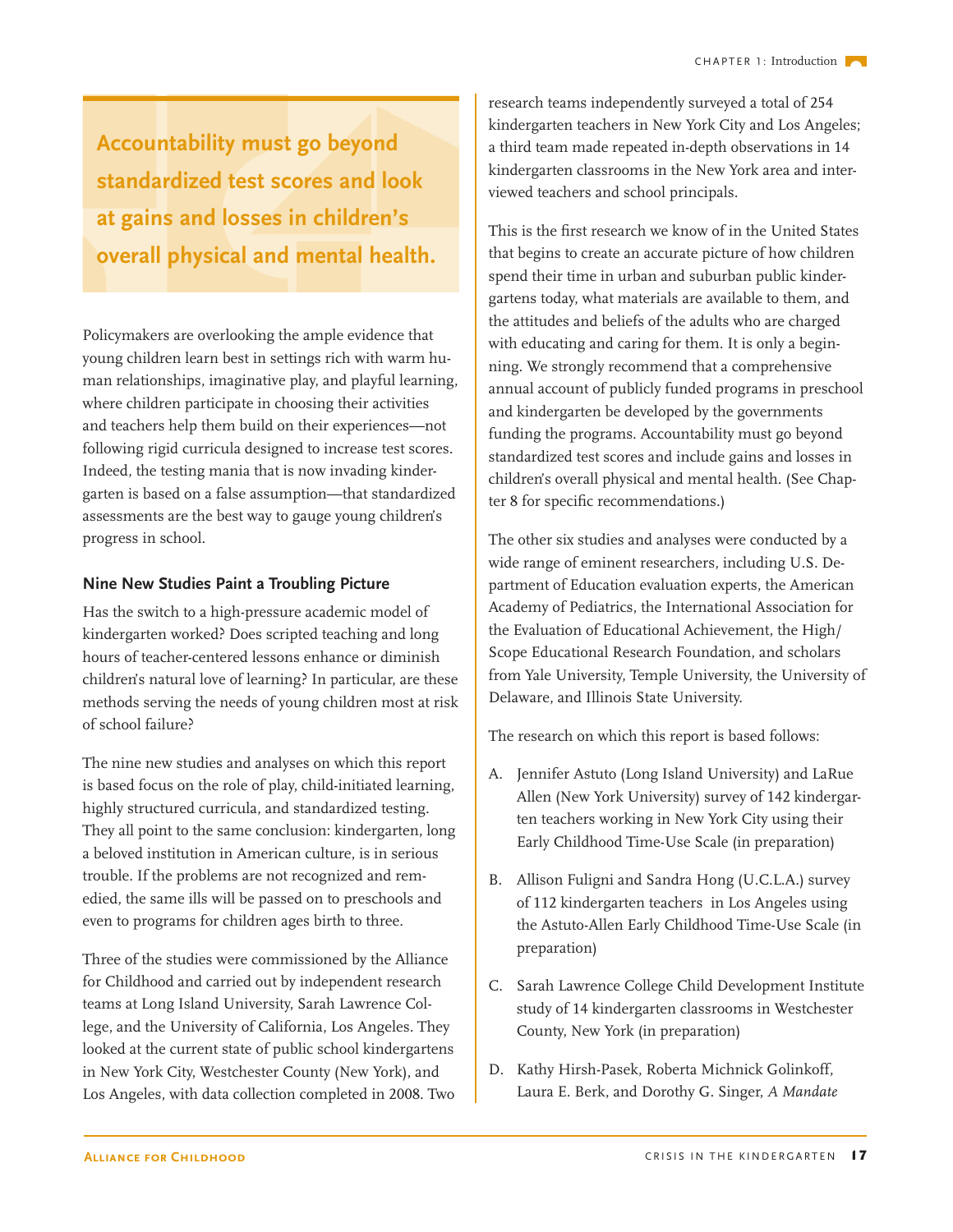**Accountability must go beyond standardized test scores and look at gains and losses in children's overall physical and mental health.**

Policymakers are overlooking the ample evidence that young children learn best in settings rich with warm human relationships, imaginative play, and playful learning, where children participate in choosing their activities and teachers help them build on their experiences—not following rigid curricula designed to increase test scores. Indeed, the testing mania that is now invading kindergarten is based on a false assumption—that standardized assessments are the best way to gauge young children's progress in school.

### Nine New Studies Paint a Troubling Picture

Has the switch to a high-pressure academic model of kindergarten worked? Does scripted teaching and long hours of teacher-centered lessons enhance or diminish children's natural love of learning? In particular, are these methods serving the needs of young children most at risk of school failure?

The nine new studies and analyses on which this report is based focus on the role of play, child-initiated learning, highly structured curricula, and standardized testing. They all point to the same conclusion: kindergarten, long a beloved institution in American culture, is in serious trouble. If the problems are not recognized and remedied, the same ills will be passed on to preschools and even to programs for children ages birth to three.

Three of the studies were commissioned by the Alliance for Childhood and carried out by independent research teams at Long Island University, Sarah Lawrence College, and the University of California, Los Angeles. They looked at the current state of public school kindergartens in New York City, Westchester County (New York), and Los Angeles, with data collection completed in 2008. Two research teams independently surveyed a total of 254 kindergarten teachers in New York City and Los Angeles; a third team made repeated in-depth observations in 14 kindergarten classrooms in the New York area and interviewed teachers and school principals.

This is the first research we know of in the United States that begins to create an accurate picture of how children spend their time in urban and suburban public kindergartens today, what materials are available to them, and the attitudes and beliefs of the adults who are charged with educating and caring for them. It is only a beginning. We strongly recommend that a comprehensive annual account of publicly funded programs in preschool and kindergarten be developed by the governments funding the programs. Accountability must go beyond standardized test scores and include gains and losses in children's overall physical and mental health. (See Chapter 8 for specific recommendations.)

The other six studies and analyses were conducted by a wide range of eminent researchers, including U.S. Department of Education evaluation experts, the American Academy of Pediatrics, the International Association for the Evaluation of Educational Achievement, the High/Scope Educational Research Foundation, and scholars from Yale University, Temple University, the University of Delaware, and Illinois State University.

The research on which this report is based follows:

A. Jennifer Astuto (Long Island University) and LaRue Allen (New York University) survey of 142 kindergarten teachers working in New York City using their Early Childhood Time-Use Scale (in preparation)

B. Allison Fuligni and Sandra Hong (U.C.L.A.) survey of 112 kindergarten teachers in Los Angeles using the Astuto-Allen Early Childhood Time-Use Scale (in preparation)

C. Sarah Lawrence College Child Development Institute study of 14 kindergarten classrooms in Westchester County, New York (in preparation)

D. Kathy Hirsh-Pasek, Roberta Michnick Golinkoff, Laura E. Berk, and Dorothy G. Singer, *A Mandate*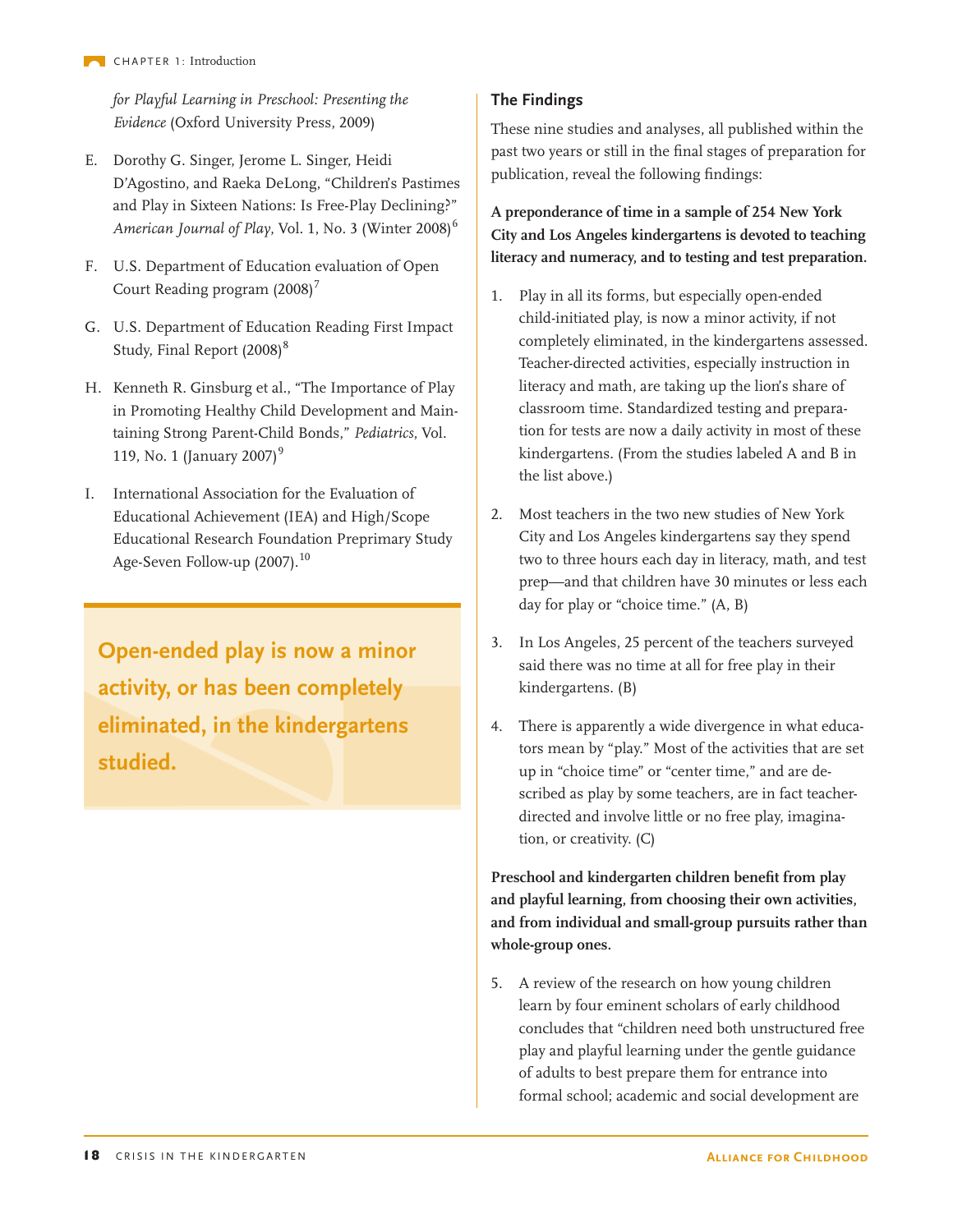*for Playful Learning in Preschool: Presenting the Evidence* (Oxford University Press, 2009)

E. Dorothy G. Singer, Jerome L. Singer, Heidi D'Agostino, and Raeka DeLong, "Children's Pastimes and Play in Sixteen Nations: Is Free-Play Declining?" *American Journal of Play*, Vol. 1, No. 3 (Winter 2008)[6]

F. U.S. Department of Education evaluation of Open Court Reading program (2008)[7]

G. U.S. Department of Education Reading First Impact Study, Final Report (2008)[8]

H. Kenneth R. Ginsburg et al., "The Importance of Play in Promoting Healthy Child Development and Maintaining Strong Parent-Child Bonds," *Pediatrics*, Vol. 119, No. 1 (January 2007)[9]

I. International Association for the Evaluation of Educational Achievement (IEA) and High/Scope Educational Research Foundation Preprimary Study Age-Seven Follow-up (2007).[10]

**Open-ended play is now a minor activity, or has been completely eliminated, in the kindergartens studied.**

### The Findings

These nine studies and analyses, all published within the past two years or still in the final stages of preparation for publication, reveal the following findings:

**A preponderance of time in a sample of 254 New York City and Los Angeles kindergartens is devoted to teaching literacy and numeracy, and to testing and test preparation.**

1. Play in all its forms, but especially open-ended child-initiated play, is now a minor activity, if not completely eliminated, in the kindergartens assessed. Teacher-directed activities, especially instruction in literacy and math, are taking up the lion's share of classroom time. Standardized testing and preparation for tests are now a daily activity in most of these kindergartens. (From the studies labeled A and B in the list above.)

2. Most teachers in the two new studies of New York City and Los Angeles kindergartens say they spend two to three hours each day in literacy, math, and test prep—and that children have 30 minutes or less each day for play or "choice time." (A, B)

3. In Los Angeles, 25 percent of the teachers surveyed said there was no time at all for free play in their kindergartens. (B)

4. There is apparently a wide divergence in what educators mean by "play." Most of the activities that are set up in "choice time" or "center time," and are described as play by some teachers, are in fact teacher-directed and involve little or no free play, imagination, or creativity. (C)

**Preschool and kindergarten children benefit from play and playful learning, from choosing their own activities, and from individual and small-group pursuits rather than whole-group ones.**

5. A review of the research on how young children learn by four eminent scholars of early childhood concludes that "children need both unstructured free play and playful learning under the gentle guidance of adults to best prepare them for entrance into formal school; academic and social development are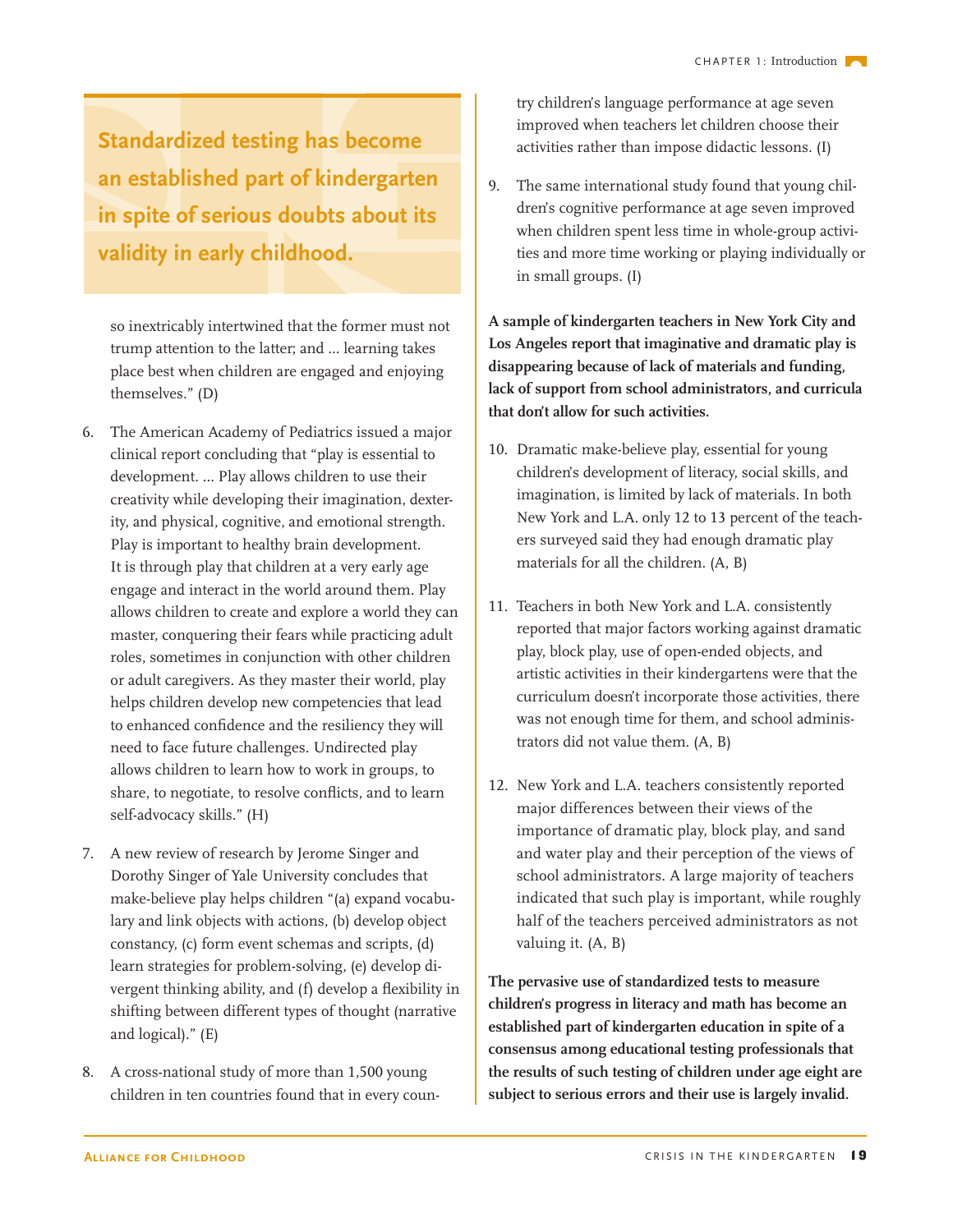**Standardized testing has become an established part of kindergarten in spite of serious doubts about its validity in early childhood.**

so inextricably intertwined that the former must not trump attention to the latter; and ... learning takes place best when children are engaged and enjoying themselves." (D)

6. The American Academy of Pediatrics issued a major clinical report concluding that "play is essential to development. ... Play allows children to use their creativity while developing their imagination, dexterity, and physical, cognitive, and emotional strength. Play is important to healthy brain development. It is through play that children at a very early age engage and interact in the world around them. Play allows children to create and explore a world they can master, conquering their fears while practicing adult roles, sometimes in conjunction with other children or adult caregivers. As they master their world, play helps children develop new competencies that lead to enhanced confidence and the resiliency they will need to face future challenges. Undirected play allows children to learn how to work in groups, to share, to negotiate, to resolve conflicts, and to learn self-advocacy skills." (H)

7. A new review of research by Jerome Singer and Dorothy Singer of Yale University concludes that make-believe play helps children "(a) expand vocabulary and link objects with actions, (b) develop object constancy, (c) form event schemas and scripts, (d) learn strategies for problem-solving, (e) develop divergent thinking ability, and (f) develop a flexibility in shifting between different types of thought (narrative and logical)." (E)

8. A cross-national study of more than 1,500 young children in ten countries found that in every country children's language performance at age seven improved when teachers let children choose their activities rather than impose didactic lessons. (I)

9. The same international study found that young children's cognitive performance at age seven improved when children spent less time in whole-group activities and more time working or playing individually or in small groups. (I)

**A sample of kindergarten teachers in New York City and Los Angeles report that imaginative and dramatic play is disappearing because of lack of materials and funding, lack of support from school administrators, and curricula that don't allow for such activities.**

10. Dramatic make-believe play, essential for young children's development of literacy, social skills, and imagination, is limited by lack of materials. In both New York and L.A. only 12 to 13 percent of the teachers surveyed said they had enough dramatic play materials for all the children. (A, B)

11. Teachers in both New York and L.A. consistently reported that major factors working against dramatic play, block play, use of open-ended objects, and artistic activities in their kindergartens were that the curriculum doesn't incorporate those activities, there was not enough time for them, and school administrators did not value them. (A, B)

12. New York and L.A. teachers consistently reported major differences between their views of the importance of dramatic play, block play, and sand and water play and their perception of the views of school administrators. A large majority of teachers indicated that such play is important, while roughly half of the teachers perceived administrators as not valuing it. (A, B)

**The pervasive use of standardized tests to measure children's progress in literacy and math has become an established part of kindergarten education in spite of a consensus among educational testing professionals that the results of such testing of children under age eight are subject to serious errors and their use is largely invalid.**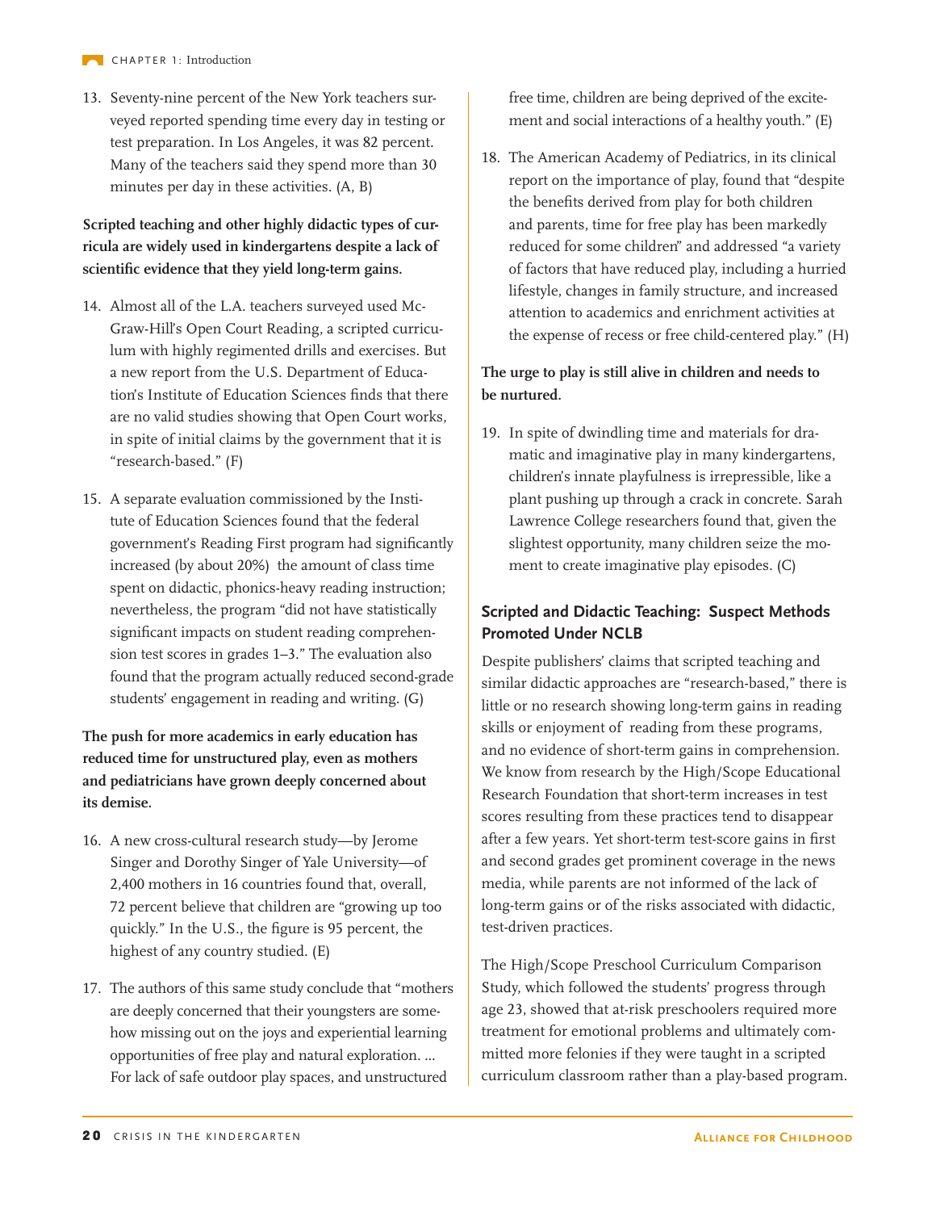13. Seventy-nine percent of the New York teachers surveyed reported spending time every day in testing or test preparation. In Los Angeles, it was 82 percent. Many of the teachers said they spend more than 30 minutes per day in these activities. (A, B)

**Scripted teaching and other highly didactic types of curricula are widely used in kindergartens despite a lack of scientific evidence that they yield long-term gains.**

14. Almost all of the L.A. teachers surveyed used McGraw-Hill's Open Court Reading, a scripted curriculum with highly regimented drills and exercises. But a new report from the U.S. Department of Education's Institute of Education Sciences finds that there are no valid studies showing that Open Court works, in spite of initial claims by the government that it is "research-based." (F)

15. A separate evaluation commissioned by the Institute of Education Sciences found that the federal government's Reading First program had significantly increased (by about 20%) the amount of class time spent on didactic, phonics-heavy reading instruction; nevertheless, the program "did not have statistically significant impacts on student reading comprehension test scores in grades 1–3." The evaluation also found that the program actually reduced second-grade students' engagement in reading and writing. (G)

**The push for more academics in early education has reduced time for unstructured play, even as mothers and pediatricians have grown deeply concerned about its demise.**

16. A new cross-cultural research study—by Jerome Singer and Dorothy Singer of Yale University—of 2,400 mothers in 16 countries found that, overall, 72 percent believe that children are "growing up too quickly." In the U.S., the figure is 95 percent, the highest of any country studied. (E)

17. The authors of this same study conclude that "mothers are deeply concerned that their youngsters are somehow missing out on the joys and experiential learning opportunities of free play and natural exploration. ... For lack of safe outdoor play spaces, and unstructured free time, children are being deprived of the excitement and social interactions of a healthy youth." (E)

18. The American Academy of Pediatrics, in its clinical report on the importance of play, found that "despite the benefits derived from play for both children and parents, time for free play has been markedly reduced for some children" and addressed "a variety of factors that have reduced play, including a hurried lifestyle, changes in family structure, and increased attention to academics and enrichment activities at the expense of recess or free child-centered play." (H)

**The urge to play is still alive in children and needs to be nurtured.**

19. In spite of dwindling time and materials for dramatic and imaginative play in many kindergartens, children's innate playfulness is irrepressible, like a plant pushing up through a crack in concrete. Sarah Lawrence College researchers found that, given the slightest opportunity, many children seize the moment to create imaginative play episodes. (C)

## Scripted and Didactic Teaching: Suspect Methods Promoted Under NCLB

Despite publishers' claims that scripted teaching and similar didactic approaches are "research-based," there is little or no research showing long-term gains in reading skills or enjoyment of reading from these programs, and no evidence of short-term gains in comprehension. We know from research by the High/Scope Educational Research Foundation that short-term increases in test scores resulting from these practices tend to disappear after a few years. Yet short-term test-score gains in first and second grades get prominent coverage in the news media, while parents are not informed of the lack of long-term gains or of the risks associated with didactic, test-driven practices.

The High/Scope Preschool Curriculum Comparison Study, which followed the students' progress through age 23, showed that at-risk preschoolers required more treatment for emotional problems and ultimately committed more felonies if they were taught in a scripted curriculum classroom rather than a play-based program.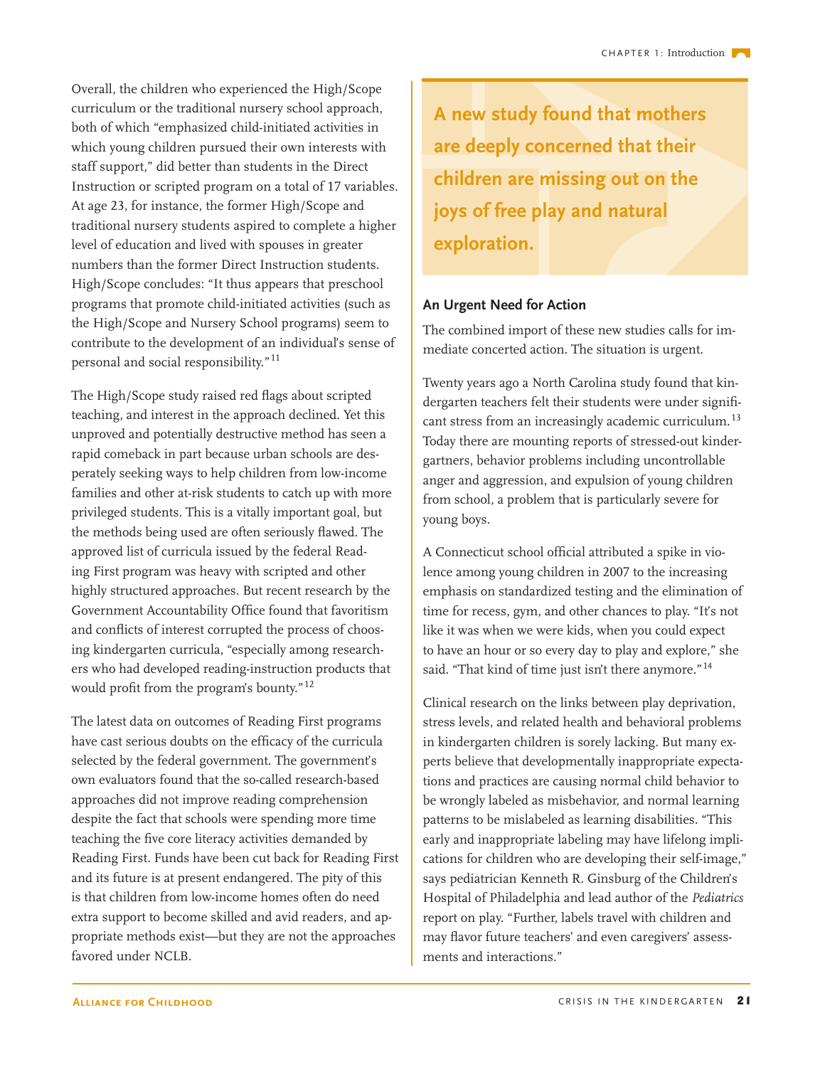Overall, the children who experienced the High/Scope curriculum or the traditional nursery school approach, both of which "emphasized child-initiated activities in which young children pursued their own interests with staff support," did better than students in the Direct Instruction or scripted program on a total of 17 variables. At age 23, for instance, the former High/Scope and traditional nursery students aspired to complete a higher level of education and lived with spouses in greater numbers than the former Direct Instruction students. High/Scope concludes: "It thus appears that preschool programs that promote child-initiated activities (such as the High/Scope and Nursery School programs) seem to contribute to the development of an individual's sense of personal and social responsibility."[11]

The High/Scope study raised red flags about scripted teaching, and interest in the approach declined. Yet this unproved and potentially destructive method has seen a rapid comeback in part because urban schools are desperately seeking ways to help children from low-income families and other at-risk students to catch up with more privileged students. This is a vitally important goal, but the methods being used are often seriously flawed. The approved list of curricula issued by the federal Reading First program was heavy with scripted and other highly structured approaches. But recent research by the Government Accountability Office found that favoritism and conflicts of interest corrupted the process of choosing kindergarten curricula, "especially among researchers who had developed reading-instruction products that would profit from the program's bounty."[12]

The latest data on outcomes of Reading First programs have cast serious doubts on the efficacy of the curricula selected by the federal government. The government's own evaluators found that the so-called research-based approaches did not improve reading comprehension despite the fact that schools were spending more time teaching the five core literacy activities demanded by Reading First. Funds have been cut back for Reading First and its future is at present endangered. The pity of this is that children from low-income homes often do need extra support to become skilled and avid readers, and appropriate methods exist—but they are not the approaches favored under NCLB.

**A new study found that mothers are deeply concerned that their children are missing out on the joys of free play and natural exploration.**

### An Urgent Need for Action

The combined import of these new studies calls for immediate concerted action. The situation is urgent.

Twenty years ago a North Carolina study found that kindergarten teachers felt their students were under significant stress from an increasingly academic curriculum.[13] Today there are mounting reports of stressed-out kindergartners, behavior problems including uncontrollable anger and aggression, and expulsion of young children from school, a problem that is particularly severe for young boys.

A Connecticut school official attributed a spike in violence among young children in 2007 to the increasing emphasis on standardized testing and the elimination of time for recess, gym, and other chances to play. "It's not like it was when we were kids, when you could expect to have an hour or so every day to play and explore," she said. "That kind of time just isn't there anymore."[14]

Clinical research on the links between play deprivation, stress levels, and related health and behavioral problems in kindergarten children is sorely lacking. But many experts believe that developmentally inappropriate expectations and practices are causing normal child behavior to be wrongly labeled as misbehavior, and normal learning patterns to be mislabeled as learning disabilities. "This early and inappropriate labeling may have lifelong implications for children who are developing their self-image," says pediatrician Kenneth R. Ginsburg of the Children's Hospital of Philadelphia and lead author of the *Pediatrics* report on play. "Further, labels travel with children and may flavor future teachers' and even caregivers' assessments and interactions."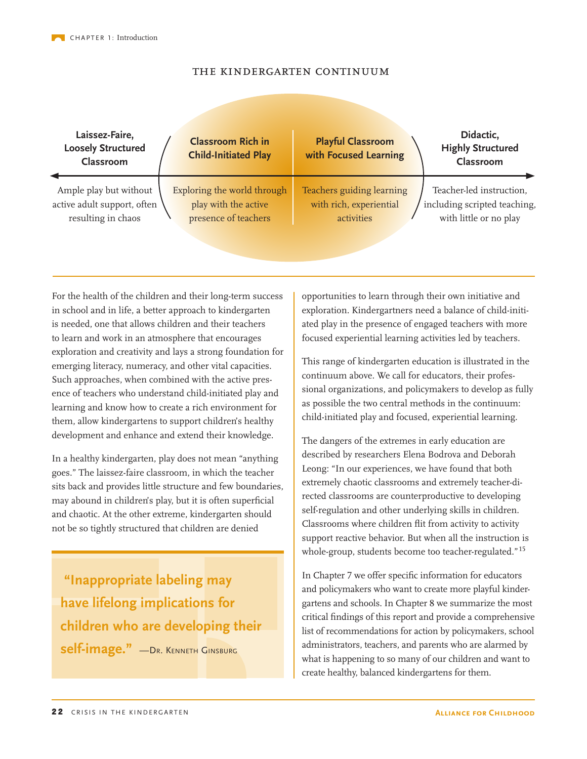## THE KINDERGARTEN CONTINUUM

| Laissez-Faire, Loosely Structured Classroom | Classroom Rich in Child-Initiated Play | Playful Classroom with Focused Learning | Didactic, Highly Structured Classroom |
|---|---|---|---|
| Ample play but without active adult support, often resulting in chaos | Exploring the world through play with the active presence of teachers | Teachers guiding learning with rich, experiential activities | Teacher-led instruction, including scripted teaching, with little or no play |

For the health of the children and their long-term success in school and in life, a better approach to kindergarten is needed, one that allows children and their teachers to learn and work in an atmosphere that encourages exploration and creativity and lays a strong foundation for emerging literacy, numeracy, and other vital capacities. Such approaches, when combined with the active presence of teachers who understand child-initiated play and learning and know how to create a rich environment for them, allow kindergartens to support children's healthy development and enhance and extend their knowledge.

In a healthy kindergarten, play does not mean "anything goes." The laissez-faire classroom, in which the teacher sits back and provides little structure and few boundaries, may abound in children's play, but it is often superficial and chaotic. At the other extreme, kindergarten should not be so tightly structured that children are denied opportunities to learn through their own initiative and exploration. Kindergartners need a balance of child-initiated play in the presence of engaged teachers with more focused experiential learning activities led by teachers.

> **"Inappropriate labeling may have lifelong implications for children who are developing their self-image."** —Dr. Kenneth Ginsburg

This range of kindergarten education is illustrated in the continuum above. We call for educators, their professional organizations, and policymakers to develop as fully as possible the two central methods in the continuum: child-initiated play and focused, experiential learning.

The dangers of the extremes in early education are described by researchers Elena Bodrova and Deborah Leong: "In our experiences, we have found that both extremely chaotic classrooms and extremely teacher-directed classrooms are counterproductive to developing self-regulation and other underlying skills in children. Classrooms where children flit from activity to activity support reactive behavior. But when all the instruction is whole-group, students become too teacher-regulated."[15]

In Chapter 7 we offer specific information for educators and policymakers who want to create more playful kindergartens and schools. In Chapter 8 we summarize the most critical findings of this report and provide a comprehensive list of recommendations for action by policymakers, school administrators, teachers, and parents who are alarmed by what is happening to so many of our children and want to create healthy, balanced kindergartens for them.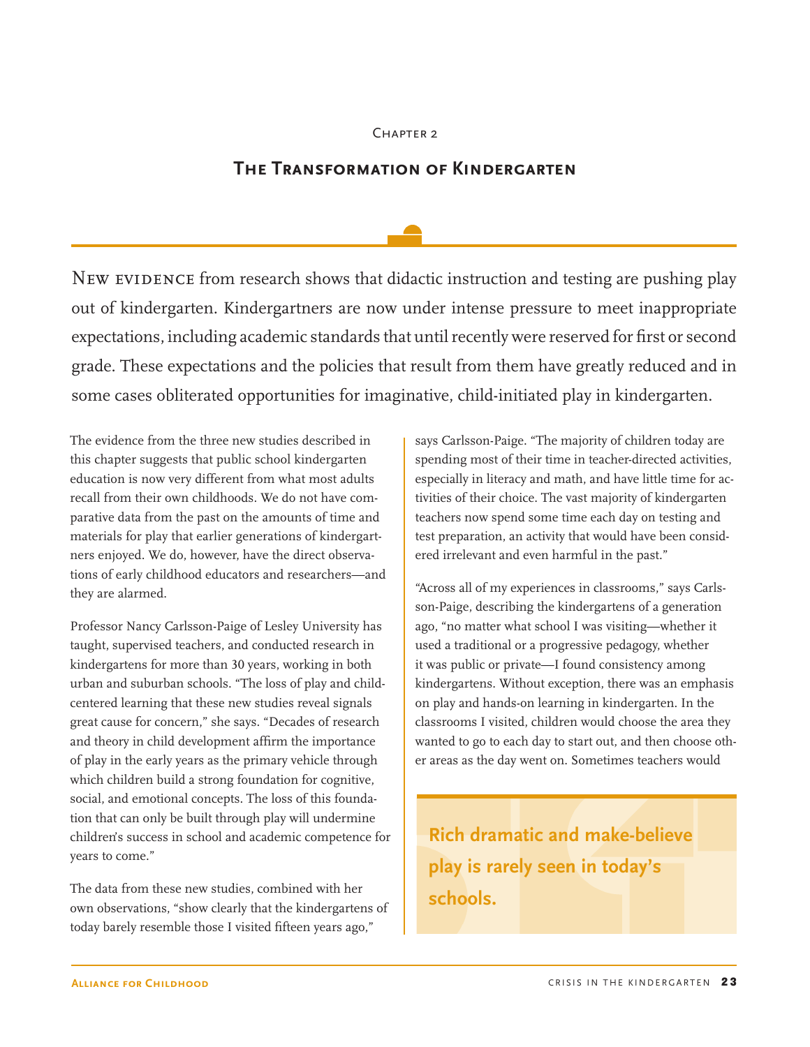Chapter 2

# The Transformation of Kindergarten

New evidence from research shows that didactic instruction and testing are pushing play out of kindergarten. Kindergartners are now under intense pressure to meet inappropriate expectations, including academic standards that until recently were reserved for first or second grade. These expectations and the policies that result from them have greatly reduced and in some cases obliterated opportunities for imaginative, child-initiated play in kindergarten.

The evidence from the three new studies described in this chapter suggests that public school kindergarten education is now very different from what most adults recall from their own childhoods. We do not have comparative data from the past on the amounts of time and materials for play that earlier generations of kindergartners enjoyed. We do, however, have the direct observations of early childhood educators and researchers—and they are alarmed.

Professor Nancy Carlsson-Paige of Lesley University has taught, supervised teachers, and conducted research in kindergartens for more than 30 years, working in both urban and suburban schools. "The loss of play and child-centered learning that these new studies reveal signals great cause for concern," she says. "Decades of research and theory in child development affirm the importance of play in the early years as the primary vehicle through which children build a strong foundation for cognitive, social, and emotional concepts. The loss of this foundation that can only be built through play will undermine children's success in school and academic competence for years to come."

The data from these new studies, combined with her own observations, "show clearly that the kindergartens of today barely resemble those I visited fifteen years ago," says Carlsson-Paige. "The majority of children today are spending most of their time in teacher-directed activities, especially in literacy and math, and have little time for activities of their choice. The vast majority of kindergarten teachers now spend some time each day on testing and test preparation, an activity that would have been considered irrelevant and even harmful in the past."

"Across all of my experiences in classrooms," says Carlsson-Paige, describing the kindergartens of a generation ago, "no matter what school I was visiting—whether it used a traditional or a progressive pedagogy, whether it was public or private—I found consistency among kindergartens. Without exception, there was an emphasis on play and hands-on learning in kindergarten. In the classrooms I visited, children would choose the area they wanted to go to each day to start out, and then choose other areas as the day went on. Sometimes teachers would

**Rich dramatic and make-believe play is rarely seen in today's schools.**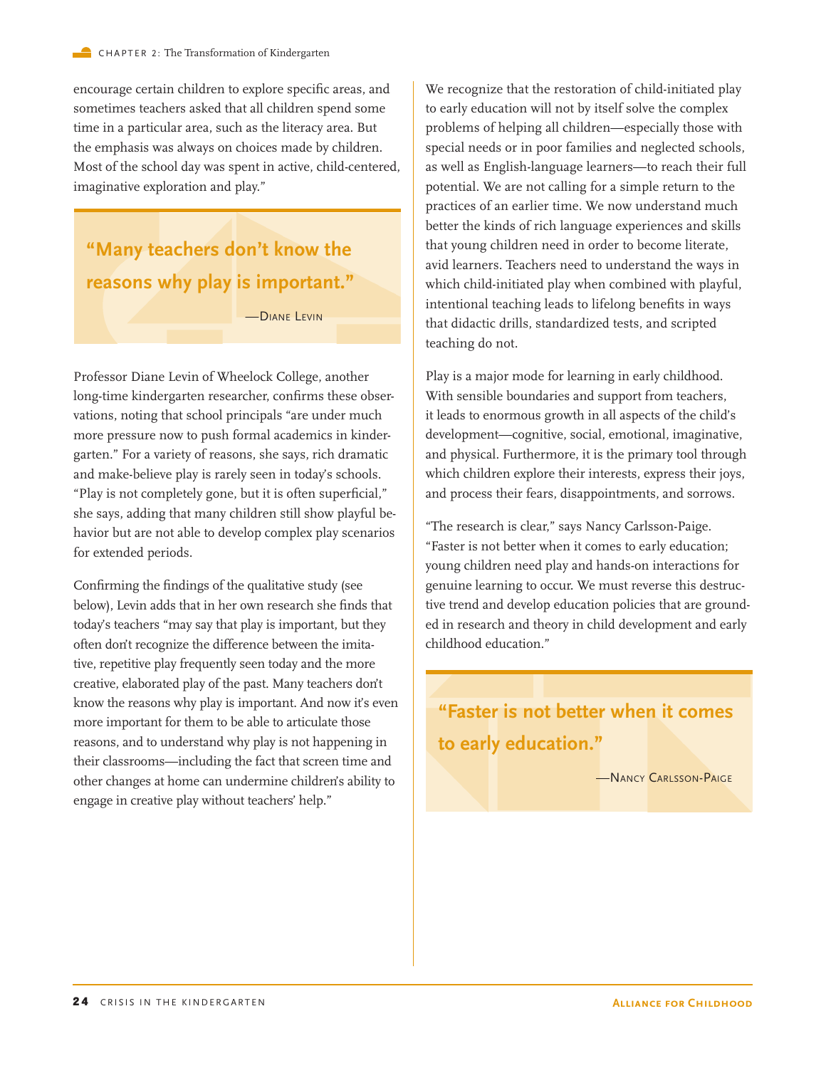encourage certain children to explore specific areas, and sometimes teachers asked that all children spend some time in a particular area, such as the literacy area. But the emphasis was always on choices made by children. Most of the school day was spent in active, child-centered, imaginative exploration and play."

> **"Many teachers don't know the reasons why play is important."**
>
> —Diane Levin

Professor Diane Levin of Wheelock College, another long-time kindergarten researcher, confirms these observations, noting that school principals "are under much more pressure now to push formal academics in kindergarten." For a variety of reasons, she says, rich dramatic and make-believe play is rarely seen in today's schools. "Play is not completely gone, but it is often superficial," she says, adding that many children still show playful behavior but are not able to develop complex play scenarios for extended periods.

Confirming the findings of the qualitative study (see below), Levin adds that in her own research she finds that today's teachers "may say that play is important, but they often don't recognize the difference between the imitative, repetitive play frequently seen today and the more creative, elaborated play of the past. Many teachers don't know the reasons why play is important. And now it's even more important for them to be able to articulate those reasons, and to understand why play is not happening in their classrooms—including the fact that screen time and other changes at home can undermine children's ability to engage in creative play without teachers' help."

We recognize that the restoration of child-initiated play to early education will not by itself solve the complex problems of helping all children—especially those with special needs or in poor families and neglected schools, as well as English-language learners—to reach their full potential. We are not calling for a simple return to the practices of an earlier time. We now understand much better the kinds of rich language experiences and skills that young children need in order to become literate, avid learners. Teachers need to understand the ways in which child-initiated play when combined with playful, intentional teaching leads to lifelong benefits in ways that didactic drills, standardized tests, and scripted teaching do not.

Play is a major mode for learning in early childhood. With sensible boundaries and support from teachers, it leads to enormous growth in all aspects of the child's development—cognitive, social, emotional, imaginative, and physical. Furthermore, it is the primary tool through which children explore their interests, express their joys, and process their fears, disappointments, and sorrows.

"The research is clear," says Nancy Carlsson-Paige. "Faster is not better when it comes to early education; young children need play and hands-on interactions for genuine learning to occur. We must reverse this destructive trend and develop education policies that are grounded in research and theory in child development and early childhood education."

> **"Faster is not better when it comes to early education."**
>
> —Nancy Carlsson-Paige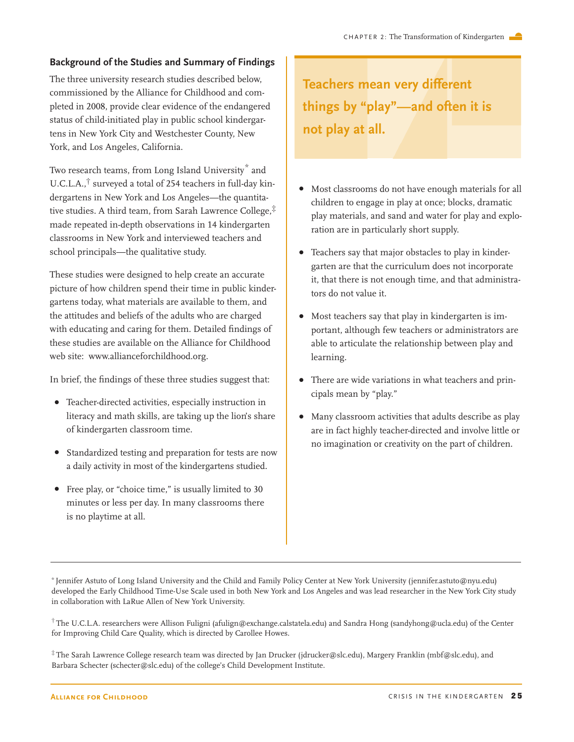### Background of the Studies and Summary of Findings

The three university research studies described below, commissioned by the Alliance for Childhood and completed in 2008, provide clear evidence of the endangered status of child-initiated play in public school kindergartens in New York City and Westchester County, New York, and Los Angeles, California.

Two research teams, from Long Island University[*] and U.C.L.A.,[†] surveyed a total of 254 teachers in full-day kindergartens in New York and Los Angeles—the quantitative studies. A third team, from Sarah Lawrence College,[‡] made repeated in-depth observations in 14 kindergarten classrooms in New York and interviewed teachers and school principals—the qualitative study.

These studies were designed to help create an accurate picture of how children spend their time in public kindergartens today, what materials are available to them, and the attitudes and beliefs of the adults who are charged with educating and caring for them. Detailed findings of these studies are available on the Alliance for Childhood web site: www.allianceforchildhood.org.

In brief, the findings of these three studies suggest that:

- Teacher-directed activities, especially instruction in literacy and math skills, are taking up the lion's share of kindergarten classroom time.
- Standardized testing and preparation for tests are now a daily activity in most of the kindergartens studied.
- Free play, or "choice time," is usually limited to 30 minutes or less per day. In many classrooms there is no playtime at all.
- Most classrooms do not have enough materials for all children to engage in play at once; blocks, dramatic play materials, and sand and water for play and exploration are in particularly short supply.
- Teachers say that major obstacles to play in kindergarten are that the curriculum does not incorporate it, that there is not enough time, and that administrators do not value it.
- Most teachers say that play in kindergarten is important, although few teachers or administrators are able to articulate the relationship between play and learning.
- There are wide variations in what teachers and principals mean by "play."
- Many classroom activities that adults describe as play are in fact highly teacher-directed and involve little or no imagination or creativity on the part of children.

**Teachers mean very different things by "play"—and often it is not play at all.**

---

[*] Jennifer Astuto of Long Island University and the Child and Family Policy Center at New York University (jennifer.astuto@nyu.edu) developed the Early Childhood Time-Use Scale used in both New York and Los Angeles and was lead researcher in the New York City study in collaboration with LaRue Allen of New York University.

[†] The U.C.L.A. researchers were Allison Fuligni (afulign@exchange.calstatela.edu) and Sandra Hong (sandyhong@ucla.edu) of the Center for Improving Child Care Quality, which is directed by Carollee Howes.

[‡] The Sarah Lawrence College research team was directed by Jan Drucker (jdrucker@slc.edu), Margery Franklin (mbf@slc.edu), and Barbara Schecter (schecter@slc.edu) of the college's Child Development Institute.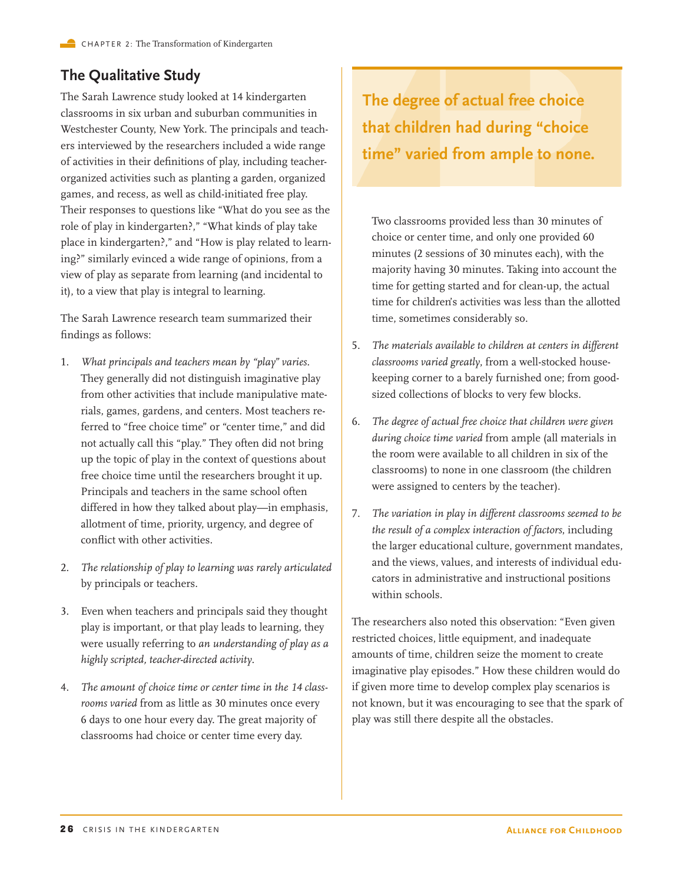## The Qualitative Study

The Sarah Lawrence study looked at 14 kindergarten classrooms in six urban and suburban communities in Westchester County, New York. The principals and teachers interviewed by the researchers included a wide range of activities in their definitions of play, including teacher-organized activities such as planting a garden, organized games, and recess, as well as child-initiated free play. Their responses to questions like "What do you see as the role of play in kindergarten?," "What kinds of play take place in kindergarten?," and "How is play related to learning?" similarly evinced a wide range of opinions, from a view of play as separate from learning (and incidental to it), to a view that play is integral to learning.

The Sarah Lawrence research team summarized their findings as follows:

1. *What principals and teachers mean by "play" varies.* They generally did not distinguish imaginative play from other activities that include manipulative materials, games, gardens, and centers. Most teachers referred to "free choice time" or "center time," and did not actually call this "play." They often did not bring up the topic of play in the context of questions about free choice time until the researchers brought it up. Principals and teachers in the same school often differed in how they talked about play—in emphasis, allotment of time, priority, urgency, and degree of conflict with other activities.
2. *The relationship of play to learning was rarely articulated* by principals or teachers.
3. Even when teachers and principals said they thought play is important, or that play leads to learning, they were usually referring to *an understanding of play as a highly scripted, teacher-directed activity*.
4. *The amount of choice time or center time in the 14 classrooms varied* from as little as 30 minutes once every 6 days to one hour every day. The great majority of classrooms had choice or center time every day.

   Two classrooms provided less than 30 minutes of choice or center time, and only one provided 60 minutes (2 sessions of 30 minutes each), with the majority having 30 minutes. Taking into account the time for getting started and for clean-up, the actual time for children's activities was less than the allotted time, sometimes considerably so.
5. *The materials available to children at centers in different classrooms varied greatly*, from a well-stocked housekeeping corner to a barely furnished one; from good-sized collections of blocks to very few blocks.
6. *The degree of actual free choice that children were given during choice time varied* from ample (all materials in the room were available to all children in six of the classrooms) to none in one classroom (the children were assigned to centers by the teacher).
7. *The variation in play in different classrooms seemed to be the result of a complex interaction of factors*, including the larger educational culture, government mandates, and the views, values, and interests of individual educators in administrative and instructional positions within schools.

**The degree of actual free choice that children had during "choice time" varied from ample to none.**

The researchers also noted this observation: "Even given restricted choices, little equipment, and inadequate amounts of time, children seize the moment to create imaginative play episodes." How these children would do if given more time to develop complex play scenarios is not known, but it was encouraging to see that the spark of play was still there despite all the obstacles.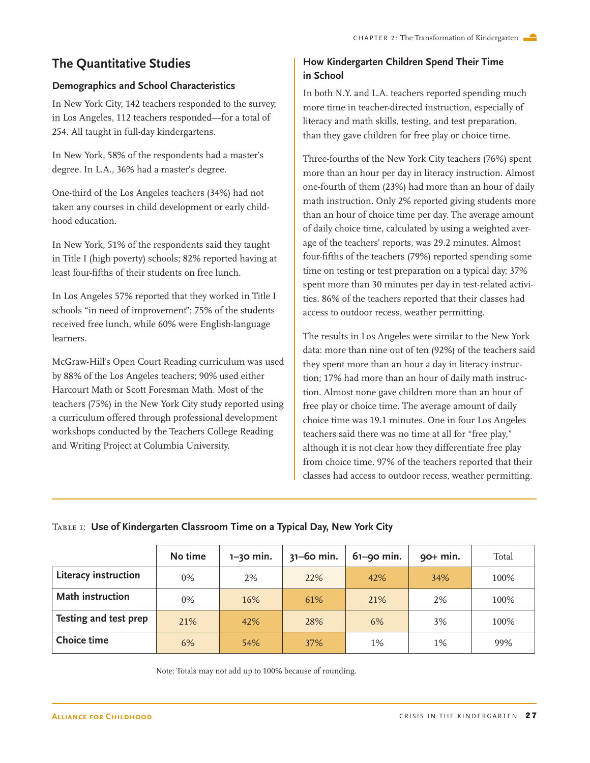## The Quantitative Studies

### Demographics and School Characteristics

In New York City, 142 teachers responded to the survey; in Los Angeles, 112 teachers responded—for a total of 254. All taught in full-day kindergartens.

In New York, 58% of the respondents had a master's degree. In L.A., 36% had a master's degree.

One-third of the Los Angeles teachers (34%) had not taken any courses in child development or early childhood education.

In New York, 51% of the respondents said they taught in Title I (high poverty) schools; 82% reported having at least four-fifths of their students on free lunch.

In Los Angeles 57% reported that they worked in Title I schools "in need of improvement"; 75% of the students received free lunch, while 60% were English-language learners.

McGraw-Hill's Open Court Reading curriculum was used by 88% of the Los Angeles teachers; 90% used either Harcourt Math or Scott Foresman Math. Most of the teachers (75%) in the New York City study reported using a curriculum offered through professional development workshops conducted by the Teachers College Reading and Writing Project at Columbia University.

### How Kindergarten Children Spend Their Time in School

In both N.Y. and L.A. teachers reported spending much more time in teacher-directed instruction, especially of literacy and math skills, testing, and test preparation, than they gave children for free play or choice time.

Three-fourths of the New York City teachers (76%) spent more than an hour per day in literacy instruction. Almost one-fourth of them (23%) had more than an hour of daily math instruction. Only 2% reported giving students more than an hour of choice time per day. The average amount of daily choice time, calculated by using a weighted average of the teachers' reports, was 29.2 minutes. Almost four-fifths of the teachers (79%) reported spending some time on testing or test preparation on a typical day; 37% spent more than 30 minutes per day in test-related activities. 86% of the teachers reported that their classes had access to outdoor recess, weather permitting.

The results in Los Angeles were similar to the New York data: more than nine out of ten (92%) of the teachers said they spent more than an hour a day in literacy instruction; 17% had more than an hour of daily math instruction. Almost none gave children more than an hour of free play or choice time. The average amount of daily choice time was 19.1 minutes. One in four Los Angeles teachers said there was no time at all for "free play," although it is not clear how they differentiate free play from choice time. 97% of the teachers reported that their classes had access to outdoor recess, weather permitting.

Table 1: **Use of Kindergarten Classroom Time on a Typical Day, New York City**

| | No time | 1–30 min. | 31–60 min. | 61–90 min. | 90+ min. | Total |
|---|---|---|---|---|---|---|
| **Literacy instruction** | 0% | 2% | 22% | 42% | 34% | 100% |
| **Math instruction** | 0% | 16% | 61% | 21% | 2% | 100% |
| **Testing and test prep** | 21% | 42% | 28% | 6% | 3% | 100% |
| **Choice time** | 6% | 54% | 37% | 1% | 1% | 99% |

Note: Totals may not add up to 100% because of rounding.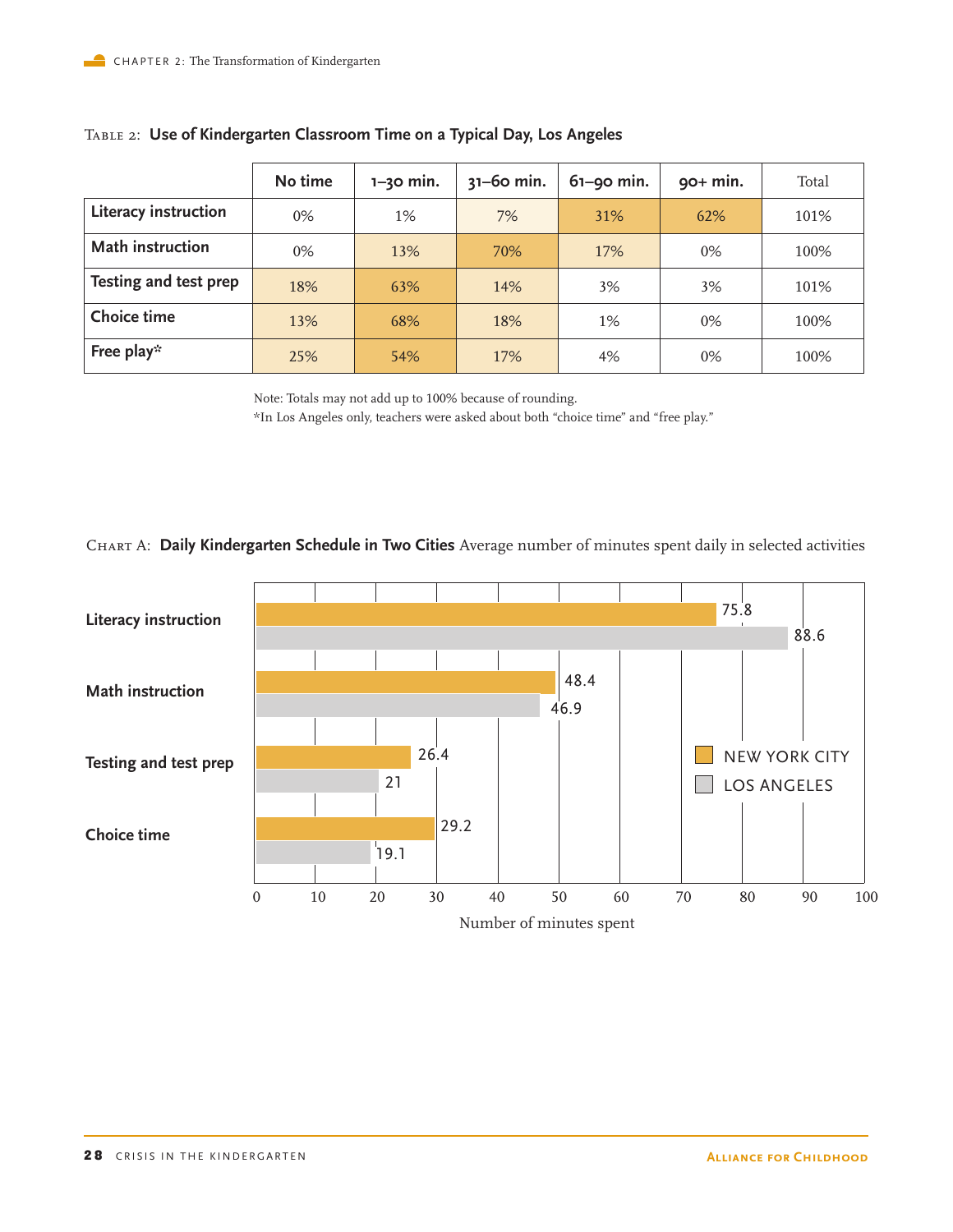Table 2: **Use of Kindergarten Classroom Time on a Typical Day, Los Angeles**

| | No time | 1–30 min. | 31–60 min. | 61–90 min. | 90+ min. | Total |
|---|---|---|---|---|---|---|
| **Literacy instruction** | 0% | 1% | 7% | 31% | 62% | 101% |
| **Math instruction** | 0% | 13% | 70% | 17% | 0% | 100% |
| **Testing and test prep** | 18% | 63% | 14% | 3% | 3% | 101% |
| **Choice time** | 13% | 68% | 18% | 1% | 0% | 100% |
| **Free play*** | 25% | 54% | 17% | 4% | 0% | 100% |

Note: Totals may not add up to 100% because of rounding.
*In Los Angeles only, teachers were asked about both "choice time" and "free play."

Chart A: **Daily Kindergarten Schedule in Two Cities** Average number of minutes spent daily in selected activities

| | New York City | Los Angeles |
|---|---|---|
| Literacy instruction | 75.8 | 88.6 |
| Math instruction | 48.4 | 46.9 |
| Testing and test prep | 26.4 | 21 |
| Choice time | 29.2 | 19.1 |

Number of minutes spent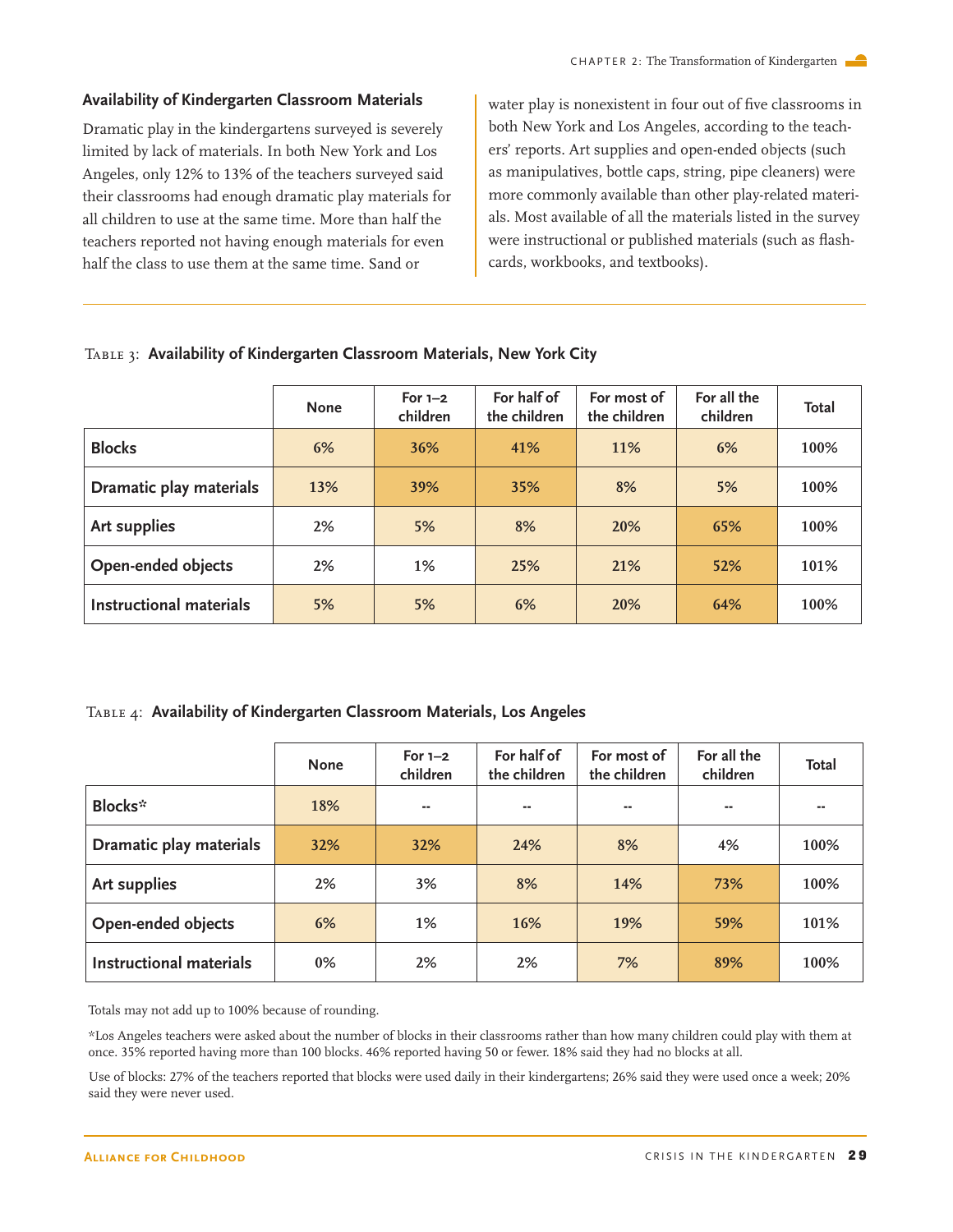### Availability of Kindergarten Classroom Materials

Dramatic play in the kindergartens surveyed is severely limited by lack of materials. In both New York and Los Angeles, only 12% to 13% of the teachers surveyed said their classrooms had enough dramatic play materials for all children to use at the same time. More than half the teachers reported not having enough materials for even half the class to use them at the same time. Sand or water play is nonexistent in four out of five classrooms in both New York and Los Angeles, according to the teachers' reports. Art supplies and open-ended objects (such as manipulatives, bottle caps, string, pipe cleaners) were more commonly available than other play-related materials. Most available of all the materials listed in the survey were instructional or published materials (such as flashcards, workbooks, and textbooks).

Table 3: **Availability of Kindergarten Classroom Materials, New York City**

| | None | For 1–2 children | For half of the children | For most of the children | For all the children | Total |
|---|---|---|---|---|---|---|
| **Blocks** | 6% | 36% | 41% | 11% | 6% | 100% |
| **Dramatic play materials** | 13% | 39% | 35% | 8% | 5% | 100% |
| **Art supplies** | 2% | 5% | 8% | 20% | 65% | 100% |
| **Open-ended objects** | 2% | 1% | 25% | 21% | 52% | 101% |
| **Instructional materials** | 5% | 5% | 6% | 20% | 64% | 100% |

Table 4: **Availability of Kindergarten Classroom Materials, Los Angeles**

| | None | For 1–2 children | For half of the children | For most of the children | For all the children | Total |
|---|---|---|---|---|---|---|
| **Blocks*** | 18% | -- | -- | -- | -- | -- |
| **Dramatic play materials** | 32% | 32% | 24% | 8% | 4% | 100% |
| **Art supplies** | 2% | 3% | 8% | 14% | 73% | 100% |
| **Open-ended objects** | 6% | 1% | 16% | 19% | 59% | 101% |
| **Instructional materials** | 0% | 2% | 2% | 7% | 89% | 100% |

Totals may not add up to 100% because of rounding.

*Los Angeles teachers were asked about the number of blocks in their classrooms rather than how many children could play with them at once. 35% reported having more than 100 blocks. 46% reported having 50 or fewer. 18% said they had no blocks at all.

Use of blocks: 27% of the teachers reported that blocks were used daily in their kindergartens; 26% said they were used once a week; 20% said they were never used.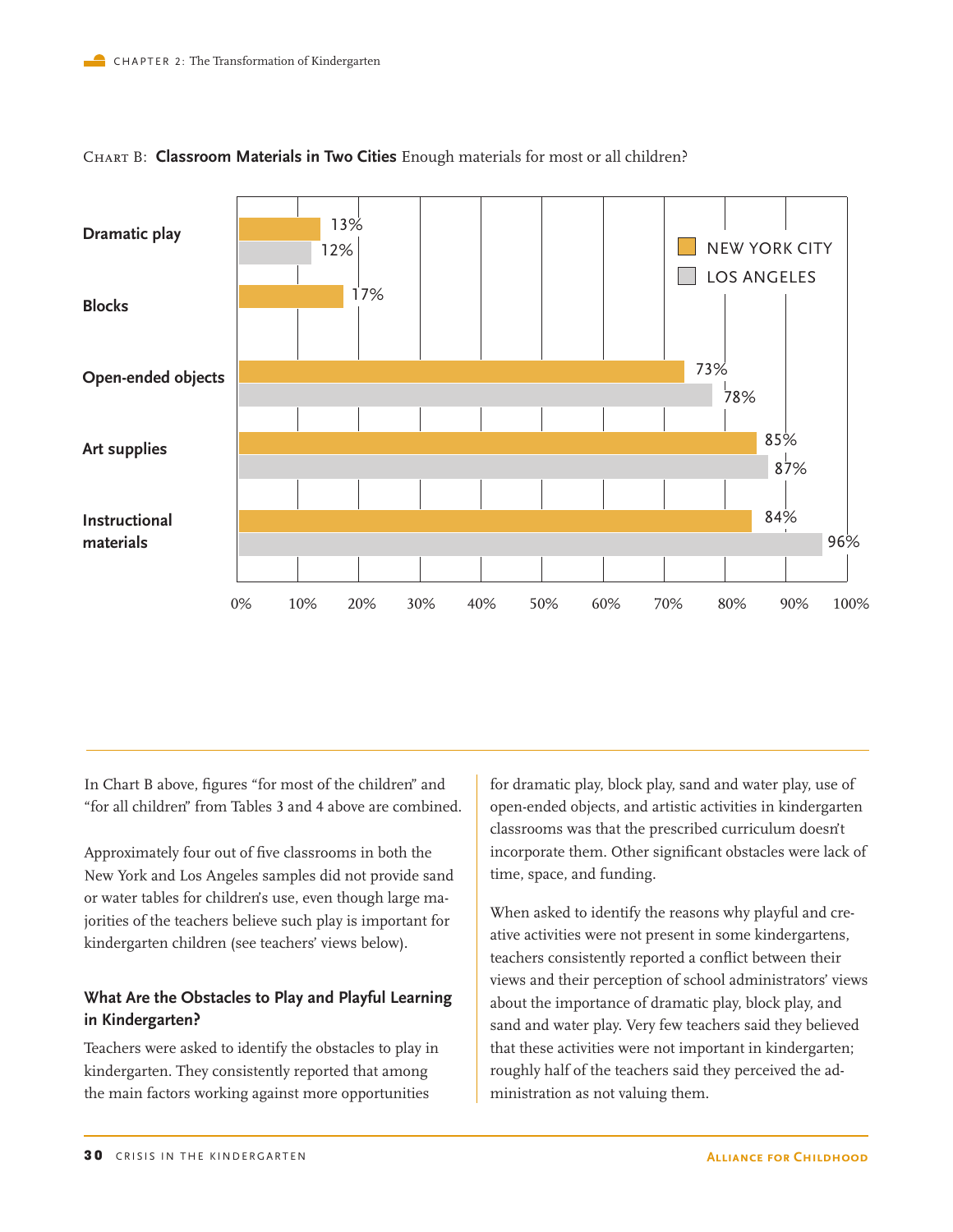CHART B: **Classroom Materials in Two Cities** Enough materials for most or all children?

| | New York City | Los Angeles |
|---|---|---|
| Dramatic play | 13% | 12% |
| Blocks | 17% | |
| Open-ended objects | 73% | 78% |
| Art supplies | 85% | 87% |
| Instructional materials | 84% | 96% |

In Chart B above, figures "for most of the children" and "for all children" from Tables 3 and 4 above are combined.

Approximately four out of five classrooms in both the New York and Los Angeles samples did not provide sand or water tables for children's use, even though large majorities of the teachers believe such play is important for kindergarten children (see teachers' views below).

### What Are the Obstacles to Play and Playful Learning in Kindergarten?

Teachers were asked to identify the obstacles to play in kindergarten. They consistently reported that among the main factors working against more opportunities for dramatic play, block play, sand and water play, use of open-ended objects, and artistic activities in kindergarten classrooms was that the prescribed curriculum doesn't incorporate them. Other significant obstacles were lack of time, space, and funding.

When asked to identify the reasons why playful and creative activities were not present in some kindergartens, teachers consistently reported a conflict between their views and their perception of school administrators' views about the importance of dramatic play, block play, and sand and water play. Very few teachers said they believed that these activities were not important in kindergarten; roughly half of the teachers said they perceived the administration as not valuing them.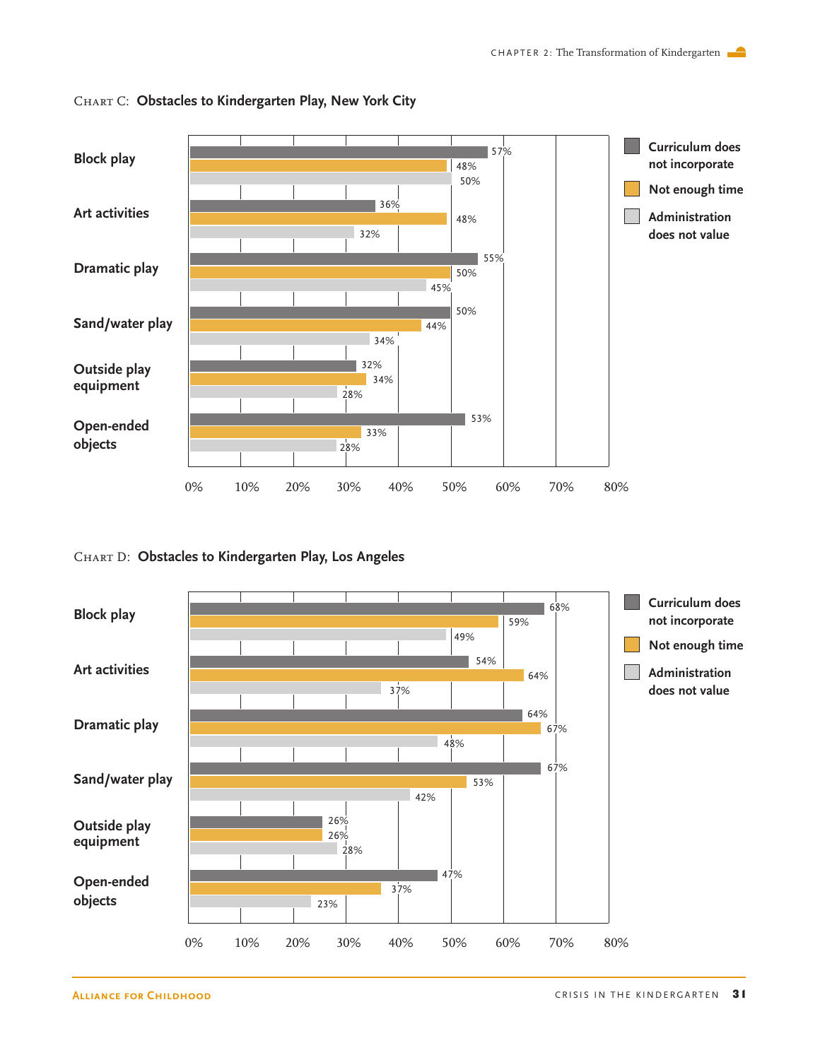Chart C: **Obstacles to Kindergarten Play, New York City**

| | Curriculum does not incorporate | Not enough time | Administration does not value |
|---|---|---|---|
| Block play | 57% | 48% | 50% |
| Art activities | 36% | 48% | 32% |
| Dramatic play | 55% | 50% | 45% |
| Sand/water play | 50% | 44% | 34% |
| Outside play equipment | 32% | 34% | 28% |
| Open-ended objects | 53% | 33% | 28% |

Chart D: **Obstacles to Kindergarten Play, Los Angeles**

| | Curriculum does not incorporate | Not enough time | Administration does not value |
|---|---|---|---|
| Block play | 68% | 59% | 49% |
| Art activities | 54% | 64% | 37% |
| Dramatic play | 64% | 67% | 48% |
| Sand/water play | 67% | 53% | 42% |
| Outside play equipment | 26% | 26% | 28% |
| Open-ended objects | 47% | 37% | 23% |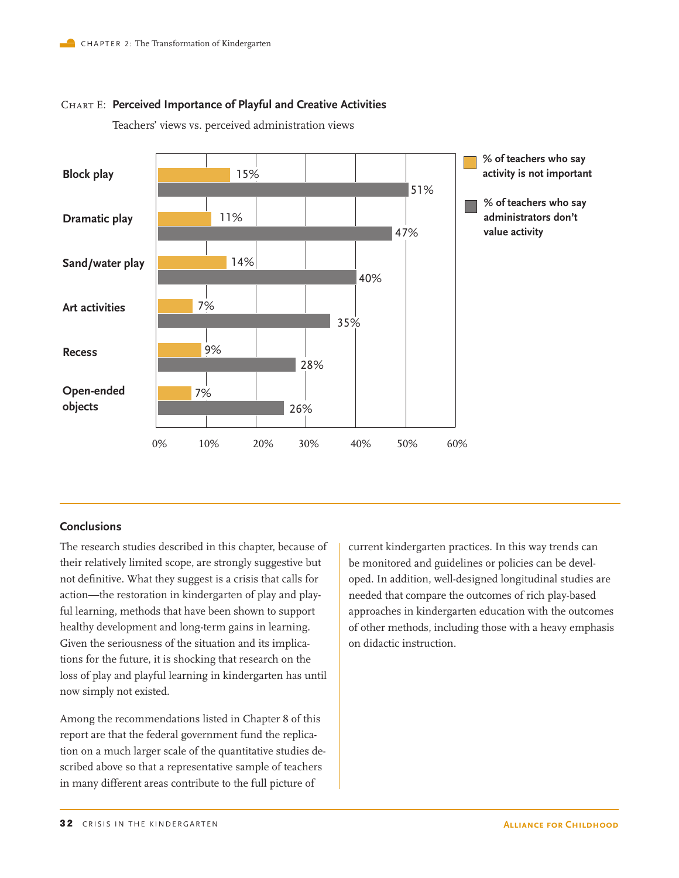CHART E: **Perceived Importance of Playful and Creative Activities**

Teachers' views vs. perceived administration views

| Activity | % of teachers who say activity is not important | % of teachers who say administrators don't value activity |
|---|---|---|
| Block play | 15% | 51% |
| Dramatic play | 11% | 47% |
| Sand/water play | 14% | 40% |
| Art activities | 7% | 35% |
| Recess | 9% | 28% |
| Open-ended objects | 7% | 26% |

## Conclusions

The research studies described in this chapter, because of their relatively limited scope, are strongly suggestive but not definitive. What they suggest is a crisis that calls for action—the restoration in kindergarten of play and playful learning, methods that have been shown to support healthy development and long-term gains in learning. Given the seriousness of the situation and its implications for the future, it is shocking that research on the loss of play and playful learning in kindergarten has until now simply not existed.

Among the recommendations listed in Chapter 8 of this report are that the federal government fund the replication on a much larger scale of the quantitative studies described above so that a representative sample of teachers in many different areas contribute to the full picture of current kindergarten practices. In this way trends can be monitored and guidelines or policies can be developed. In addition, well-designed longitudinal studies are needed that compare the outcomes of rich play-based approaches in kindergarten education with the outcomes of other methods, including those with a heavy emphasis on didactic instruction.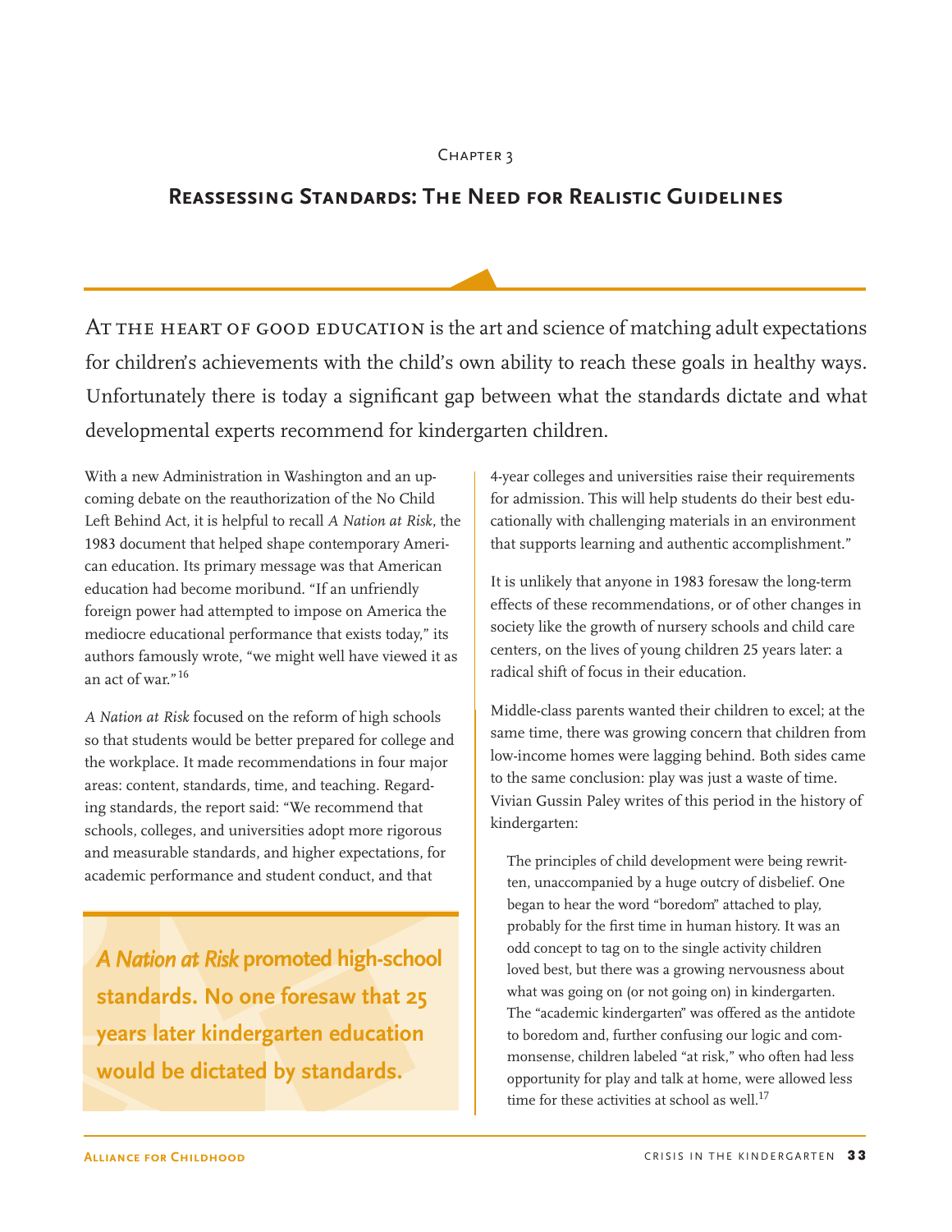Chapter 3

## Reassessing Standards: The Need for Realistic Guidelines

At the heart of good education is the art and science of matching adult expectations for children's achievements with the child's own ability to reach these goals in healthy ways. Unfortunately there is today a significant gap between what the standards dictate and what developmental experts recommend for kindergarten children.

With a new Administration in Washington and an upcoming debate on the reauthorization of the No Child Left Behind Act, it is helpful to recall *A Nation at Risk*, the 1983 document that helped shape contemporary American education. Its primary message was that American education had become moribund. "If an unfriendly foreign power had attempted to impose on America the mediocre educational performance that exists today," its authors famously wrote, "we might well have viewed it as an act of war."[16]

*A Nation at Risk* focused on the reform of high schools so that students would be better prepared for college and the workplace. It made recommendations in four major areas: content, standards, time, and teaching. Regarding standards, the report said: "We recommend that schools, colleges, and universities adopt more rigorous and measurable standards, and higher expectations, for academic performance and student conduct, and that 4-year colleges and universities raise their requirements for admission. This will help students do their best educationally with challenging materials in an environment that supports learning and authentic accomplishment."

**_A Nation at Risk_ promoted high-school standards. No one foresaw that 25 years later kindergarten education would be dictated by standards.**

It is unlikely that anyone in 1983 foresaw the long-term effects of these recommendations, or of other changes in society like the growth of nursery schools and child care centers, on the lives of young children 25 years later: a radical shift of focus in their education.

Middle-class parents wanted their children to excel; at the same time, there was growing concern that children from low-income homes were lagging behind. Both sides came to the same conclusion: play was just a waste of time. Vivian Gussin Paley writes of this period in the history of kindergarten:

> The principles of child development were being rewritten, unaccompanied by a huge outcry of disbelief. One began to hear the word "boredom" attached to play, probably for the first time in human history. It was an odd concept to tag on to the single activity children loved best, but there was a growing nervousness about what was going on (or not going on) in kindergarten. The "academic kindergarten" was offered as the antidote to boredom and, further confusing our logic and commonsense, children labeled "at risk," who often had less opportunity for play and talk at home, were allowed less time for these activities at school as well.[17]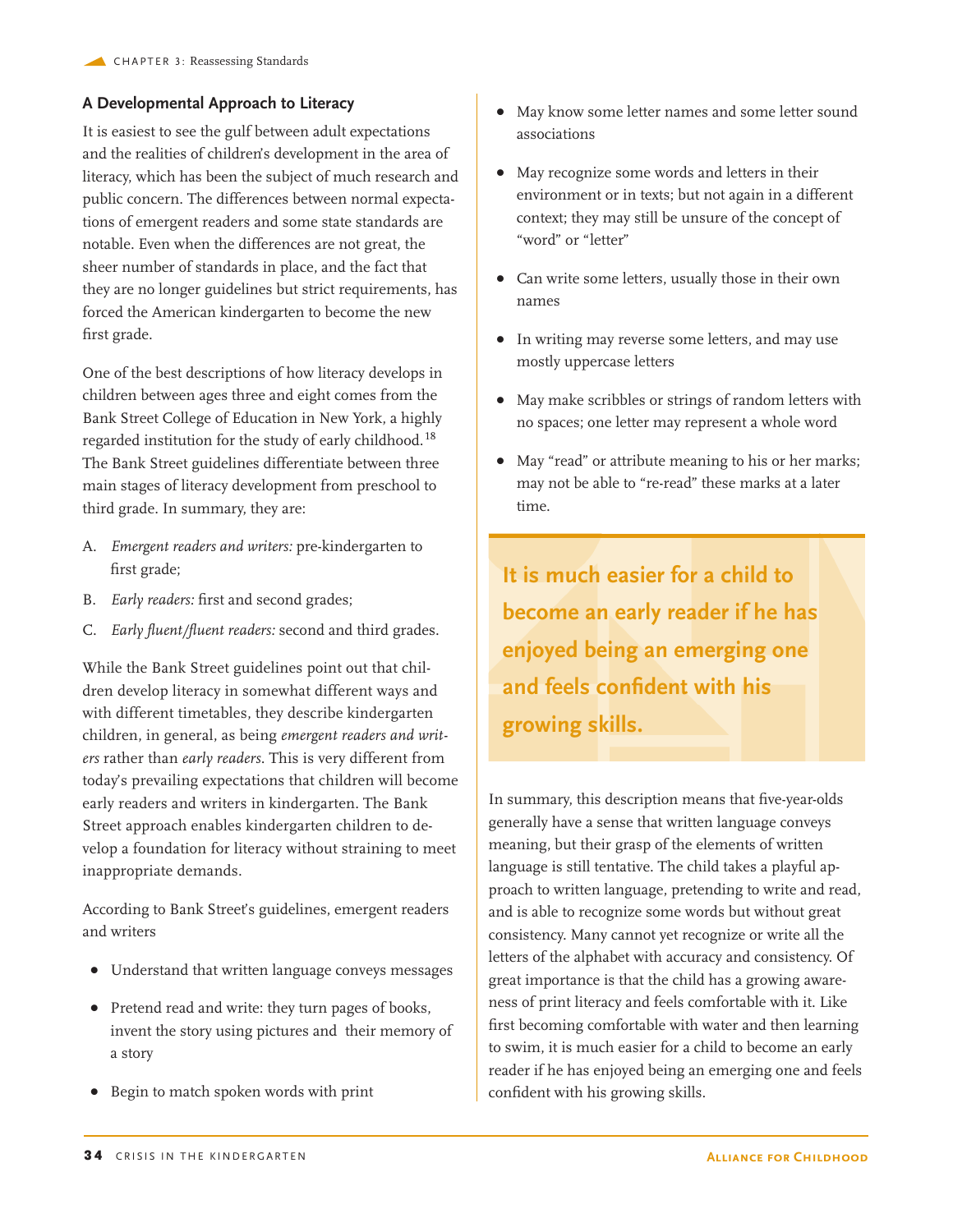## A Developmental Approach to Literacy

It is easiest to see the gulf between adult expectations and the realities of children's development in the area of literacy, which has been the subject of much research and public concern. The differences between normal expectations of emergent readers and some state standards are notable. Even when the differences are not great, the sheer number of standards in place, and the fact that they are no longer guidelines but strict requirements, has forced the American kindergarten to become the new first grade.

One of the best descriptions of how literacy develops in children between ages three and eight comes from the Bank Street College of Education in New York, a highly regarded institution for the study of early childhood.[18] The Bank Street guidelines differentiate between three main stages of literacy development from preschool to third grade. In summary, they are:

A. *Emergent readers and writers:* pre-kindergarten to first grade;

B. *Early readers:* first and second grades;

C. *Early fluent/fluent readers:* second and third grades.

While the Bank Street guidelines point out that children develop literacy in somewhat different ways and with different timetables, they describe kindergarten children, in general, as being *emergent readers and writers* rather than *early readers*. This is very different from today's prevailing expectations that children will become early readers and writers in kindergarten. The Bank Street approach enables kindergarten children to develop a foundation for literacy without straining to meet inappropriate demands.

According to Bank Street's guidelines, emergent readers and writers

- Understand that written language conveys messages
- Pretend read and write: they turn pages of books, invent the story using pictures and their memory of a story
- Begin to match spoken words with print
- May know some letter names and some letter sound associations
- May recognize some words and letters in their environment or in texts; but not again in a different context; they may still be unsure of the concept of "word" or "letter"
- Can write some letters, usually those in their own names
- In writing may reverse some letters, and may use mostly uppercase letters
- May make scribbles or strings of random letters with no spaces; one letter may represent a whole word
- May "read" or attribute meaning to his or her marks; may not be able to "re-read" these marks at a later time.

**It is much easier for a child to become an early reader if he has enjoyed being an emerging one and feels confident with his growing skills.**

In summary, this description means that five-year-olds generally have a sense that written language conveys meaning, but their grasp of the elements of written language is still tentative. The child takes a playful approach to written language, pretending to write and read, and is able to recognize some words but without great consistency. Many cannot yet recognize or write all the letters of the alphabet with accuracy and consistency. Of great importance is that the child has a growing awareness of print literacy and feels comfortable with it. Like first becoming comfortable with water and then learning to swim, it is much easier for a child to become an early reader if he has enjoyed being an emerging one and feels confident with his growing skills.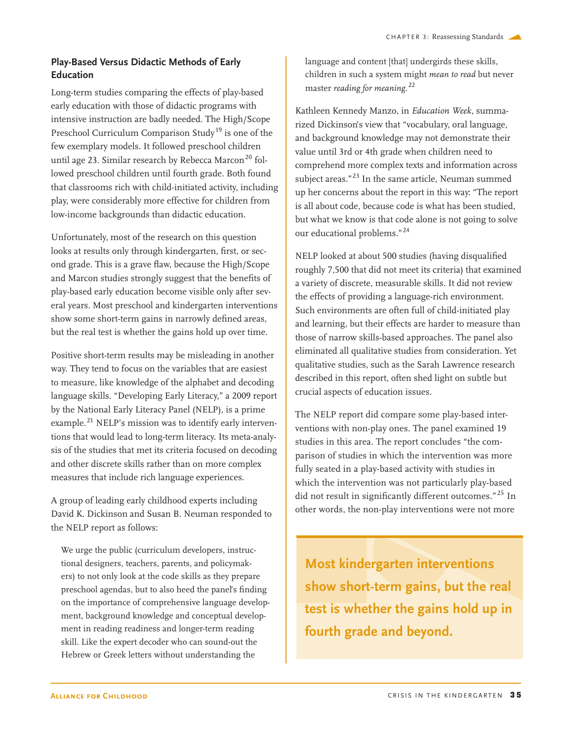## Play-Based Versus Didactic Methods of Early Education

Long-term studies comparing the effects of play-based early education with those of didactic programs with intensive instruction are badly needed. The High/Scope Preschool Curriculum Comparison Study[19] is one of the few exemplary models. It followed preschool children until age 23. Similar research by Rebecca Marcon[20] followed preschool children until fourth grade. Both found that classrooms rich with child-initiated activity, including play, were considerably more effective for children from low-income backgrounds than didactic education.

Unfortunately, most of the research on this question looks at results only through kindergarten, first, or second grade. This is a grave flaw, because the High/Scope and Marcon studies strongly suggest that the benefits of play-based early education become visible only after several years. Most preschool and kindergarten interventions show some short-term gains in narrowly defined areas, but the real test is whether the gains hold up over time.

Positive short-term results may be misleading in another way. They tend to focus on the variables that are easiest to measure, like knowledge of the alphabet and decoding language skills. "Developing Early Literacy," a 2009 report by the National Early Literacy Panel (NELP), is a prime example.[21] NELP's mission was to identify early interventions that would lead to long-term literacy. Its meta-analysis of the studies that met its criteria focused on decoding and other discrete skills rather than on more complex measures that include rich language experiences.

A group of leading early childhood experts including David K. Dickinson and Susan B. Neuman responded to the NELP report as follows:

> We urge the public (curriculum developers, instructional designers, teachers, parents, and policymakers) to not only look at the code skills as they prepare preschool agendas, but to also heed the panel's finding on the importance of comprehensive language development, background knowledge and conceptual development in reading readiness and longer-term reading skill. Like the expert decoder who can sound-out the Hebrew or Greek letters without understanding the language and content [that] undergirds these skills, children in such a system might *mean to read* but never master *reading for meaning.*[22]

Kathleen Kennedy Manzo, in *Education Week*, summarized Dickinson's view that "vocabulary, oral language, and background knowledge may not demonstrate their value until 3rd or 4th grade when children need to comprehend more complex texts and information across subject areas."[23] In the same article, Neuman summed up her concerns about the report in this way: "The report is all about code, because code is what has been studied, but what we know is that code alone is not going to solve our educational problems."[24]

NELP looked at about 500 studies (having disqualified roughly 7,500 that did not meet its criteria) that examined a variety of discrete, measurable skills. It did not review the effects of providing a language-rich environment. Such environments are often full of child-initiated play and learning, but their effects are harder to measure than those of narrow skills-based approaches. The panel also eliminated all qualitative studies from consideration. Yet qualitative studies, such as the Sarah Lawrence research described in this report, often shed light on subtle but crucial aspects of education issues.

The NELP report did compare some play-based interventions with non-play ones. The panel examined 19 studies in this area. The report concludes "the comparison of studies in which the intervention was more fully seated in a play-based activity with studies in which the intervention was not particularly play-based did not result in significantly different outcomes."[25] In other words, the non-play interventions were not more

**Most kindergarten interventions show short-term gains, but the real test is whether the gains hold up in fourth grade and beyond.**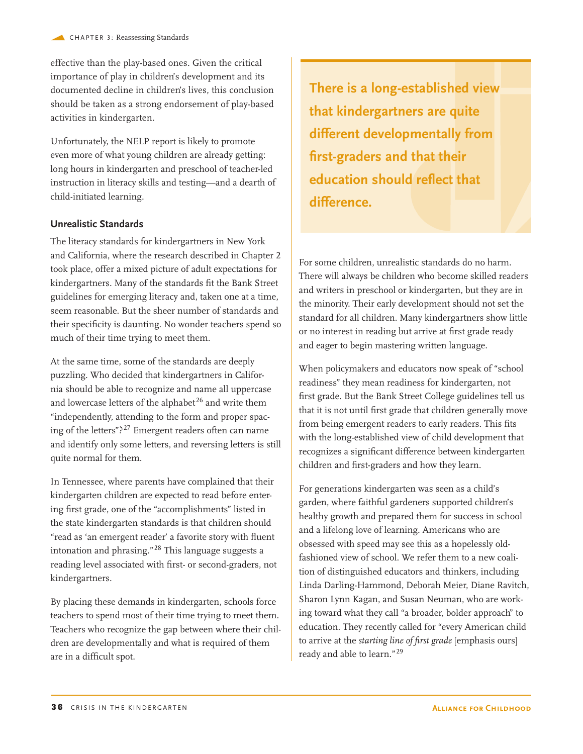effective than the play-based ones. Given the critical importance of play in children's development and its documented decline in children's lives, this conclusion should be taken as a strong endorsement of play-based activities in kindergarten.

Unfortunately, the NELP report is likely to promote even more of what young children are already getting: long hours in kindergarten and preschool of teacher-led instruction in literacy skills and testing—and a dearth of child-initiated learning.

### Unrealistic Standards

The literacy standards for kindergartners in New York and California, where the research described in Chapter 2 took place, offer a mixed picture of adult expectations for kindergartners. Many of the standards fit the Bank Street guidelines for emerging literacy and, taken one at a time, seem reasonable. But the sheer number of standards and their specificity is daunting. No wonder teachers spend so much of their time trying to meet them.

At the same time, some of the standards are deeply puzzling. Who decided that kindergartners in California should be able to recognize and name all uppercase and lowercase letters of the alphabet[26] and write them "independently, attending to the form and proper spacing of the letters"?[27] Emergent readers often can name and identify only some letters, and reversing letters is still quite normal for them.

In Tennessee, where parents have complained that their kindergarten children are expected to read before entering first grade, one of the "accomplishments" listed in the state kindergarten standards is that children should "read as 'an emergent reader' a favorite story with fluent intonation and phrasing."[28] This language suggests a reading level associated with first- or second-graders, not kindergartners.

By placing these demands in kindergarten, schools force teachers to spend most of their time trying to meet them. Teachers who recognize the gap between where their children are developmentally and what is required of them are in a difficult spot.

**There is a long-established view that kindergartners are quite different developmentally from first-graders and that their education should reflect that difference.**

For some children, unrealistic standards do no harm. There will always be children who become skilled readers and writers in preschool or kindergarten, but they are in the minority. Their early development should not set the standard for all children. Many kindergartners show little or no interest in reading but arrive at first grade ready and eager to begin mastering written language.

When policymakers and educators now speak of "school readiness" they mean readiness for kindergarten, not first grade. But the Bank Street College guidelines tell us that it is not until first grade that children generally move from being emergent readers to early readers. This fits with the long-established view of child development that recognizes a significant difference between kindergarten children and first-graders and how they learn.

For generations kindergarten was seen as a child's garden, where faithful gardeners supported children's healthy growth and prepared them for success in school and a lifelong love of learning. Americans who are obsessed with speed may see this as a hopelessly old-fashioned view of school. We refer them to a new coalition of distinguished educators and thinkers, including Linda Darling-Hammond, Deborah Meier, Diane Ravitch, Sharon Lynn Kagan, and Susan Neuman, who are working toward what they call "a broader, bolder approach" to education. They recently called for "every American child to arrive at the *starting line of first grade* [emphasis ours] ready and able to learn."[29]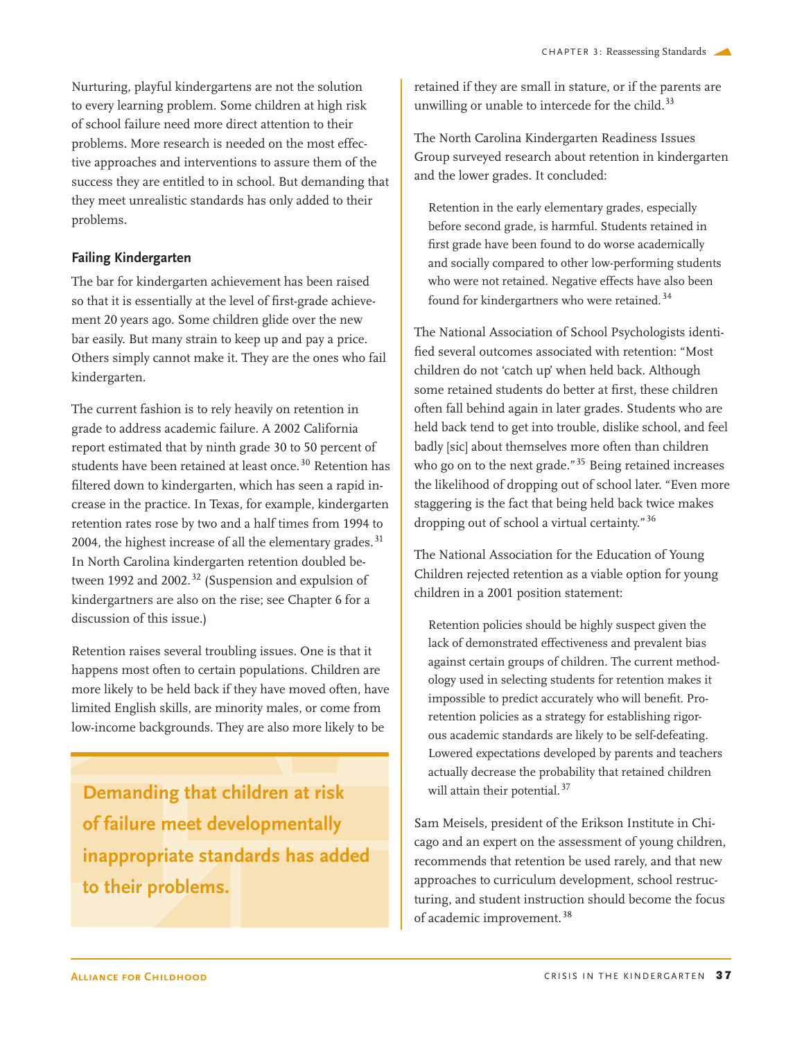Nurturing, playful kindergartens are not the solution to every learning problem. Some children at high risk of school failure need more direct attention to their problems. More research is needed on the most effective approaches and interventions to assure them of the success they are entitled to in school. But demanding that they meet unrealistic standards has only added to their problems.

### Failing Kindergarten

The bar for kindergarten achievement has been raised so that it is essentially at the level of first-grade achievement 20 years ago. Some children glide over the new bar easily. But many strain to keep up and pay a price. Others simply cannot make it. They are the ones who fail kindergarten.

The current fashion is to rely heavily on retention in grade to address academic failure. A 2002 California report estimated that by ninth grade 30 to 50 percent of students have been retained at least once.[30] Retention has filtered down to kindergarten, which has seen a rapid increase in the practice. In Texas, for example, kindergarten retention rates rose by two and a half times from 1994 to 2004, the highest increase of all the elementary grades.[31] In North Carolina kindergarten retention doubled between 1992 and 2002.[32] (Suspension and expulsion of kindergartners are also on the rise; see Chapter 6 for a discussion of this issue.)

Retention raises several troubling issues. One is that it happens most often to certain populations. Children are more likely to be held back if they have moved often, have limited English skills, are minority males, or come from low-income backgrounds. They are also more likely to be retained if they are small in stature, or if the parents are unwilling or unable to intercede for the child.[33]

> **Demanding that children at risk of failure meet developmentally inappropriate standards has added to their problems.**

The North Carolina Kindergarten Readiness Issues Group surveyed research about retention in kindergarten and the lower grades. It concluded:

> Retention in the early elementary grades, especially before second grade, is harmful. Students retained in first grade have been found to do worse academically and socially compared to other low-performing students who were not retained. Negative effects have also been found for kindergartners who were retained.[34]

The National Association of School Psychologists identified several outcomes associated with retention: "Most children do not 'catch up' when held back. Although some retained students do better at first, these children often fall behind again in later grades. Students who are held back tend to get into trouble, dislike school, and feel badly [sic] about themselves more often than children who go on to the next grade."[35] Being retained increases the likelihood of dropping out of school later. "Even more staggering is the fact that being held back twice makes dropping out of school a virtual certainty."[36]

The National Association for the Education of Young Children rejected retention as a viable option for young children in a 2001 position statement:

> Retention policies should be highly suspect given the lack of demonstrated effectiveness and prevalent bias against certain groups of children. The current methodology used in selecting students for retention makes it impossible to predict accurately who will benefit. Pro-retention policies as a strategy for establishing rigorous academic standards are likely to be self-defeating. Lowered expectations developed by parents and teachers actually decrease the probability that retained children will attain their potential.[37]

Sam Meisels, president of the Erikson Institute in Chicago and an expert on the assessment of young children, recommends that retention be used rarely, and that new approaches to curriculum development, school restructuring, and student instruction should become the focus of academic improvement.[38]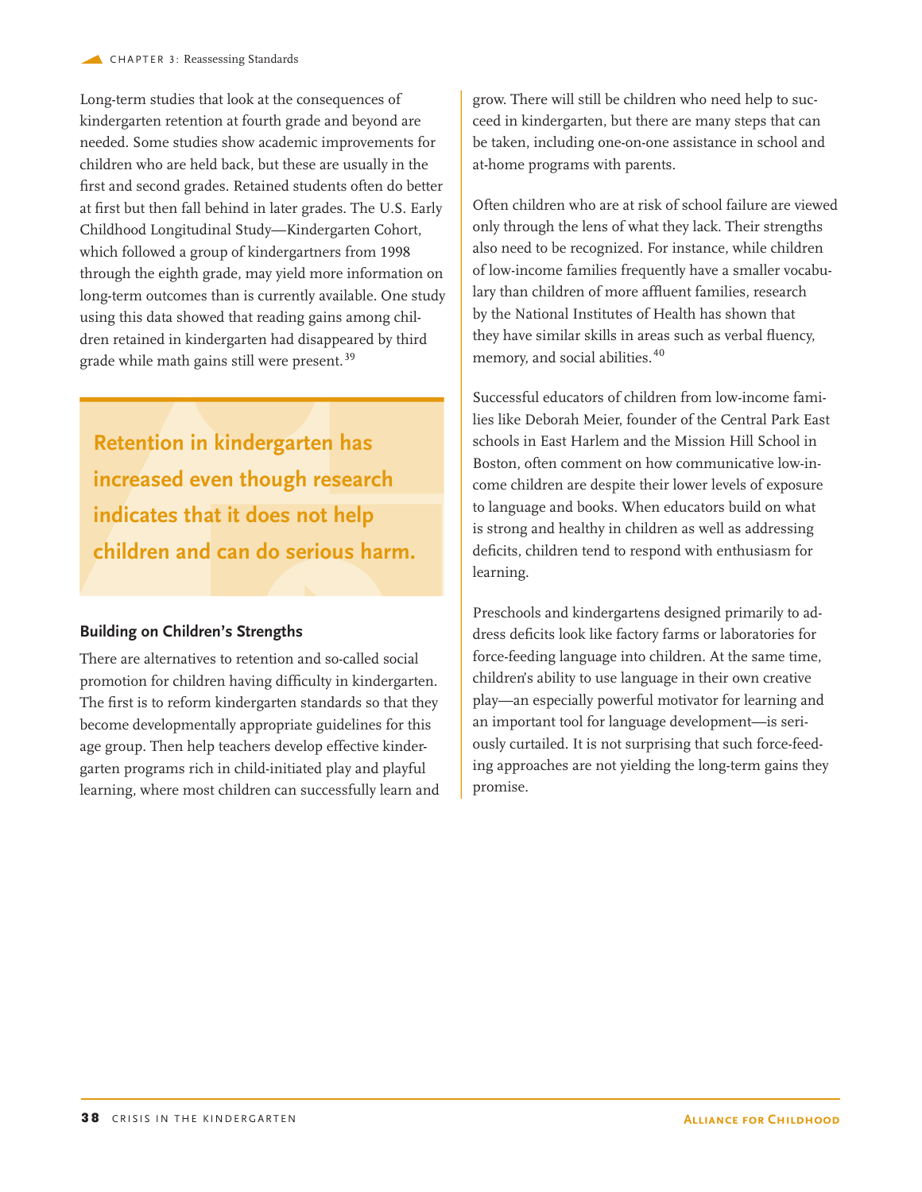Long-term studies that look at the consequences of kindergarten retention at fourth grade and beyond are needed. Some studies show academic improvements for children who are held back, but these are usually in the first and second grades. Retained students often do better at first but then fall behind in later grades. The U.S. Early Childhood Longitudinal Study—Kindergarten Cohort, which followed a group of kindergartners from 1998 through the eighth grade, may yield more information on long-term outcomes than is currently available. One study using this data showed that reading gains among children retained in kindergarten had disappeared by third grade while math gains still were present.[39]

> **Retention in kindergarten has increased even though research indicates that it does not help children and can do serious harm.**

### Building on Children's Strengths

There are alternatives to retention and so-called social promotion for children having difficulty in kindergarten. The first is to reform kindergarten standards so that they become developmentally appropriate guidelines for this age group. Then help teachers develop effective kindergarten programs rich in child-initiated play and playful learning, where most children can successfully learn and grow. There will still be children who need help to succeed in kindergarten, but there are many steps that can be taken, including one-on-one assistance in school and at-home programs with parents.

Often children who are at risk of school failure are viewed only through the lens of what they lack. Their strengths also need to be recognized. For instance, while children of low-income families frequently have a smaller vocabulary than children of more affluent families, research by the National Institutes of Health has shown that they have similar skills in areas such as verbal fluency, memory, and social abilities.[40]

Successful educators of children from low-income families like Deborah Meier, founder of the Central Park East schools in East Harlem and the Mission Hill School in Boston, often comment on how communicative low-income children are despite their lower levels of exposure to language and books. When educators build on what is strong and healthy in children as well as addressing deficits, children tend to respond with enthusiasm for learning.

Preschools and kindergartens designed primarily to address deficits look like factory farms or laboratories for force-feeding language into children. At the same time, children's ability to use language in their own creative play—an especially powerful motivator for learning and an important tool for language development—is seriously curtailed. It is not surprising that such force-feeding approaches are not yielding the long-term gains they promise.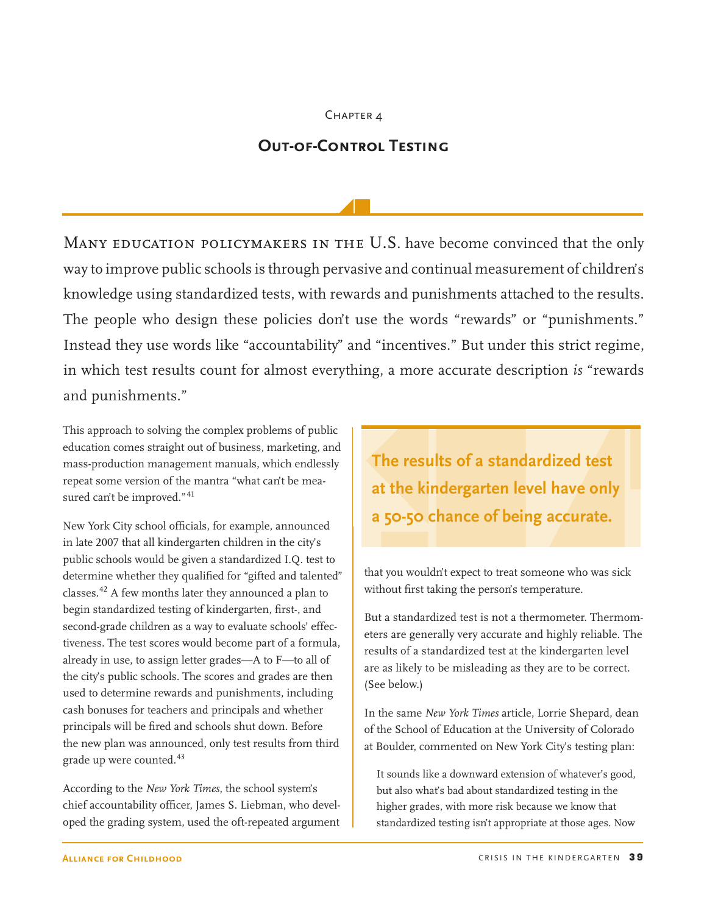Chapter 4

# Out-of-Control Testing

Many education policymakers in the U.S. have become convinced that the only way to improve public schools is through pervasive and continual measurement of children's knowledge using standardized tests, with rewards and punishments attached to the results. The people who design these policies don't use the words "rewards" or "punishments." Instead they use words like "accountability" and "incentives." But under this strict regime, in which test results count for almost everything, a more accurate description *is* "rewards and punishments."

This approach to solving the complex problems of public education comes straight out of business, marketing, and mass-production management manuals, which endlessly repeat some version of the mantra "what can't be measured can't be improved."[41]

New York City school officials, for example, announced in late 2007 that all kindergarten children in the city's public schools would be given a standardized I.Q. test to determine whether they qualified for "gifted and talented" classes.[42] A few months later they announced a plan to begin standardized testing of kindergarten, first-, and second-grade children as a way to evaluate schools' effectiveness. The test scores would become part of a formula, already in use, to assign letter grades—A to F—to all of the city's public schools. The scores and grades are then used to determine rewards and punishments, including cash bonuses for teachers and principals and whether principals will be fired and schools shut down. Before the new plan was announced, only test results from third grade up were counted.[43]

According to the *New York Times*, the school system's chief accountability officer, James S. Liebman, who developed the grading system, used the oft-repeated argument that you wouldn't expect to treat someone who was sick without first taking the person's temperature.

**The results of a standardized test at the kindergarten level have only a 50-50 chance of being accurate.**

But a standardized test is not a thermometer. Thermometers are generally very accurate and highly reliable. The results of a standardized test at the kindergarten level are as likely to be misleading as they are to be correct. (See below.)

In the same *New York Times* article, Lorrie Shepard, dean of the School of Education at the University of Colorado at Boulder, commented on New York City's testing plan:

> It sounds like a downward extension of whatever's good, but also what's bad about standardized testing in the higher grades, with more risk because we know that standardized testing isn't appropriate at those ages. Now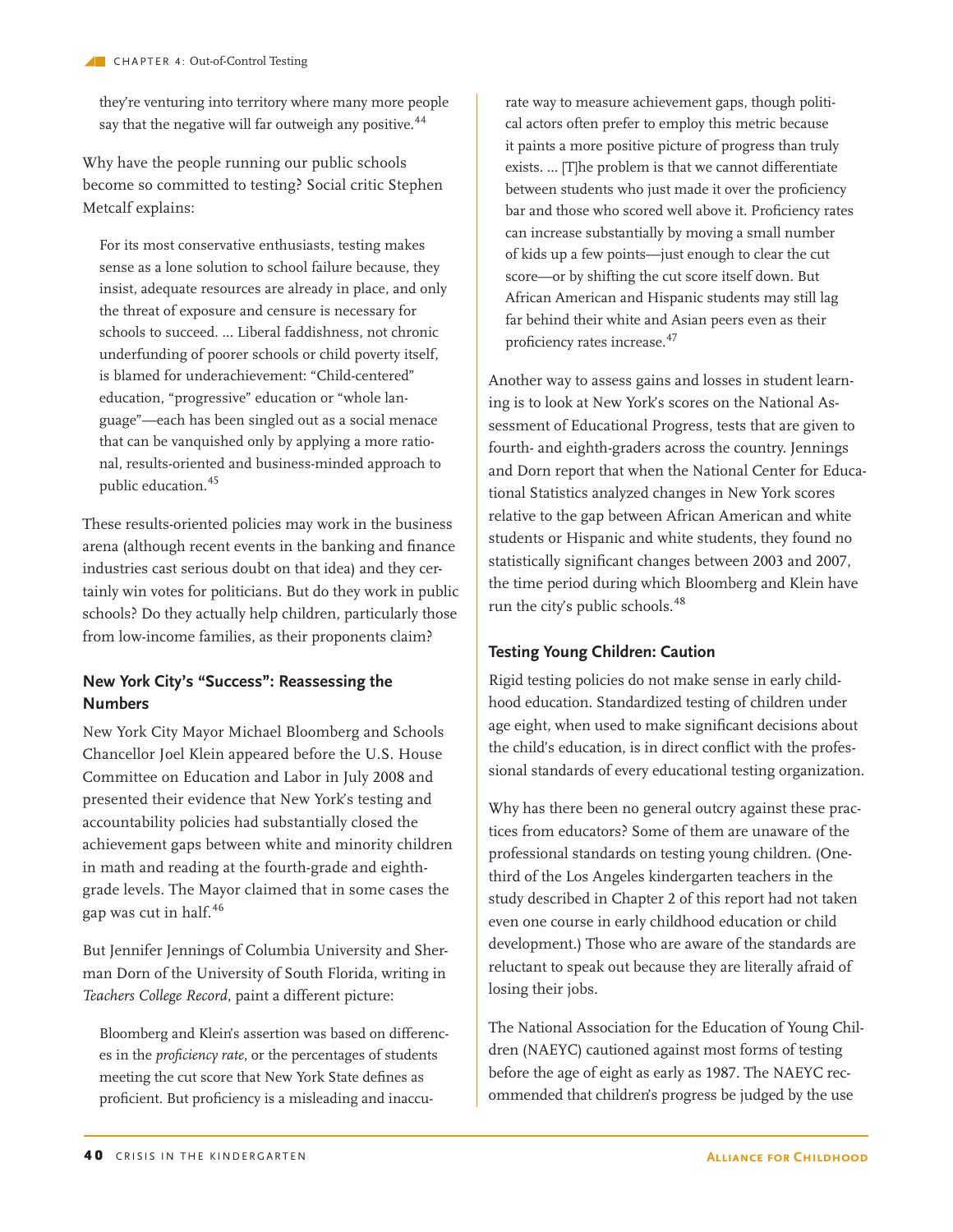they're venturing into territory where many more people say that the negative will far outweigh any positive.[44]

Why have the people running our public schools become so committed to testing? Social critic Stephen Metcalf explains:

> For its most conservative enthusiasts, testing makes sense as a lone solution to school failure because, they insist, adequate resources are already in place, and only the threat of exposure and censure is necessary for schools to succeed. ... Liberal faddishness, not chronic underfunding of poorer schools or child poverty itself, is blamed for underachievement: "Child-centered" education, "progressive" education or "whole language"—each has been singled out as a social menace that can be vanquished only by applying a more rational, results-oriented and business-minded approach to public education.[45]

These results-oriented policies may work in the business arena (although recent events in the banking and finance industries cast serious doubt on that idea) and they certainly win votes for politicians. But do they work in public schools? Do they actually help children, particularly those from low-income families, as their proponents claim?

### New York City's "Success": Reassessing the Numbers

New York City Mayor Michael Bloomberg and Schools Chancellor Joel Klein appeared before the U.S. House Committee on Education and Labor in July 2008 and presented their evidence that New York's testing and accountability policies had substantially closed the achievement gaps between white and minority children in math and reading at the fourth-grade and eighth-grade levels. The Mayor claimed that in some cases the gap was cut in half.[46]

But Jennifer Jennings of Columbia University and Sherman Dorn of the University of South Florida, writing in *Teachers College Record*, paint a different picture:

> Bloomberg and Klein's assertion was based on differences in the *proficiency rate*, or the percentages of students meeting the cut score that New York State defines as proficient. But proficiency is a misleading and inaccurate way to measure achievement gaps, though political actors often prefer to employ this metric because it paints a more positive picture of progress than truly exists. ... [T]he problem is that we cannot differentiate between students who just made it over the proficiency bar and those who scored well above it. Proficiency rates can increase substantially by moving a small number of kids up a few points—just enough to clear the cut score—or by shifting the cut score itself down. But African American and Hispanic students may still lag far behind their white and Asian peers even as their proficiency rates increase.[47]

Another way to assess gains and losses in student learning is to look at New York's scores on the National Assessment of Educational Progress, tests that are given to fourth- and eighth-graders across the country. Jennings and Dorn report that when the National Center for Educational Statistics analyzed changes in New York scores relative to the gap between African American and white students or Hispanic and white students, they found no statistically significant changes between 2003 and 2007, the time period during which Bloomberg and Klein have run the city's public schools.[48]

### Testing Young Children: Caution

Rigid testing policies do not make sense in early childhood education. Standardized testing of children under age eight, when used to make significant decisions about the child's education, is in direct conflict with the professional standards of every educational testing organization.

Why has there been no general outcry against these practices from educators? Some of them are unaware of the professional standards on testing young children. (One-third of the Los Angeles kindergarten teachers in the study described in Chapter 2 of this report had not taken even one course in early childhood education or child development.) Those who are aware of the standards are reluctant to speak out because they are literally afraid of losing their jobs.

The National Association for the Education of Young Children (NAEYC) cautioned against most forms of testing before the age of eight as early as 1987. The NAEYC recommended that children's progress be judged by the use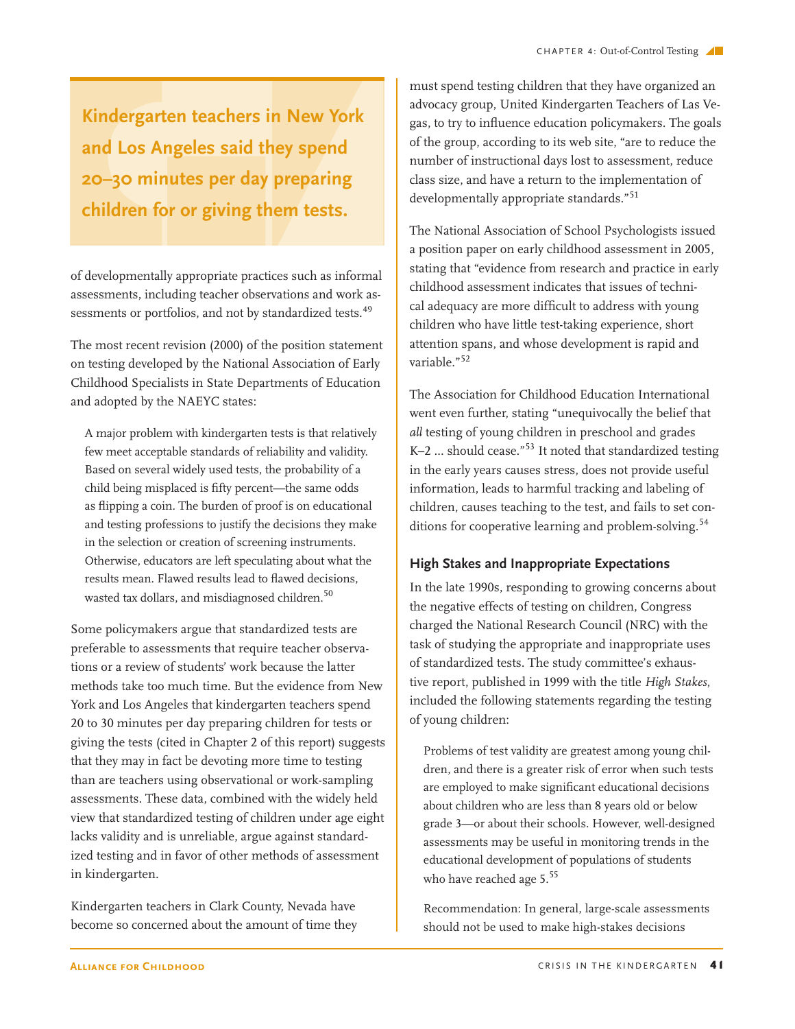**Kindergarten teachers in New York and Los Angeles said they spend 20–30 minutes per day preparing children for or giving them tests.**

of developmentally appropriate practices such as informal assessments, including teacher observations and work assessments or portfolios, and not by standardized tests.[49]

The most recent revision (2000) of the position statement on testing developed by the National Association of Early Childhood Specialists in State Departments of Education and adopted by the NAEYC states:

> A major problem with kindergarten tests is that relatively few meet acceptable standards of reliability and validity. Based on several widely used tests, the probability of a child being misplaced is fifty percent—the same odds as flipping a coin. The burden of proof is on educational and testing professions to justify the decisions they make in the selection or creation of screening instruments. Otherwise, educators are left speculating about what the results mean. Flawed results lead to flawed decisions, wasted tax dollars, and misdiagnosed children.[50]

Some policymakers argue that standardized tests are preferable to assessments that require teacher observations or a review of students' work because the latter methods take too much time. But the evidence from New York and Los Angeles that kindergarten teachers spend 20 to 30 minutes per day preparing children for tests or giving the tests (cited in Chapter 2 of this report) suggests that they may in fact be devoting more time to testing than are teachers using observational or work-sampling assessments. These data, combined with the widely held view that standardized testing of children under age eight lacks validity and is unreliable, argue against standardized testing and in favor of other methods of assessment in kindergarten.

Kindergarten teachers in Clark County, Nevada have become so concerned about the amount of time they must spend testing children that they have organized an advocacy group, United Kindergarten Teachers of Las Vegas, to try to influence education policymakers. The goals of the group, according to its web site, "are to reduce the number of instructional days lost to assessment, reduce class size, and have a return to the implementation of developmentally appropriate standards."[51]

The National Association of School Psychologists issued a position paper on early childhood assessment in 2005, stating that "evidence from research and practice in early childhood assessment indicates that issues of technical adequacy are more difficult to address with young children who have little test-taking experience, short attention spans, and whose development is rapid and variable."[52]

The Association for Childhood Education International went even further, stating "unequivocally the belief that *all* testing of young children in preschool and grades K–2 ... should cease."[53] It noted that standardized testing in the early years causes stress, does not provide useful information, leads to harmful tracking and labeling of children, causes teaching to the test, and fails to set conditions for cooperative learning and problem-solving.[54]

### High Stakes and Inappropriate Expectations

In the late 1990s, responding to growing concerns about the negative effects of testing on children, Congress charged the National Research Council (NRC) with the task of studying the appropriate and inappropriate uses of standardized tests. The study committee's exhaustive report, published in 1999 with the title *High Stakes*, included the following statements regarding the testing of young children:

> Problems of test validity are greatest among young children, and there is a greater risk of error when such tests are employed to make significant educational decisions about children who are less than 8 years old or below grade 3—or about their schools. However, well-designed assessments may be useful in monitoring trends in the educational development of populations of students who have reached age 5.[55]

> Recommendation: In general, large-scale assessments should not be used to make high-stakes decisions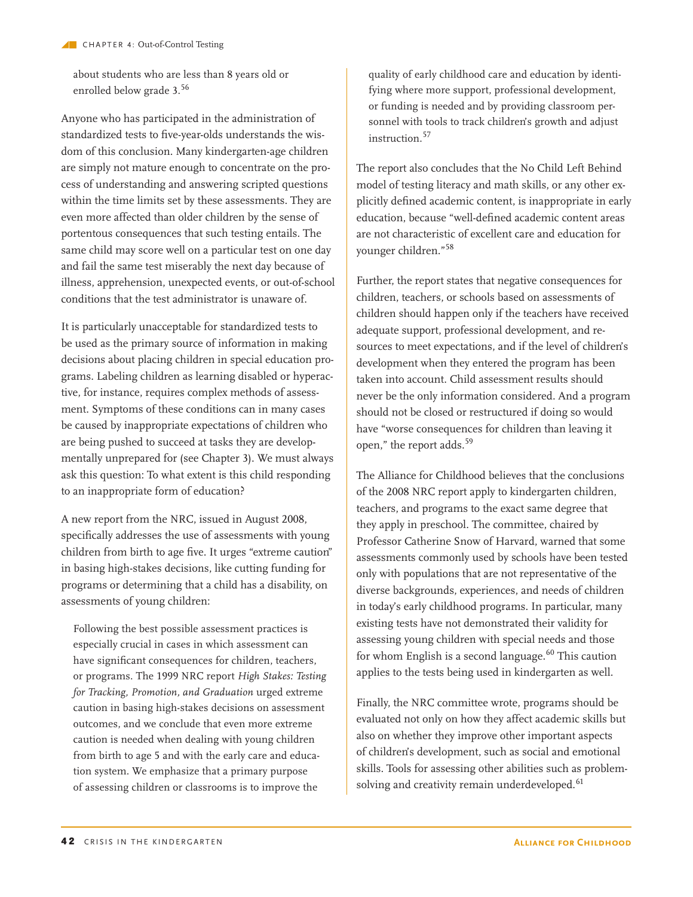about students who are less than 8 years old or enrolled below grade 3.[56]

Anyone who has participated in the administration of standardized tests to five-year-olds understands the wisdom of this conclusion. Many kindergarten-age children are simply not mature enough to concentrate on the process of understanding and answering scripted questions within the time limits set by these assessments. They are even more affected than older children by the sense of portentous consequences that such testing entails. The same child may score well on a particular test on one day and fail the same test miserably the next day because of illness, apprehension, unexpected events, or out-of-school conditions that the test administrator is unaware of.

It is particularly unacceptable for standardized tests to be used as the primary source of information in making decisions about placing children in special education programs. Labeling children as learning disabled or hyperactive, for instance, requires complex methods of assessment. Symptoms of these conditions can in many cases be caused by inappropriate expectations of children who are being pushed to succeed at tasks they are developmentally unprepared for (see Chapter 3). We must always ask this question: To what extent is this child responding to an inappropriate form of education?

A new report from the NRC, issued in August 2008, specifically addresses the use of assessments with young children from birth to age five. It urges "extreme caution" in basing high-stakes decisions, like cutting funding for programs or determining that a child has a disability, on assessments of young children:

> Following the best possible assessment practices is especially crucial in cases in which assessment can have significant consequences for children, teachers, or programs. The 1999 NRC report *High Stakes: Testing for Tracking, Promotion, and Graduation* urged extreme caution in basing high-stakes decisions on assessment outcomes, and we conclude that even more extreme caution is needed when dealing with young children from birth to age 5 and with the early care and education system. We emphasize that a primary purpose of assessing children or classrooms is to improve the quality of early childhood care and education by identifying where more support, professional development, or funding is needed and by providing classroom personnel with tools to track children's growth and adjust instruction.[57]

The report also concludes that the No Child Left Behind model of testing literacy and math skills, or any other explicitly defined academic content, is inappropriate in early education, because "well-defined academic content areas are not characteristic of excellent care and education for younger children."[58]

Further, the report states that negative consequences for children, teachers, or schools based on assessments of children should happen only if the teachers have received adequate support, professional development, and resources to meet expectations, and if the level of children's development when they entered the program has been taken into account. Child assessment results should never be the only information considered. And a program should not be closed or restructured if doing so would have "worse consequences for children than leaving it open," the report adds.[59]

The Alliance for Childhood believes that the conclusions of the 2008 NRC report apply to kindergarten children, teachers, and programs to the exact same degree that they apply in preschool. The committee, chaired by Professor Catherine Snow of Harvard, warned that some assessments commonly used by schools have been tested only with populations that are not representative of the diverse backgrounds, experiences, and needs of children in today's early childhood programs. In particular, many existing tests have not demonstrated their validity for assessing young children with special needs and those for whom English is a second language.[60] This caution applies to the tests being used in kindergarten as well.

Finally, the NRC committee wrote, programs should be evaluated not only on how they affect academic skills but also on whether they improve other important aspects of children's development, such as social and emotional skills. Tools for assessing other abilities such as problem-solving and creativity remain underdeveloped.[61]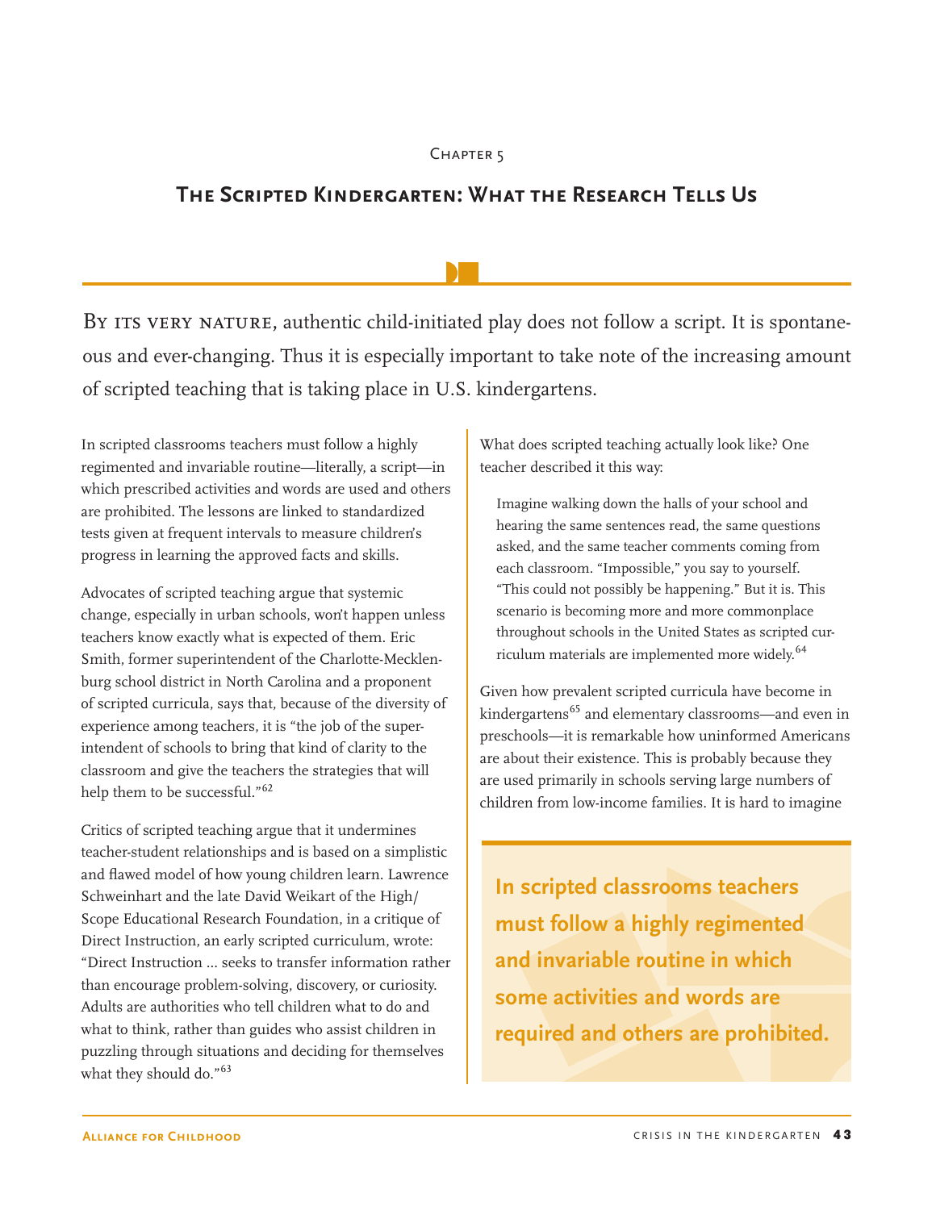Chapter 5

## The Scripted Kindergarten: What the Research Tells Us

By its very nature, authentic child-initiated play does not follow a script. It is spontaneous and ever-changing. Thus it is especially important to take note of the increasing amount of scripted teaching that is taking place in U.S. kindergartens.

In scripted classrooms teachers must follow a highly regimented and invariable routine—literally, a script—in which prescribed activities and words are used and others are prohibited. The lessons are linked to standardized tests given at frequent intervals to measure children's progress in learning the approved facts and skills.

Advocates of scripted teaching argue that systemic change, especially in urban schools, won't happen unless teachers know exactly what is expected of them. Eric Smith, former superintendent of the Charlotte-Mecklenburg school district in North Carolina and a proponent of scripted curricula, says that, because of the diversity of experience among teachers, it is "the job of the superintendent of schools to bring that kind of clarity to the classroom and give the teachers the strategies that will help them to be successful."[62]

Critics of scripted teaching argue that it undermines teacher-student relationships and is based on a simplistic and flawed model of how young children learn. Lawrence Schweinhart and the late David Weikart of the High/Scope Educational Research Foundation, in a critique of Direct Instruction, an early scripted curriculum, wrote: "Direct Instruction ... seeks to transfer information rather than encourage problem-solving, discovery, or curiosity. Adults are authorities who tell children what to do and what to think, rather than guides who assist children in puzzling through situations and deciding for themselves what they should do."[63]

What does scripted teaching actually look like? One teacher described it this way:

> Imagine walking down the halls of your school and hearing the same sentences read, the same questions asked, and the same teacher comments coming from each classroom. "Impossible," you say to yourself. "This could not possibly be happening." But it is. This scenario is becoming more and more commonplace throughout schools in the United States as scripted curriculum materials are implemented more widely.[64]

Given how prevalent scripted curricula have become in kindergartens[65] and elementary classrooms—and even in preschools—it is remarkable how uninformed Americans are about their existence. This is probably because they are used primarily in schools serving large numbers of children from low-income families. It is hard to imagine

**In scripted classrooms teachers must follow a highly regimented and invariable routine in which some activities and words are required and others are prohibited.**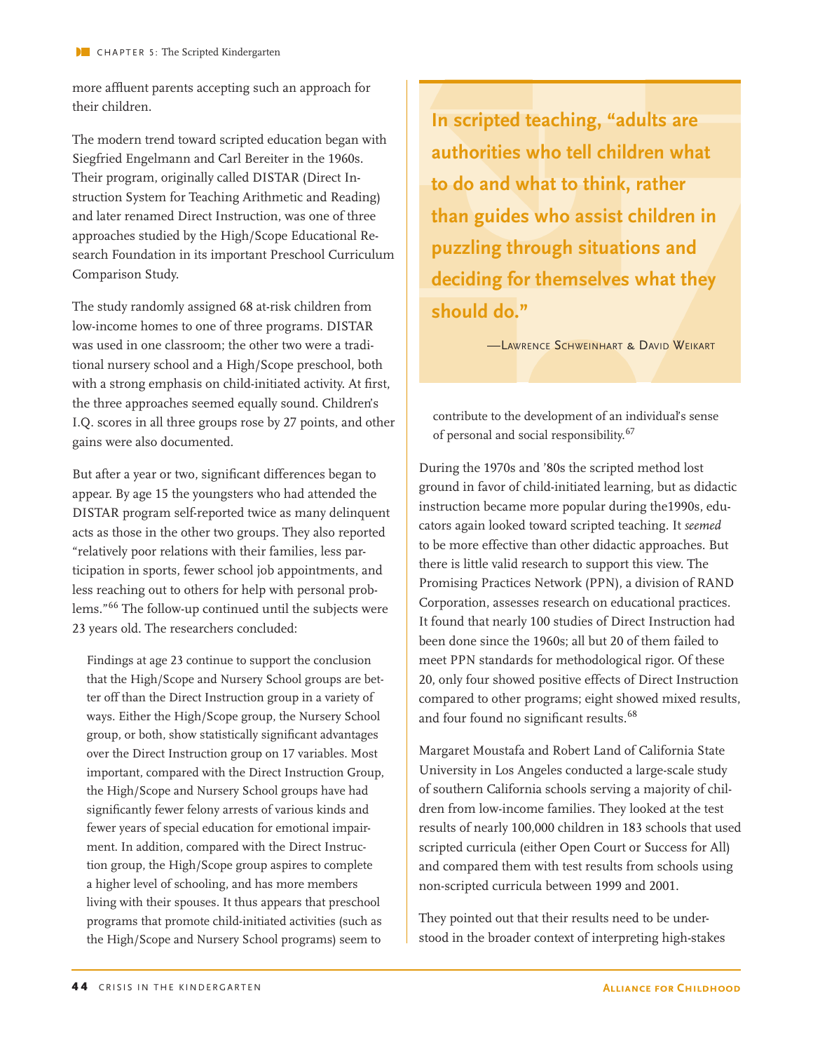more affluent parents accepting such an approach for their children.

The modern trend toward scripted education began with Siegfried Engelmann and Carl Bereiter in the 1960s. Their program, originally called DISTAR (Direct Instruction System for Teaching Arithmetic and Reading) and later renamed Direct Instruction, was one of three approaches studied by the High/Scope Educational Research Foundation in its important Preschool Curriculum Comparison Study.

The study randomly assigned 68 at-risk children from low-income homes to one of three programs. DISTAR was used in one classroom; the other two were a traditional nursery school and a High/Scope preschool, both with a strong emphasis on child-initiated activity. At first, the three approaches seemed equally sound. Children's I.Q. scores in all three groups rose by 27 points, and other gains were also documented.

But after a year or two, significant differences began to appear. By age 15 the youngsters who had attended the DISTAR program self-reported twice as many delinquent acts as those in the other two groups. They also reported "relatively poor relations with their families, less participation in sports, fewer school job appointments, and less reaching out to others for help with personal problems."[66] The follow-up continued until the subjects were 23 years old. The researchers concluded:

> Findings at age 23 continue to support the conclusion that the High/Scope and Nursery School groups are better off than the Direct Instruction group in a variety of ways. Either the High/Scope group, the Nursery School group, or both, show statistically significant advantages over the Direct Instruction group on 17 variables. Most important, compared with the Direct Instruction Group, the High/Scope and Nursery School groups have had significantly fewer felony arrests of various kinds and fewer years of special education for emotional impairment. In addition, compared with the Direct Instruction group, the High/Scope group aspires to complete a higher level of schooling, and has more members living with their spouses. It thus appears that preschool programs that promote child-initiated activities (such as the High/Scope and Nursery School programs) seem to contribute to the development of an individual's sense of personal and social responsibility.[67]

> **In scripted teaching, "adults are authorities who tell children what to do and what to think, rather than guides who assist children in puzzling through situations and deciding for themselves what they should do."**
>
> —Lawrence Schweinhart & David Weikart

During the 1970s and '80s the scripted method lost ground in favor of child-initiated learning, but as didactic instruction became more popular during the1990s, educators again looked toward scripted teaching. It *seemed* to be more effective than other didactic approaches. But there is little valid research to support this view. The Promising Practices Network (PPN), a division of RAND Corporation, assesses research on educational practices. It found that nearly 100 studies of Direct Instruction had been done since the 1960s; all but 20 of them failed to meet PPN standards for methodological rigor. Of these 20, only four showed positive effects of Direct Instruction compared to other programs; eight showed mixed results, and four found no significant results.[68]

Margaret Moustafa and Robert Land of California State University in Los Angeles conducted a large-scale study of southern California schools serving a majority of children from low-income families. They looked at the test results of nearly 100,000 children in 183 schools that used scripted curricula (either Open Court or Success for All) and compared them with test results from schools using non-scripted curricula between 1999 and 2001.

They pointed out that their results need to be understood in the broader context of interpreting high-stakes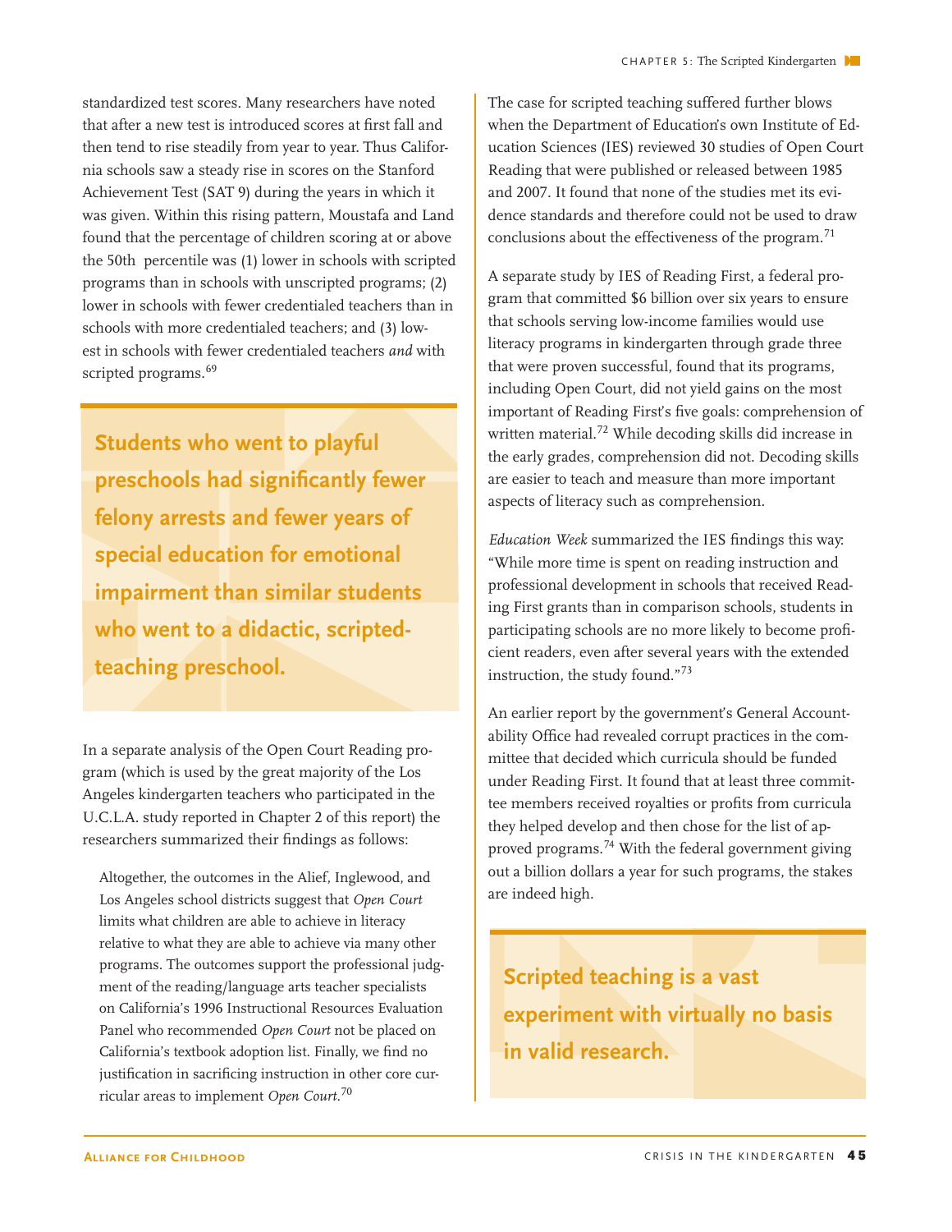standardized test scores. Many researchers have noted that after a new test is introduced scores at first fall and then tend to rise steadily from year to year. Thus California schools saw a steady rise in scores on the Stanford Achievement Test (SAT 9) during the years in which it was given. Within this rising pattern, Moustafa and Land found that the percentage of children scoring at or above the 50th percentile was (1) lower in schools with scripted programs than in schools with unscripted programs; (2) lower in schools with fewer credentialed teachers than in schools with more credentialed teachers; and (3) lowest in schools with fewer credentialed teachers *and* with scripted programs.[69]

**Students who went to playful preschools had significantly fewer felony arrests and fewer years of special education for emotional impairment than similar students who went to a didactic, scripted-teaching preschool.**

In a separate analysis of the Open Court Reading program (which is used by the great majority of the Los Angeles kindergarten teachers who participated in the U.C.L.A. study reported in Chapter 2 of this report) the researchers summarized their findings as follows:

> Altogether, the outcomes in the Alief, Inglewood, and Los Angeles school districts suggest that *Open Court* limits what children are able to achieve in literacy relative to what they are able to achieve via many other programs. The outcomes support the professional judgment of the reading/language arts teacher specialists on California's 1996 Instructional Resources Evaluation Panel who recommended *Open Court* not be placed on California's textbook adoption list. Finally, we find no justification in sacrificing instruction in other core curricular areas to implement *Open Court.*[70]

The case for scripted teaching suffered further blows when the Department of Education's own Institute of Education Sciences (IES) reviewed 30 studies of Open Court Reading that were published or released between 1985 and 2007. It found that none of the studies met its evidence standards and therefore could not be used to draw conclusions about the effectiveness of the program.[71]

A separate study by IES of Reading First, a federal program that committed $6 billion over six years to ensure that schools serving low-income families would use literacy programs in kindergarten through grade three that were proven successful, found that its programs, including Open Court, did not yield gains on the most important of Reading First's five goals: comprehension of written material.[72] While decoding skills did increase in the early grades, comprehension did not. Decoding skills are easier to teach and measure than more important aspects of literacy such as comprehension.

*Education Week* summarized the IES findings this way: "While more time is spent on reading instruction and professional development in schools that received Reading First grants than in comparison schools, students in participating schools are no more likely to become proficient readers, even after several years with the extended instruction, the study found."[73]

An earlier report by the government's General Accountability Office had revealed corrupt practices in the committee that decided which curricula should be funded under Reading First. It found that at least three committee members received royalties or profits from curricula they helped develop and then chose for the list of approved programs.[74] With the federal government giving out a billion dollars a year for such programs, the stakes are indeed high.

**Scripted teaching is a vast experiment with virtually no basis in valid research.**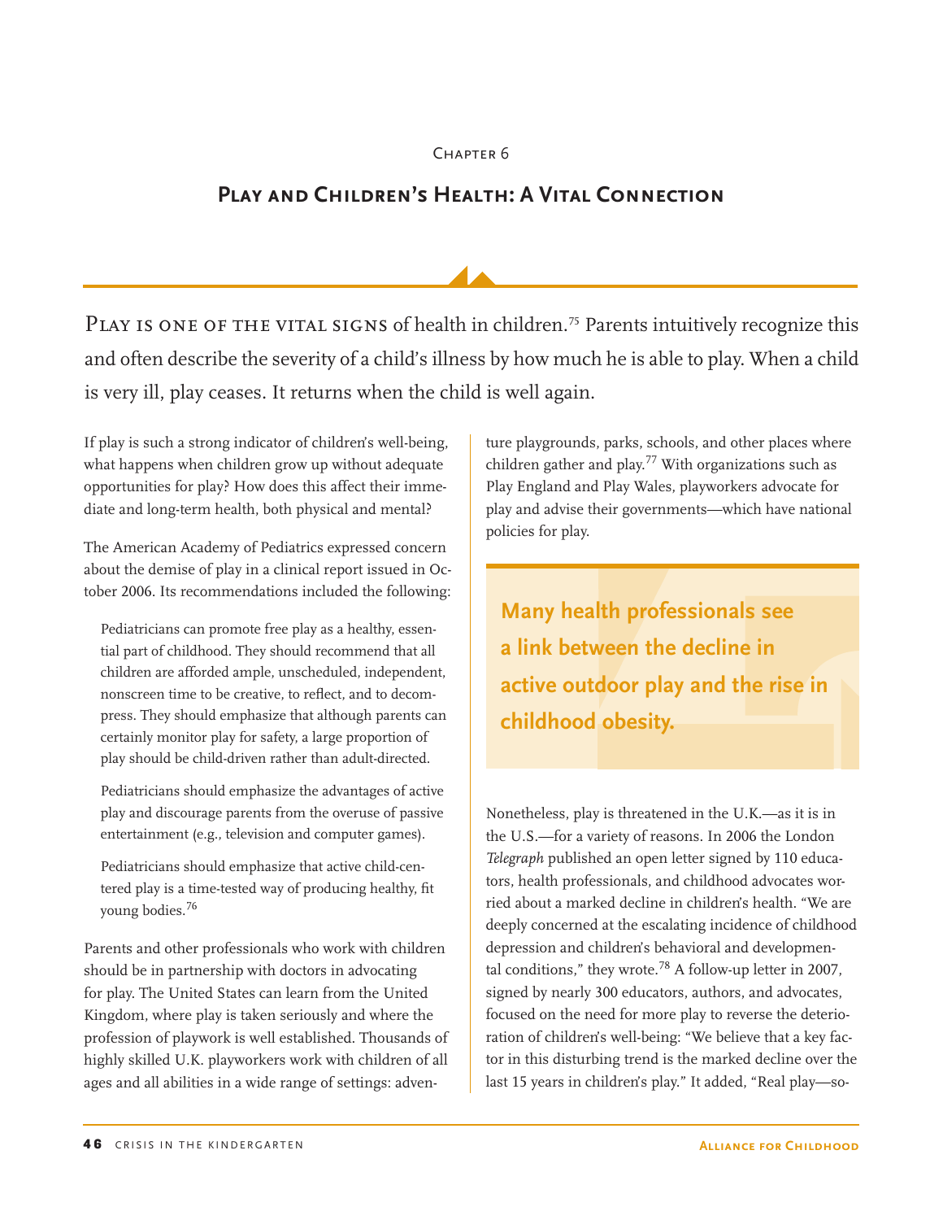Chapter 6

# Play and Children's Health: A Vital Connection

Play is one of the vital signs of health in children.[75] Parents intuitively recognize this and often describe the severity of a child's illness by how much he is able to play. When a child is very ill, play ceases. It returns when the child is well again.

If play is such a strong indicator of children's well-being, what happens when children grow up without adequate opportunities for play? How does this affect their immediate and long-term health, both physical and mental?

The American Academy of Pediatrics expressed concern about the demise of play in a clinical report issued in October 2006. Its recommendations included the following:

> Pediatricians can promote free play as a healthy, essential part of childhood. They should recommend that all children are afforded ample, unscheduled, independent, nonscreen time to be creative, to reflect, and to decompress. They should emphasize that although parents can certainly monitor play for safety, a large proportion of play should be child-driven rather than adult-directed.
>
> Pediatricians should emphasize the advantages of active play and discourage parents from the overuse of passive entertainment (e.g., television and computer games).
>
> Pediatricians should emphasize that active child-centered play is a time-tested way of producing healthy, fit young bodies.[76]

Parents and other professionals who work with children should be in partnership with doctors in advocating for play. The United States can learn from the United Kingdom, where play is taken seriously and where the profession of playwork is well established. Thousands of highly skilled U.K. playworkers work with children of all ages and all abilities in a wide range of settings: adventure playgrounds, parks, schools, and other places where children gather and play.[77] With organizations such as Play England and Play Wales, playworkers advocate for play and advise their governments—which have national policies for play.

**Many health professionals see a link between the decline in active outdoor play and the rise in childhood obesity.**

Nonetheless, play is threatened in the U.K.—as it is in the U.S.—for a variety of reasons. In 2006 the London *Telegraph* published an open letter signed by 110 educators, health professionals, and childhood advocates worried about a marked decline in children's health. "We are deeply concerned at the escalating incidence of childhood depression and children's behavioral and developmental conditions," they wrote.[78] A follow-up letter in 2007, signed by nearly 300 educators, authors, and advocates, focused on the need for more play to reverse the deterioration of children's well-being: "We believe that a key factor in this disturbing trend is the marked decline over the last 15 years in children's play." It added, "Real play—so-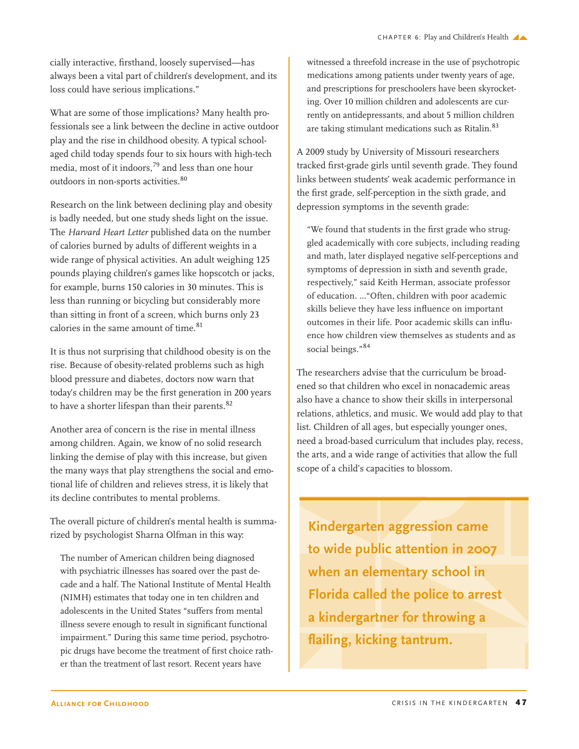cially interactive, firsthand, loosely supervised—has always been a vital part of children's development, and its loss could have serious implications."

What are some of those implications? Many health professionals see a link between the decline in active outdoor play and the rise in childhood obesity. A typical school-aged child today spends four to six hours with high-tech media, most of it indoors,[79] and less than one hour outdoors in non-sports activities.[80]

Research on the link between declining play and obesity is badly needed, but one study sheds light on the issue. The *Harvard Heart Letter* published data on the number of calories burned by adults of different weights in a wide range of physical activities. An adult weighing 125 pounds playing children's games like hopscotch or jacks, for example, burns 150 calories in 30 minutes. This is less than running or bicycling but considerably more than sitting in front of a screen, which burns only 23 calories in the same amount of time.[81]

It is thus not surprising that childhood obesity is on the rise. Because of obesity-related problems such as high blood pressure and diabetes, doctors now warn that today's children may be the first generation in 200 years to have a shorter lifespan than their parents.[82]

Another area of concern is the rise in mental illness among children. Again, we know of no solid research linking the demise of play with this increase, but given the many ways that play strengthens the social and emotional life of children and relieves stress, it is likely that its decline contributes to mental problems.

The overall picture of children's mental health is summarized by psychologist Sharna Olfman in this way:

> The number of American children being diagnosed with psychiatric illnesses has soared over the past decade and a half. The National Institute of Mental Health (NIMH) estimates that today one in ten children and adolescents in the United States "suffers from mental illness severe enough to result in significant functional impairment." During this same time period, psychotropic drugs have become the treatment of first choice rather than the treatment of last resort. Recent years have witnessed a threefold increase in the use of psychotropic medications among patients under twenty years of age, and prescriptions for preschoolers have been skyrocketing. Over 10 million children and adolescents are currently on antidepressants, and about 5 million children are taking stimulant medications such as Ritalin.[83]

A 2009 study by University of Missouri researchers tracked first-grade girls until seventh grade. They found links between students' weak academic performance in the first grade, self-perception in the sixth grade, and depression symptoms in the seventh grade:

> "We found that students in the first grade who struggled academically with core subjects, including reading and math, later displayed negative self-perceptions and symptoms of depression in sixth and seventh grade, respectively," said Keith Herman, associate professor of education. ..."Often, children with poor academic skills believe they have less influence on important outcomes in their life. Poor academic skills can influence how children view themselves as students and as social beings."[84]

The researchers advise that the curriculum be broadened so that children who excel in nonacademic areas also have a chance to show their skills in interpersonal relations, athletics, and music. We would add play to that list. Children of all ages, but especially younger ones, need a broad-based curriculum that includes play, recess, the arts, and a wide range of activities that allow the full scope of a child's capacities to blossom.

**Kindergarten aggression came to wide public attention in 2007 when an elementary school in Florida called the police to arrest a kindergartner for throwing a flailing, kicking tantrum.**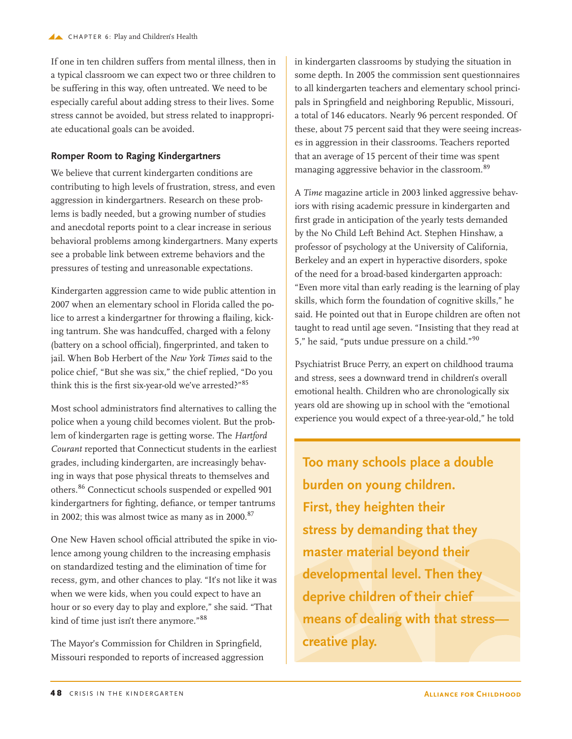If one in ten children suffers from mental illness, then in a typical classroom we can expect two or three children to be suffering in this way, often untreated. We need to be especially careful about adding stress to their lives. Some stress cannot be avoided, but stress related to inappropriate educational goals can be avoided.

### Romper Room to Raging Kindergartners

We believe that current kindergarten conditions are contributing to high levels of frustration, stress, and even aggression in kindergartners. Research on these problems is badly needed, but a growing number of studies and anecdotal reports point to a clear increase in serious behavioral problems among kindergartners. Many experts see a probable link between extreme behaviors and the pressures of testing and unreasonable expectations.

Kindergarten aggression came to wide public attention in 2007 when an elementary school in Florida called the police to arrest a kindergartner for throwing a flailing, kicking tantrum. She was handcuffed, charged with a felony (battery on a school official), fingerprinted, and taken to jail. When Bob Herbert of the *New York Times* said to the police chief, "But she was six," the chief replied, "Do you think this is the first six-year-old we've arrested?"[85]

Most school administrators find alternatives to calling the police when a young child becomes violent. But the problem of kindergarten rage is getting worse. The *Hartford Courant* reported that Connecticut students in the earliest grades, including kindergarten, are increasingly behaving in ways that pose physical threats to themselves and others.[86] Connecticut schools suspended or expelled 901 kindergartners for fighting, defiance, or temper tantrums in 2002; this was almost twice as many as in 2000.[87]

One New Haven school official attributed the spike in violence among young children to the increasing emphasis on standardized testing and the elimination of time for recess, gym, and other chances to play. "It's not like it was when we were kids, when you could expect to have an hour or so every day to play and explore," she said. "That kind of time just isn't there anymore."[88]

The Mayor's Commission for Children in Springfield, Missouri responded to reports of increased aggression in kindergarten classrooms by studying the situation in some depth. In 2005 the commission sent questionnaires to all kindergarten teachers and elementary school principals in Springfield and neighboring Republic, Missouri, a total of 146 educators. Nearly 96 percent responded. Of these, about 75 percent said that they were seeing increases in aggression in their classrooms. Teachers reported that an average of 15 percent of their time was spent managing aggressive behavior in the classroom.[89]

A *Time* magazine article in 2003 linked aggressive behaviors with rising academic pressure in kindergarten and first grade in anticipation of the yearly tests demanded by the No Child Left Behind Act. Stephen Hinshaw, a professor of psychology at the University of California, Berkeley and an expert in hyperactive disorders, spoke of the need for a broad-based kindergarten approach: "Even more vital than early reading is the learning of play skills, which form the foundation of cognitive skills," he said. He pointed out that in Europe children are often not taught to read until age seven. "Insisting that they read at 5," he said, "puts undue pressure on a child."[90]

Psychiatrist Bruce Perry, an expert on childhood trauma and stress, sees a downward trend in children's overall emotional health. Children who are chronologically six years old are showing up in school with the "emotional experience you would expect of a three-year-old," he told

**Too many schools place a double burden on young children. First, they heighten their stress by demanding that they master material beyond their developmental level. Then they deprive children of their chief means of dealing with that stress—creative play.**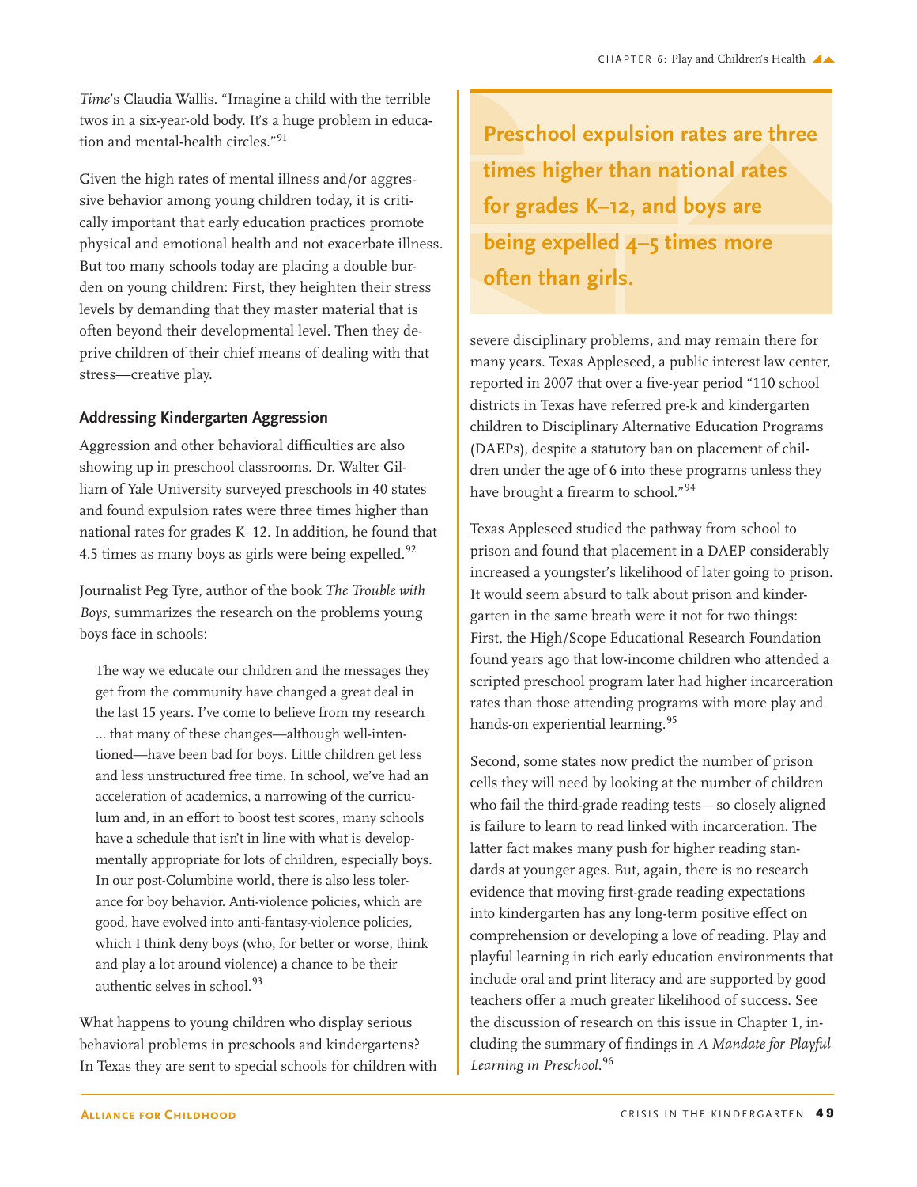*Time*'s Claudia Wallis. "Imagine a child with the terrible twos in a six-year-old body. It's a huge problem in education and mental-health circles."[91]

Given the high rates of mental illness and/or aggressive behavior among young children today, it is critically important that early education practices promote physical and emotional health and not exacerbate illness. But too many schools today are placing a double burden on young children: First, they heighten their stress levels by demanding that they master material that is often beyond their developmental level. Then they deprive children of their chief means of dealing with that stress—creative play.

### Addressing Kindergarten Aggression

Aggression and other behavioral difficulties are also showing up in preschool classrooms. Dr. Walter Gilliam of Yale University surveyed preschools in 40 states and found expulsion rates were three times higher than national rates for grades K–12. In addition, he found that 4.5 times as many boys as girls were being expelled.[92]

Journalist Peg Tyre, author of the book *The Trouble with Boys*, summarizes the research on the problems young boys face in schools:

> The way we educate our children and the messages they get from the community have changed a great deal in the last 15 years. I've come to believe from my research ... that many of these changes—although well-intentioned—have been bad for boys. Little children get less and less unstructured free time. In school, we've had an acceleration of academics, a narrowing of the curriculum and, in an effort to boost test scores, many schools have a schedule that isn't in line with what is developmentally appropriate for lots of children, especially boys. In our post-Columbine world, there is also less tolerance for boy behavior. Anti-violence policies, which are good, have evolved into anti-fantasy-violence policies, which I think deny boys (who, for better or worse, think and play a lot around violence) a chance to be their authentic selves in school.[93]

What happens to young children who display serious behavioral problems in preschools and kindergartens? In Texas they are sent to special schools for children with severe disciplinary problems, and may remain there for many years. Texas Appleseed, a public interest law center, reported in 2007 that over a five-year period "110 school districts in Texas have referred pre-k and kindergarten children to Disciplinary Alternative Education Programs (DAEPs), despite a statutory ban on placement of children under the age of 6 into these programs unless they have brought a firearm to school."[94]

**Preschool expulsion rates are three times higher than national rates for grades K–12, and boys are being expelled 4–5 times more often than girls.**

Texas Appleseed studied the pathway from school to prison and found that placement in a DAEP considerably increased a youngster's likelihood of later going to prison. It would seem absurd to talk about prison and kindergarten in the same breath were it not for two things: First, the High/Scope Educational Research Foundation found years ago that low-income children who attended a scripted preschool program later had higher incarceration rates than those attending programs with more play and hands-on experiential learning.[95]

Second, some states now predict the number of prison cells they will need by looking at the number of children who fail the third-grade reading tests—so closely aligned is failure to learn to read linked with incarceration. The latter fact makes many push for higher reading standards at younger ages. But, again, there is no research evidence that moving first-grade reading expectations into kindergarten has any long-term positive effect on comprehension or developing a love of reading. Play and playful learning in rich early education environments that include oral and print literacy and are supported by good teachers offer a much greater likelihood of success. See the discussion of research on this issue in Chapter 1, including the summary of findings in *A Mandate for Playful Learning in Preschool*.[96]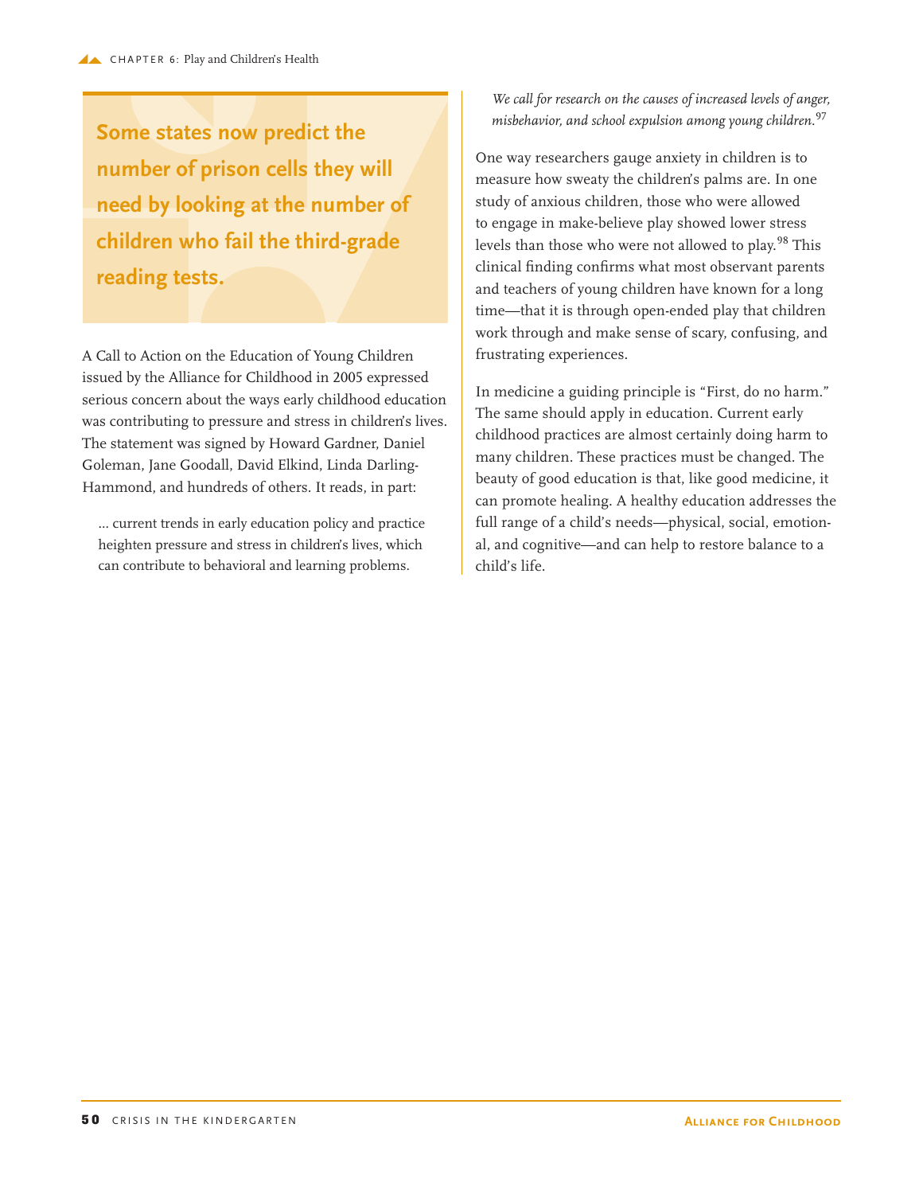**Some states now predict the number of prison cells they will need by looking at the number of children who fail the third-grade reading tests.**

A Call to Action on the Education of Young Children issued by the Alliance for Childhood in 2005 expressed serious concern about the ways early childhood education was contributing to pressure and stress in children's lives. The statement was signed by Howard Gardner, Daniel Goleman, Jane Goodall, David Elkind, Linda Darling-Hammond, and hundreds of others. It reads, in part:

> ... current trends in early education policy and practice heighten pressure and stress in children's lives, which can contribute to behavioral and learning problems.
>
> *We call for research on the causes of increased levels of anger, misbehavior, and school expulsion among young children.*[97]

One way researchers gauge anxiety in children is to measure how sweaty the children's palms are. In one study of anxious children, those who were allowed to engage in make-believe play showed lower stress levels than those who were not allowed to play.[98] This clinical finding confirms what most observant parents and teachers of young children have known for a long time—that it is through open-ended play that children work through and make sense of scary, confusing, and frustrating experiences.

In medicine a guiding principle is "First, do no harm." The same should apply in education. Current early childhood practices are almost certainly doing harm to many children. These practices must be changed. The beauty of good education is that, like good medicine, it can promote healing. A healthy education addresses the full range of a child's needs—physical, social, emotional, and cognitive—and can help to restore balance to a child's life.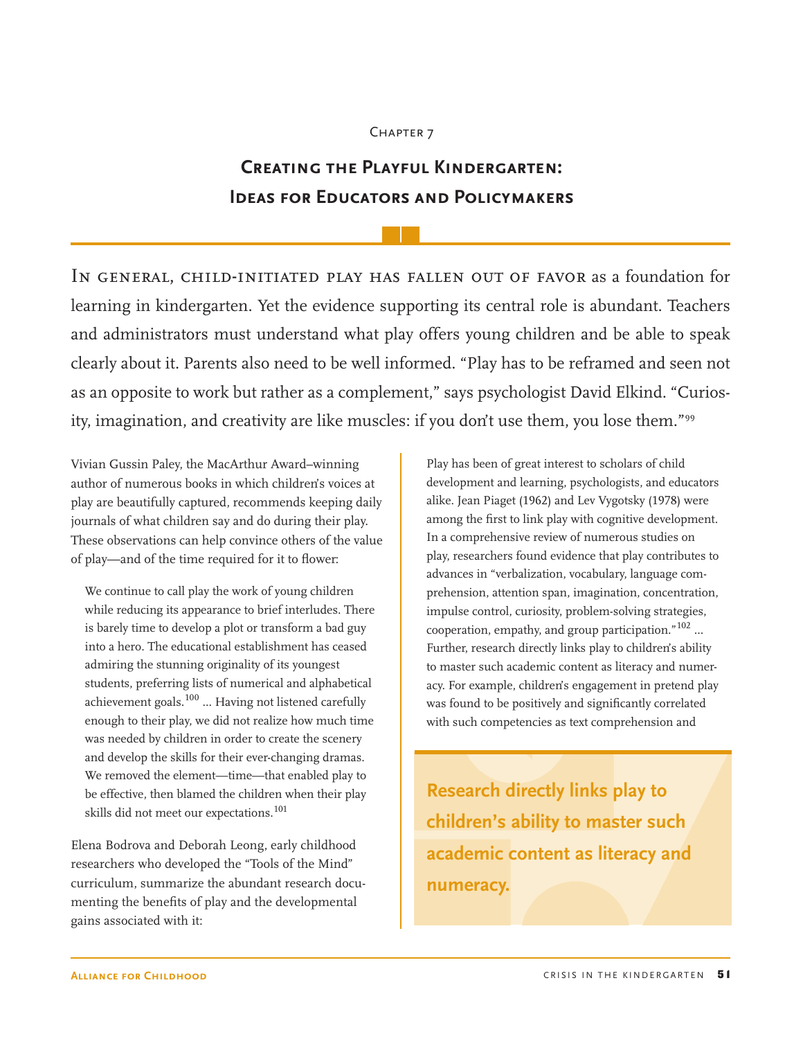Chapter 7

# Creating the Playful Kindergarten: Ideas for Educators and Policymakers

In general, child-initiated play has fallen out of favor as a foundation for learning in kindergarten. Yet the evidence supporting its central role is abundant. Teachers and administrators must understand what play offers young children and be able to speak clearly about it. Parents also need to be well informed. "Play has to be reframed and seen not as an opposite to work but rather as a complement," says psychologist David Elkind. "Curiosity, imagination, and creativity are like muscles: if you don't use them, you lose them."[99]

Vivian Gussin Paley, the MacArthur Award–winning author of numerous books in which children's voices at play are beautifully captured, recommends keeping daily journals of what children say and do during their play. These observations can help convince others of the value of play—and of the time required for it to flower:

> We continue to call play the work of young children while reducing its appearance to brief interludes. There is barely time to develop a plot or transform a bad guy into a hero. The educational establishment has ceased admiring the stunning originality of its youngest students, preferring lists of numerical and alphabetical achievement goals.[100] ... Having not listened carefully enough to their play, we did not realize how much time was needed by children in order to create the scenery and develop the skills for their ever-changing dramas. We removed the element—time—that enabled play to be effective, then blamed the children when their play skills did not meet our expectations.[101]

Elena Bodrova and Deborah Leong, early childhood researchers who developed the "Tools of the Mind" curriculum, summarize the abundant research documenting the benefits of play and the developmental gains associated with it:

> Play has been of great interest to scholars of child development and learning, psychologists, and educators alike. Jean Piaget (1962) and Lev Vygotsky (1978) were among the first to link play with cognitive development. In a comprehensive review of numerous studies on play, researchers found evidence that play contributes to advances in "verbalization, vocabulary, language comprehension, attention span, imagination, concentration, impulse control, curiosity, problem-solving strategies, cooperation, empathy, and group participation."[102] ... Further, research directly links play to children's ability to master such academic content as literacy and numeracy. For example, children's engagement in pretend play was found to be positively and significantly correlated with such competencies as text comprehension and

**Research directly links play to children's ability to master such academic content as literacy and numeracy.**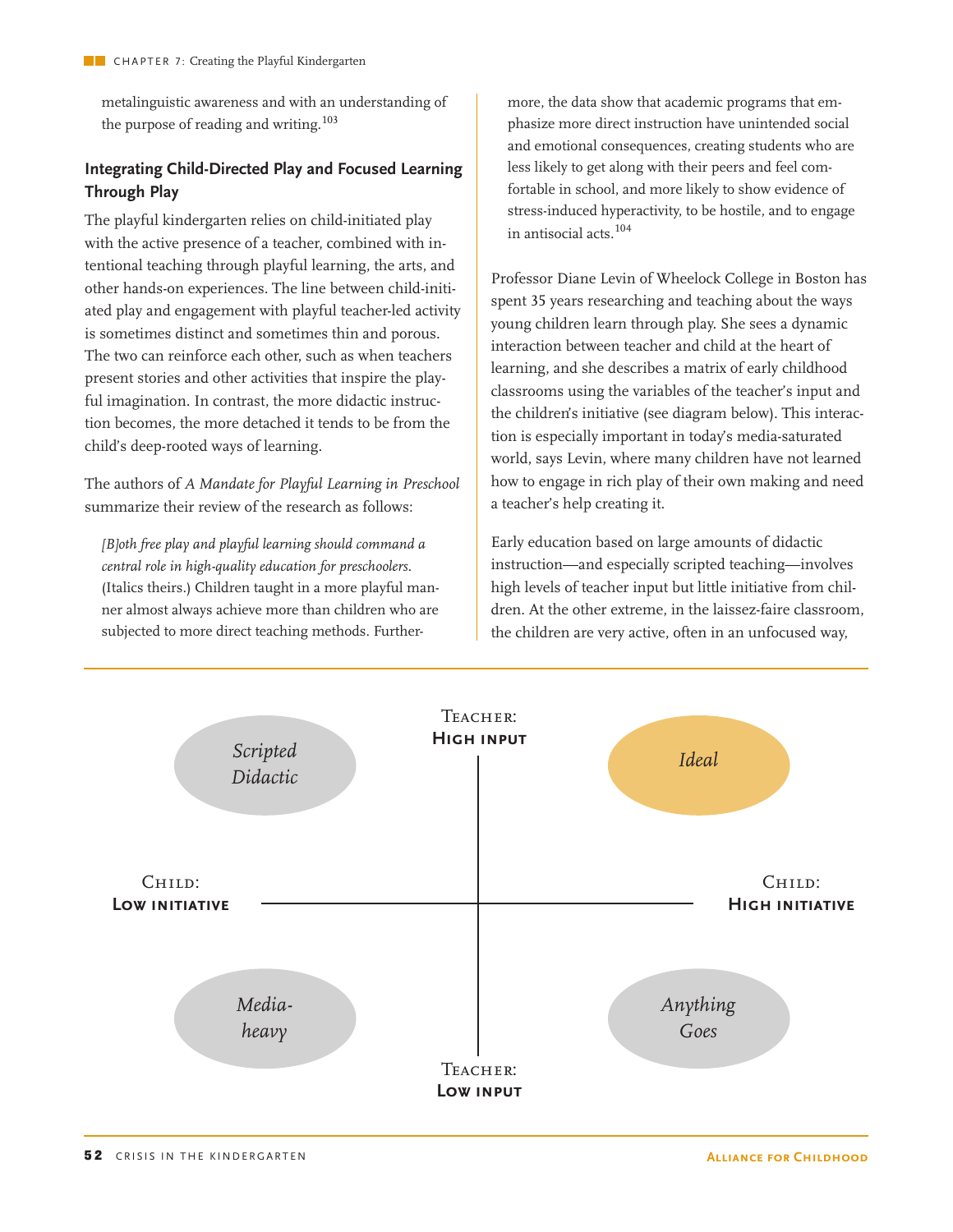metalinguistic awareness and with an understanding of the purpose of reading and writing.[103]

### Integrating Child-Directed Play and Focused Learning Through Play

The playful kindergarten relies on child-initiated play with the active presence of a teacher, combined with intentional teaching through playful learning, the arts, and other hands-on experiences. The line between child-initiated play and engagement with playful teacher-led activity is sometimes distinct and sometimes thin and porous. The two can reinforce each other, such as when teachers present stories and other activities that inspire the playful imagination. In contrast, the more didactic instruction becomes, the more detached it tends to be from the child's deep-rooted ways of learning.

The authors of *A Mandate for Playful Learning in Preschool* summarize their review of the research as follows:

> *[B]oth free play and playful learning should command a central role in high-quality education for preschoolers.* (Italics theirs.) Children taught in a more playful manner almost always achieve more than children who are subjected to more direct teaching methods. Furthermore, the data show that academic programs that emphasize more direct instruction have unintended social and emotional consequences, creating students who are less likely to get along with their peers and feel comfortable in school, and more likely to show evidence of stress-induced hyperactivity, to be hostile, and to engage in antisocial acts.[104]

Professor Diane Levin of Wheelock College in Boston has spent 35 years researching and teaching about the ways young children learn through play. She sees a dynamic interaction between teacher and child at the heart of learning, and she describes a matrix of early childhood classrooms using the variables of the teacher's input and the children's initiative (see diagram below). This interaction is especially important in today's media-saturated world, says Levin, where many children have not learned how to engage in rich play of their own making and need a teacher's help creating it.

Early education based on large amounts of didactic instruction—and especially scripted teaching—involves high levels of teacher input but little initiative from children. At the other extreme, in the laissez-faire classroom, the children are very active, often in an unfocused way,

| | Child: **Low initiative** | Child: **High initiative** |
|---|---|---|
| Teacher: **High input** | *Scripted Didactic* | *Ideal* |
| Teacher: **Low input** | *Media-heavy* | *Anything Goes* |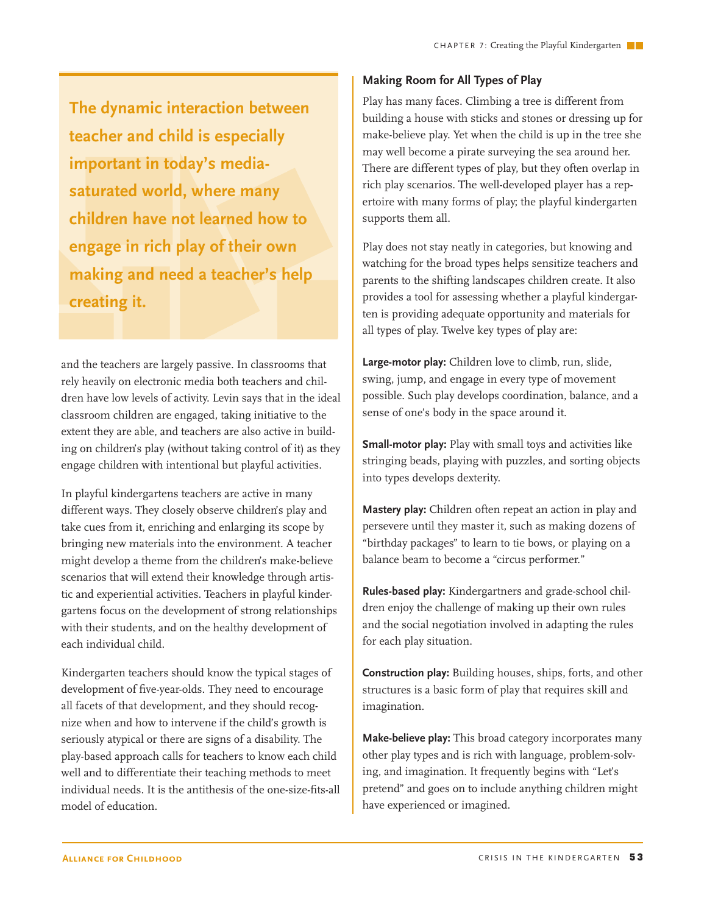> **The dynamic interaction between teacher and child is especially important in today's media-saturated world, where many children have not learned how to engage in rich play of their own making and need a teacher's help creating it.**

and the teachers are largely passive. In classrooms that rely heavily on electronic media both teachers and children have low levels of activity. Levin says that in the ideal classroom children are engaged, taking initiative to the extent they are able, and teachers are also active in building on children's play (without taking control of it) as they engage children with intentional but playful activities.

In playful kindergartens teachers are active in many different ways. They closely observe children's play and take cues from it, enriching and enlarging its scope by bringing new materials into the environment. A teacher might develop a theme from the children's make-believe scenarios that will extend their knowledge through artistic and experiential activities. Teachers in playful kindergartens focus on the development of strong relationships with their students, and on the healthy development of each individual child.

Kindergarten teachers should know the typical stages of development of five-year-olds. They need to encourage all facets of that development, and they should recognize when and how to intervene if the child's growth is seriously atypical or there are signs of a disability. The play-based approach calls for teachers to know each child well and to differentiate their teaching methods to meet individual needs. It is the antithesis of the one-size-fits-all model of education.

### Making Room for All Types of Play

Play has many faces. Climbing a tree is different from building a house with sticks and stones or dressing up for make-believe play. Yet when the child is up in the tree she may well become a pirate surveying the sea around her. There are different types of play, but they often overlap in rich play scenarios. The well-developed player has a repertoire with many forms of play; the playful kindergarten supports them all.

Play does not stay neatly in categories, but knowing and watching for the broad types helps sensitize teachers and parents to the shifting landscapes children create. It also provides a tool for assessing whether a playful kindergarten is providing adequate opportunity and materials for all types of play. Twelve key types of play are:

**Large-motor play:** Children love to climb, run, slide, swing, jump, and engage in every type of movement possible. Such play develops coordination, balance, and a sense of one's body in the space around it.

**Small-motor play:** Play with small toys and activities like stringing beads, playing with puzzles, and sorting objects into types develops dexterity.

**Mastery play:** Children often repeat an action in play and persevere until they master it, such as making dozens of "birthday packages" to learn to tie bows, or playing on a balance beam to become a "circus performer."

**Rules-based play:** Kindergartners and grade-school children enjoy the challenge of making up their own rules and the social negotiation involved in adapting the rules for each play situation.

**Construction play:** Building houses, ships, forts, and other structures is a basic form of play that requires skill and imagination.

**Make-believe play:** This broad category incorporates many other play types and is rich with language, problem-solving, and imagination. It frequently begins with "Let's pretend" and goes on to include anything children might have experienced or imagined.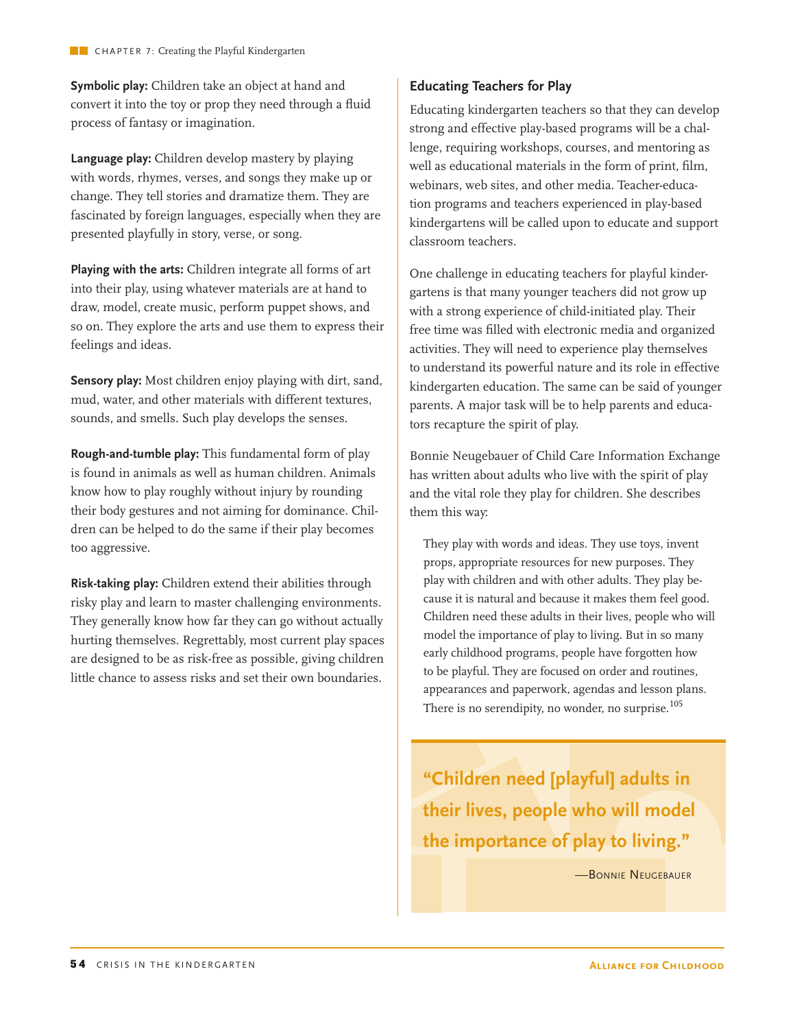**Symbolic play:** Children take an object at hand and convert it into the toy or prop they need through a fluid process of fantasy or imagination.

**Language play:** Children develop mastery by playing with words, rhymes, verses, and songs they make up or change. They tell stories and dramatize them. They are fascinated by foreign languages, especially when they are presented playfully in story, verse, or song.

**Playing with the arts:** Children integrate all forms of art into their play, using whatever materials are at hand to draw, model, create music, perform puppet shows, and so on. They explore the arts and use them to express their feelings and ideas.

**Sensory play:** Most children enjoy playing with dirt, sand, mud, water, and other materials with different textures, sounds, and smells. Such play develops the senses.

**Rough-and-tumble play:** This fundamental form of play is found in animals as well as human children. Animals know how to play roughly without injury by rounding their body gestures and not aiming for dominance. Children can be helped to do the same if their play becomes too aggressive.

**Risk-taking play:** Children extend their abilities through risky play and learn to master challenging environments. They generally know how far they can go without actually hurting themselves. Regrettably, most current play spaces are designed to be as risk-free as possible, giving children little chance to assess risks and set their own boundaries.

## Educating Teachers for Play

Educating kindergarten teachers so that they can develop strong and effective play-based programs will be a challenge, requiring workshops, courses, and mentoring as well as educational materials in the form of print, film, webinars, web sites, and other media. Teacher-education programs and teachers experienced in play-based kindergartens will be called upon to educate and support classroom teachers.

One challenge in educating teachers for playful kindergartens is that many younger teachers did not grow up with a strong experience of child-initiated play. Their free time was filled with electronic media and organized activities. They will need to experience play themselves to understand its powerful nature and its role in effective kindergarten education. The same can be said of younger parents. A major task will be to help parents and educators recapture the spirit of play.

Bonnie Neugebauer of Child Care Information Exchange has written about adults who live with the spirit of play and the vital role they play for children. She describes them this way:

> They play with words and ideas. They use toys, invent props, appropriate resources for new purposes. They play with children and with other adults. They play because it is natural and because it makes them feel good. Children need these adults in their lives, people who will model the importance of play to living. But in so many early childhood programs, people have forgotten how to be playful. They are focused on order and routines, appearances and paperwork, agendas and lesson plans. There is no serendipity, no wonder, no surprise.[105]

> **"Children need [playful] adults in their lives, people who will model the importance of play to living."**
>
> —Bonnie Neugebauer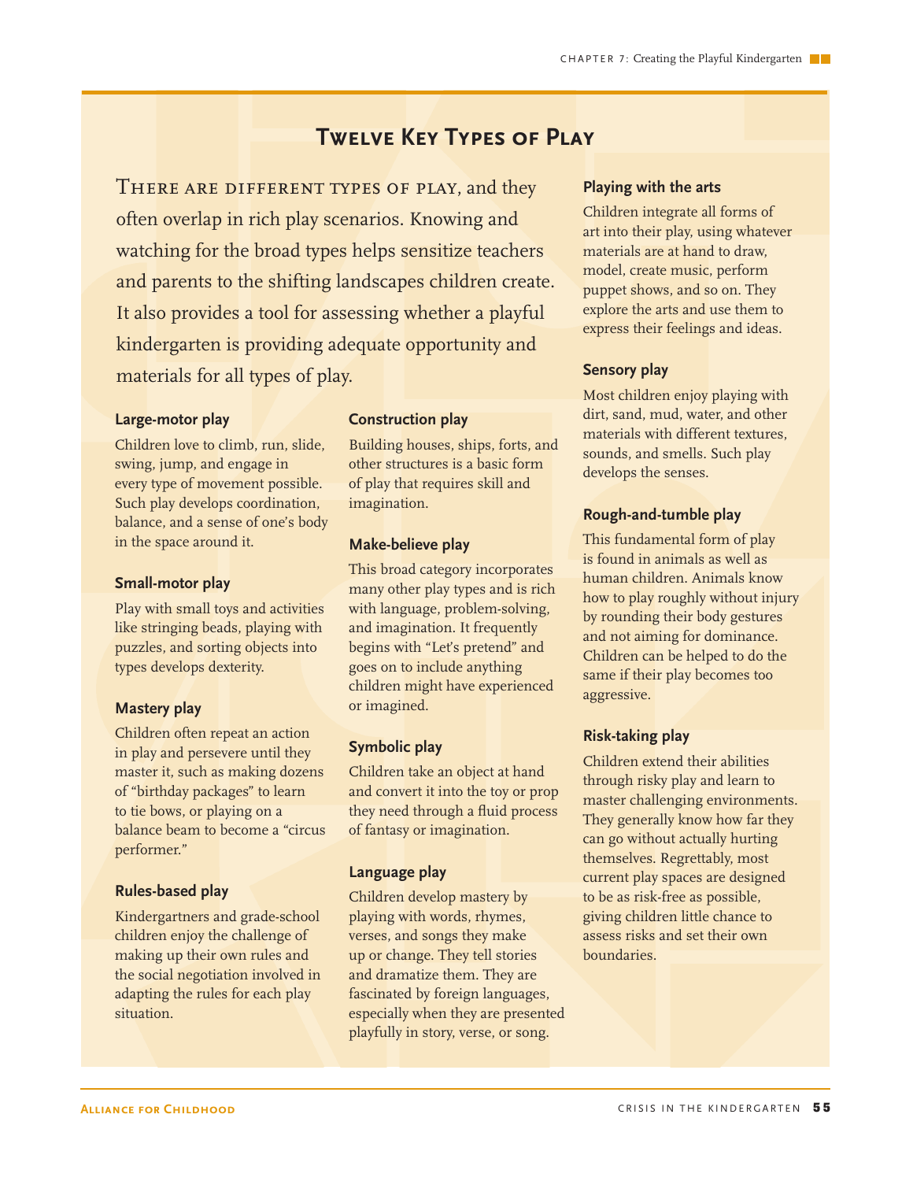## Twelve Key Types of Play

There are different types of play, and they often overlap in rich play scenarios. Knowing and watching for the broad types helps sensitize teachers and parents to the shifting landscapes children create. It also provides a tool for assessing whether a playful kindergarten is providing adequate opportunity and materials for all types of play.

### Large-motor play

Children love to climb, run, slide, swing, jump, and engage in every type of movement possible. Such play develops coordination, balance, and a sense of one's body in the space around it.

### Small-motor play

Play with small toys and activities like stringing beads, playing with puzzles, and sorting objects into types develops dexterity.

### Mastery play

Children often repeat an action in play and persevere until they master it, such as making dozens of "birthday packages" to learn to tie bows, or playing on a balance beam to become a "circus performer."

### Rules-based play

Kindergartners and grade-school children enjoy the challenge of making up their own rules and the social negotiation involved in adapting the rules for each play situation.

### Construction play

Building houses, ships, forts, and other structures is a basic form of play that requires skill and imagination.

### Make-believe play

This broad category incorporates many other play types and is rich with language, problem-solving, and imagination. It frequently begins with "Let's pretend" and goes on to include anything children might have experienced or imagined.

### Symbolic play

Children take an object at hand and convert it into the toy or prop they need through a fluid process of fantasy or imagination.

### Language play

Children develop mastery by playing with words, rhymes, verses, and songs they make up or change. They tell stories and dramatize them. They are fascinated by foreign languages, especially when they are presented playfully in story, verse, or song.

### Playing with the arts

Children integrate all forms of art into their play, using whatever materials are at hand to draw, model, create music, perform puppet shows, and so on. They explore the arts and use them to express their feelings and ideas.

### Sensory play

Most children enjoy playing with dirt, sand, mud, water, and other materials with different textures, sounds, and smells. Such play develops the senses.

### Rough-and-tumble play

This fundamental form of play is found in animals as well as human children. Animals know how to play roughly without injury by rounding their body gestures and not aiming for dominance. Children can be helped to do the same if their play becomes too aggressive.

### Risk-taking play

Children extend their abilities through risky play and learn to master challenging environments. They generally know how far they can go without actually hurting themselves. Regrettably, most current play spaces are designed to be as risk-free as possible, giving children little chance to assess risks and set their own boundaries.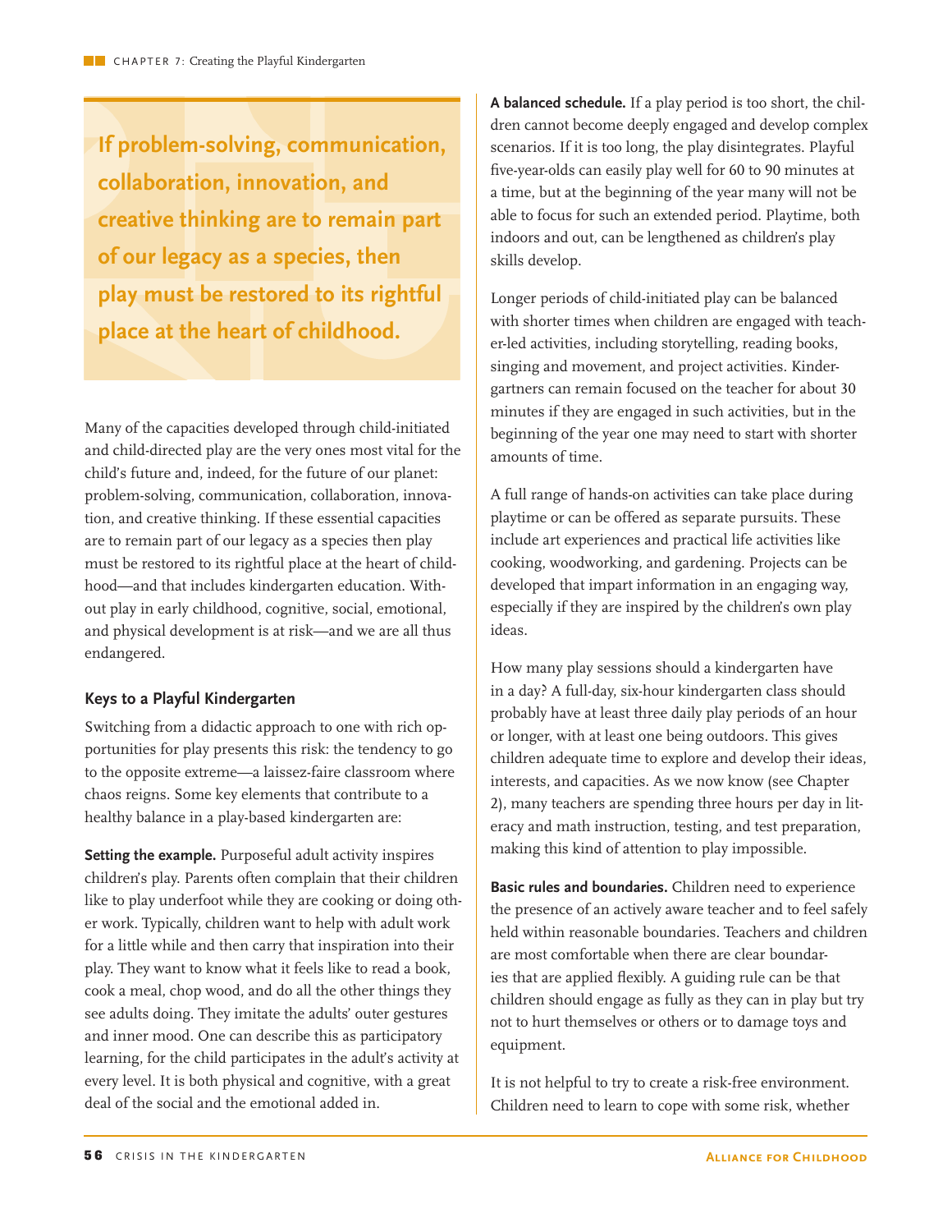**If problem-solving, communication, collaboration, innovation, and creative thinking are to remain part of our legacy as a species, then play must be restored to its rightful place at the heart of childhood.**

Many of the capacities developed through child-initiated and child-directed play are the very ones most vital for the child's future and, indeed, for the future of our planet: problem-solving, communication, collaboration, innovation, and creative thinking. If these essential capacities are to remain part of our legacy as a species then play must be restored to its rightful place at the heart of childhood—and that includes kindergarten education. Without play in early childhood, cognitive, social, emotional, and physical development is at risk—and we are all thus endangered.

### Keys to a Playful Kindergarten

Switching from a didactic approach to one with rich opportunities for play presents this risk: the tendency to go to the opposite extreme—a laissez-faire classroom where chaos reigns. Some key elements that contribute to a healthy balance in a play-based kindergarten are:

**Setting the example.** Purposeful adult activity inspires children's play. Parents often complain that their children like to play underfoot while they are cooking or doing other work. Typically, children want to help with adult work for a little while and then carry that inspiration into their play. They want to know what it feels like to read a book, cook a meal, chop wood, and do all the other things they see adults doing. They imitate the adults' outer gestures and inner mood. One can describe this as participatory learning, for the child participates in the adult's activity at every level. It is both physical and cognitive, with a great deal of the social and the emotional added in.

**A balanced schedule.** If a play period is too short, the children cannot become deeply engaged and develop complex scenarios. If it is too long, the play disintegrates. Playful five-year-olds can easily play well for 60 to 90 minutes at a time, but at the beginning of the year many will not be able to focus for such an extended period. Playtime, both indoors and out, can be lengthened as children's play skills develop.

Longer periods of child-initiated play can be balanced with shorter times when children are engaged with teacher-led activities, including storytelling, reading books, singing and movement, and project activities. Kindergartners can remain focused on the teacher for about 30 minutes if they are engaged in such activities, but in the beginning of the year one may need to start with shorter amounts of time.

A full range of hands-on activities can take place during playtime or can be offered as separate pursuits. These include art experiences and practical life activities like cooking, woodworking, and gardening. Projects can be developed that impart information in an engaging way, especially if they are inspired by the children's own play ideas.

How many play sessions should a kindergarten have in a day? A full-day, six-hour kindergarten class should probably have at least three daily play periods of an hour or longer, with at least one being outdoors. This gives children adequate time to explore and develop their ideas, interests, and capacities. As we now know (see Chapter 2), many teachers are spending three hours per day in literacy and math instruction, testing, and test preparation, making this kind of attention to play impossible.

**Basic rules and boundaries.** Children need to experience the presence of an actively aware teacher and to feel safely held within reasonable boundaries. Teachers and children are most comfortable when there are clear boundaries that are applied flexibly. A guiding rule can be that children should engage as fully as they can in play but try not to hurt themselves or others or to damage toys and equipment.

It is not helpful to try to create a risk-free environment. Children need to learn to cope with some risk, whether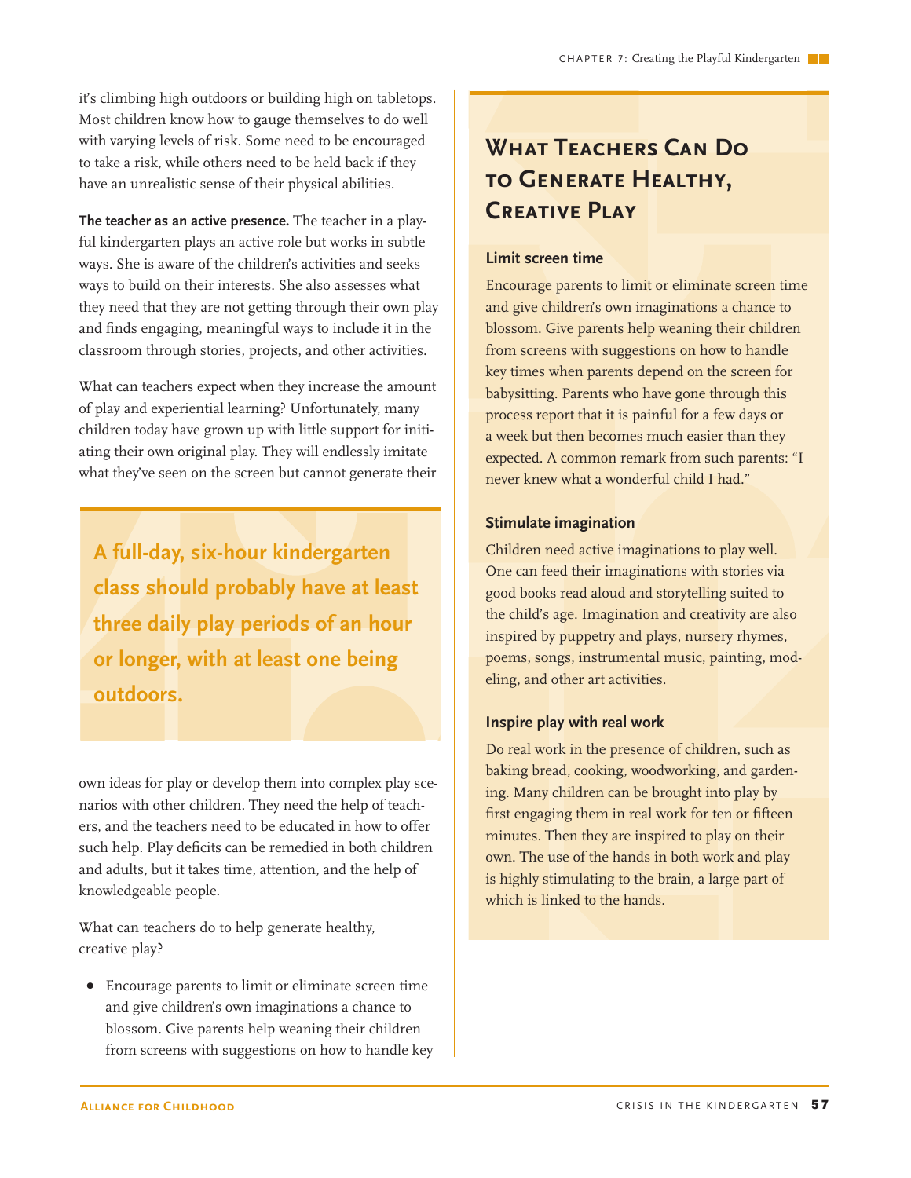it's climbing high outdoors or building high on tabletops. Most children know how to gauge themselves to do well with varying levels of risk. Some need to be encouraged to take a risk, while others need to be held back if they have an unrealistic sense of their physical abilities.

**The teacher as an active presence.** The teacher in a playful kindergarten plays an active role but works in subtle ways. She is aware of the children's activities and seeks ways to build on their interests. She also assesses what they need that they are not getting through their own play and finds engaging, meaningful ways to include it in the classroom through stories, projects, and other activities.

What can teachers expect when they increase the amount of play and experiential learning? Unfortunately, many children today have grown up with little support for initiating their own original play. They will endlessly imitate what they've seen on the screen but cannot generate their own ideas for play or develop them into complex play scenarios with other children. They need the help of teachers, and the teachers need to be educated in how to offer such help. Play deficits can be remedied in both children and adults, but it takes time, attention, and the help of knowledgeable people.

> **A full-day, six-hour kindergarten class should probably have at least three daily play periods of an hour or longer, with at least one being outdoors.**

What can teachers do to help generate healthy, creative play?

- Encourage parents to limit or eliminate screen time and give children's own imaginations a chance to blossom. Give parents help weaning their children from screens with suggestions on how to handle key

## What Teachers Can Do to Generate Healthy, Creative Play

### Limit screen time

Encourage parents to limit or eliminate screen time and give children's own imaginations a chance to blossom. Give parents help weaning their children from screens with suggestions on how to handle key times when parents depend on the screen for babysitting. Parents who have gone through this process report that it is painful for a few days or a week but then becomes much easier than they expected. A common remark from such parents: "I never knew what a wonderful child I had."

### Stimulate imagination

Children need active imaginations to play well. One can feed their imaginations with stories via good books read aloud and storytelling suited to the child's age. Imagination and creativity are also inspired by puppetry and plays, nursery rhymes, poems, songs, instrumental music, painting, modeling, and other art activities.

### Inspire play with real work

Do real work in the presence of children, such as baking bread, cooking, woodworking, and gardening. Many children can be brought into play by first engaging them in real work for ten or fifteen minutes. Then they are inspired to play on their own. The use of the hands in both work and play is highly stimulating to the brain, a large part of which is linked to the hands.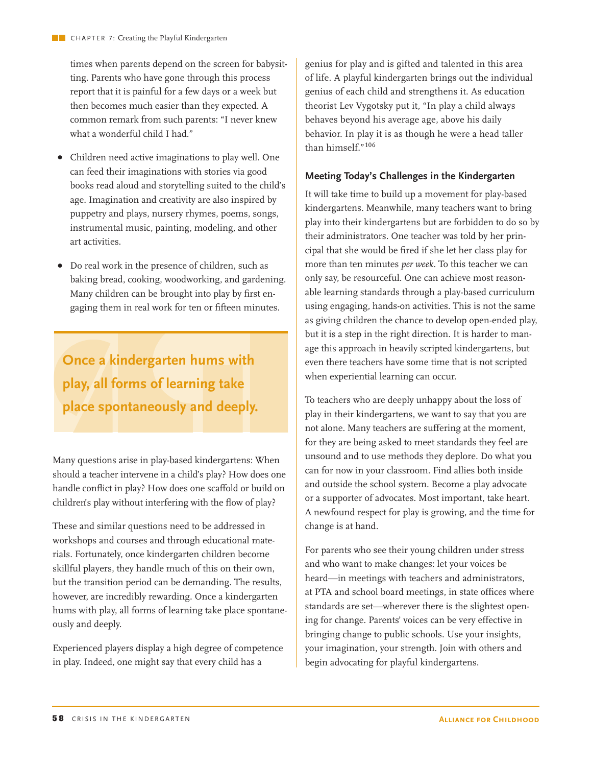times when parents depend on the screen for babysitting. Parents who have gone through this process report that it is painful for a few days or a week but then becomes much easier than they expected. A common remark from such parents: "I never knew what a wonderful child I had."

- Children need active imaginations to play well. One can feed their imaginations with stories via good books read aloud and storytelling suited to the child's age. Imagination and creativity are also inspired by puppetry and plays, nursery rhymes, poems, songs, instrumental music, painting, modeling, and other art activities.
- Do real work in the presence of children, such as baking bread, cooking, woodworking, and gardening. Many children can be brought into play by first engaging them in real work for ten or fifteen minutes.

**Once a kindergarten hums with play, all forms of learning take place spontaneously and deeply.**

Many questions arise in play-based kindergartens: When should a teacher intervene in a child's play? How does one handle conflict in play? How does one scaffold or build on children's play without interfering with the flow of play?

These and similar questions need to be addressed in workshops and courses and through educational materials. Fortunately, once kindergarten children become skillful players, they handle much of this on their own, but the transition period can be demanding. The results, however, are incredibly rewarding. Once a kindergarten hums with play, all forms of learning take place spontaneously and deeply.

Experienced players display a high degree of competence in play. Indeed, one might say that every child has a genius for play and is gifted and talented in this area of life. A playful kindergarten brings out the individual genius of each child and strengthens it. As education theorist Lev Vygotsky put it, "In play a child always behaves beyond his average age, above his daily behavior. In play it is as though he were a head taller than himself."[106]

### Meeting Today's Challenges in the Kindergarten

It will take time to build up a movement for play-based kindergartens. Meanwhile, many teachers want to bring play into their kindergartens but are forbidden to do so by their administrators. One teacher was told by her principal that she would be fired if she let her class play for more than ten minutes *per week*. To this teacher we can only say, be resourceful. One can achieve most reasonable learning standards through a play-based curriculum using engaging, hands-on activities. This is not the same as giving children the chance to develop open-ended play, but it is a step in the right direction. It is harder to manage this approach in heavily scripted kindergartens, but even there teachers have some time that is not scripted when experiential learning can occur.

To teachers who are deeply unhappy about the loss of play in their kindergartens, we want to say that you are not alone. Many teachers are suffering at the moment, for they are being asked to meet standards they feel are unsound and to use methods they deplore. Do what you can for now in your classroom. Find allies both inside and outside the school system. Become a play advocate or a supporter of advocates. Most important, take heart. A newfound respect for play is growing, and the time for change is at hand.

For parents who see their young children under stress and who want to make changes: let your voices be heard—in meetings with teachers and administrators, at PTA and school board meetings, in state offices where standards are set—wherever there is the slightest opening for change. Parents' voices can be very effective in bringing change to public schools. Use your insights, your imagination, your strength. Join with others and begin advocating for playful kindergartens.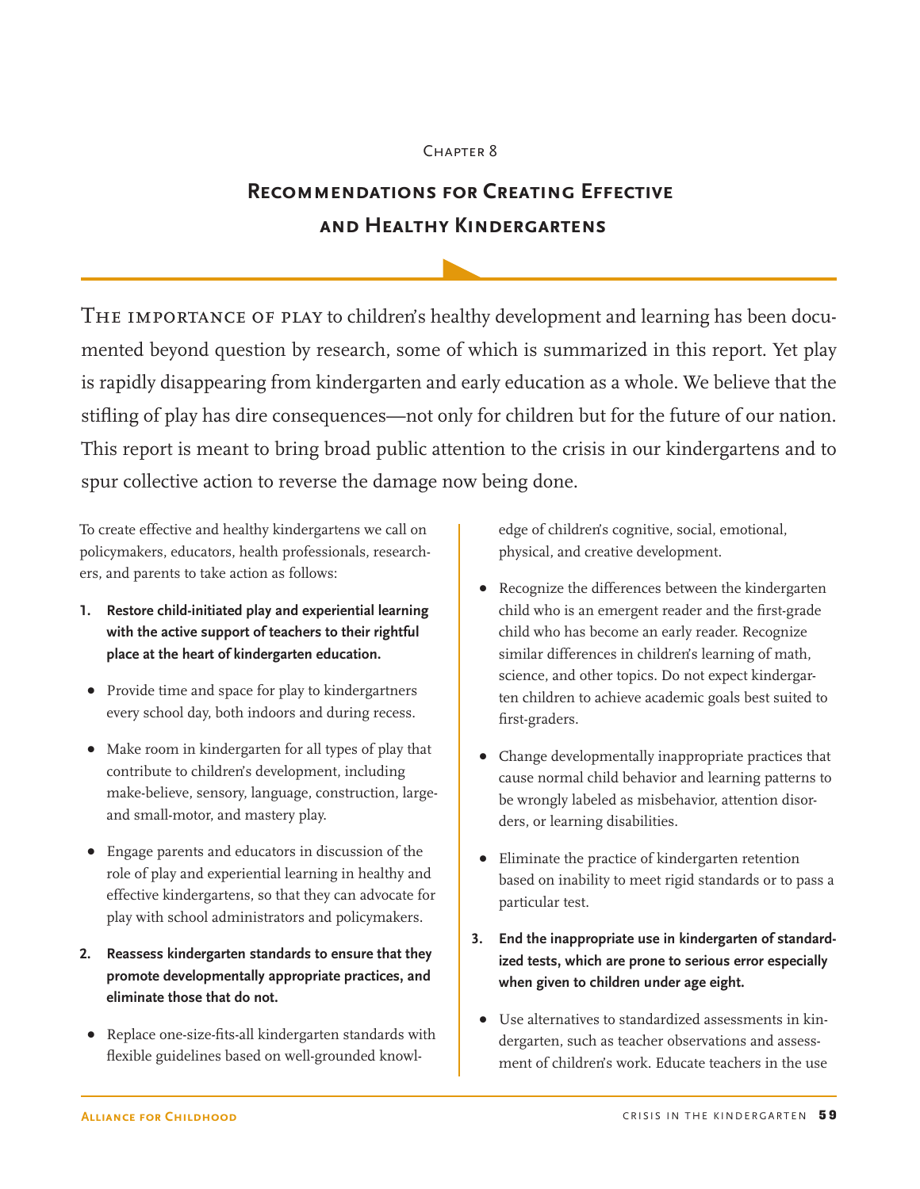Chapter 8

# Recommendations for Creating Effective and Healthy Kindergartens

The importance of play to children's healthy development and learning has been documented beyond question by research, some of which is summarized in this report. Yet play is rapidly disappearing from kindergarten and early education as a whole. We believe that the stifling of play has dire consequences—not only for children but for the future of our nation. This report is meant to bring broad public attention to the crisis in our kindergartens and to spur collective action to reverse the damage now being done.

To create effective and healthy kindergartens we call on policymakers, educators, health professionals, researchers, and parents to take action as follows:

1. **Restore child-initiated play and experiential learning with the active support of teachers to their rightful place at the heart of kindergarten education.**

   - Provide time and space for play to kindergartners every school day, both indoors and during recess.
   - Make room in kindergarten for all types of play that contribute to children's development, including make-believe, sensory, language, construction, large- and small-motor, and mastery play.
   - Engage parents and educators in discussion of the role of play and experiential learning in healthy and effective kindergartens, so that they can advocate for play with school administrators and policymakers.

2. **Reassess kindergarten standards to ensure that they promote developmentally appropriate practices, and eliminate those that do not.**

   - Replace one-size-fits-all kindergarten standards with flexible guidelines based on well-grounded knowledge of children's cognitive, social, emotional, physical, and creative development.
   - Recognize the differences between the kindergarten child who is an emergent reader and the first-grade child who has become an early reader. Recognize similar differences in children's learning of math, science, and other topics. Do not expect kindergarten children to achieve academic goals best suited to first-graders.
   - Change developmentally inappropriate practices that cause normal child behavior and learning patterns to be wrongly labeled as misbehavior, attention disorders, or learning disabilities.
   - Eliminate the practice of kindergarten retention based on inability to meet rigid standards or to pass a particular test.

3. **End the inappropriate use in kindergarten of standardized tests, which are prone to serious error especially when given to children under age eight.**

   - Use alternatives to standardized assessments in kindergarten, such as teacher observations and assessment of children's work. Educate teachers in the use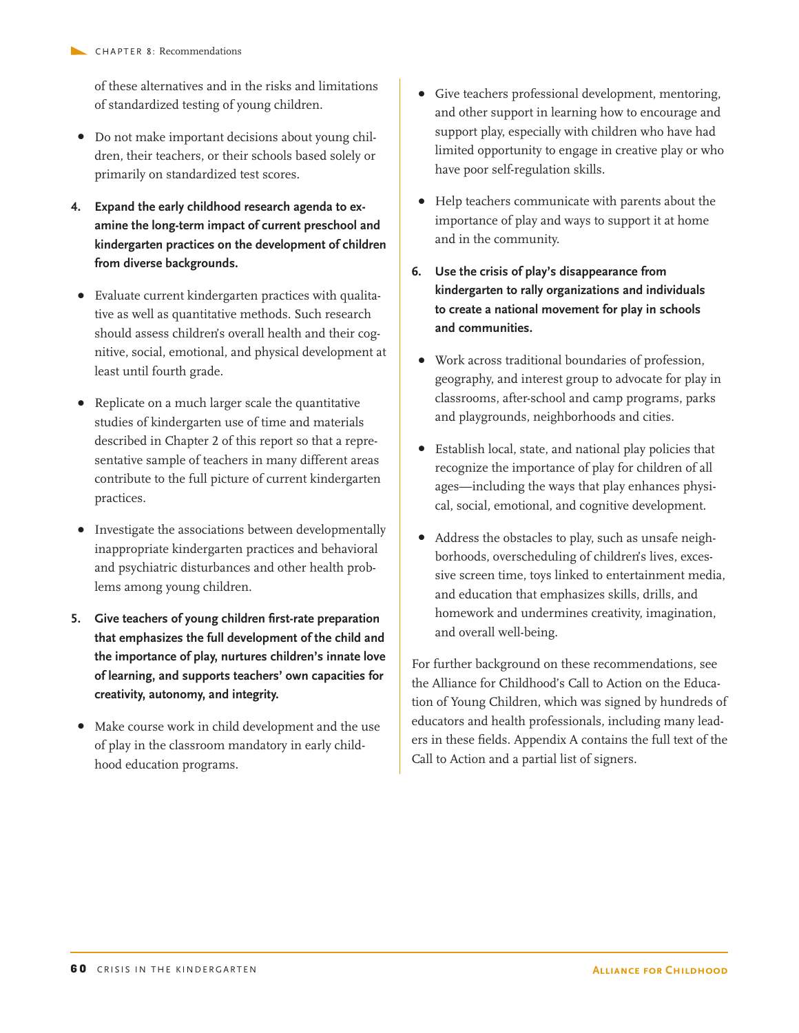of these alternatives and in the risks and limitations of standardized testing of young children.

- Do not make important decisions about young children, their teachers, or their schools based solely or primarily on standardized test scores.

4. **Expand the early childhood research agenda to examine the long-term impact of current preschool and kindergarten practices on the development of children from diverse backgrounds.**

- Evaluate current kindergarten practices with qualitative as well as quantitative methods. Such research should assess children's overall health and their cognitive, social, emotional, and physical development at least until fourth grade.

- Replicate on a much larger scale the quantitative studies of kindergarten use of time and materials described in Chapter 2 of this report so that a representative sample of teachers in many different areas contribute to the full picture of current kindergarten practices.

- Investigate the associations between developmentally inappropriate kindergarten practices and behavioral and psychiatric disturbances and other health problems among young children.

5. **Give teachers of young children first-rate preparation that emphasizes the full development of the child and the importance of play, nurtures children's innate love of learning, and supports teachers' own capacities for creativity, autonomy, and integrity.**

- Make course work in child development and the use of play in the classroom mandatory in early childhood education programs.

- Give teachers professional development, mentoring, and other support in learning how to encourage and support play, especially with children who have had limited opportunity to engage in creative play or who have poor self-regulation skills.

- Help teachers communicate with parents about the importance of play and ways to support it at home and in the community.

6. **Use the crisis of play's disappearance from kindergarten to rally organizations and individuals to create a national movement for play in schools and communities.**

- Work across traditional boundaries of profession, geography, and interest group to advocate for play in classrooms, after-school and camp programs, parks and playgrounds, neighborhoods and cities.

- Establish local, state, and national play policies that recognize the importance of play for children of all ages—including the ways that play enhances physical, social, emotional, and cognitive development.

- Address the obstacles to play, such as unsafe neighborhoods, overscheduling of children's lives, excessive screen time, toys linked to entertainment media, and education that emphasizes skills, drills, and homework and undermines creativity, imagination, and overall well-being.

For further background on these recommendations, see the Alliance for Childhood's Call to Action on the Education of Young Children, which was signed by hundreds of educators and health professionals, including many leaders in these fields. Appendix A contains the full text of the Call to Action and a partial list of signers.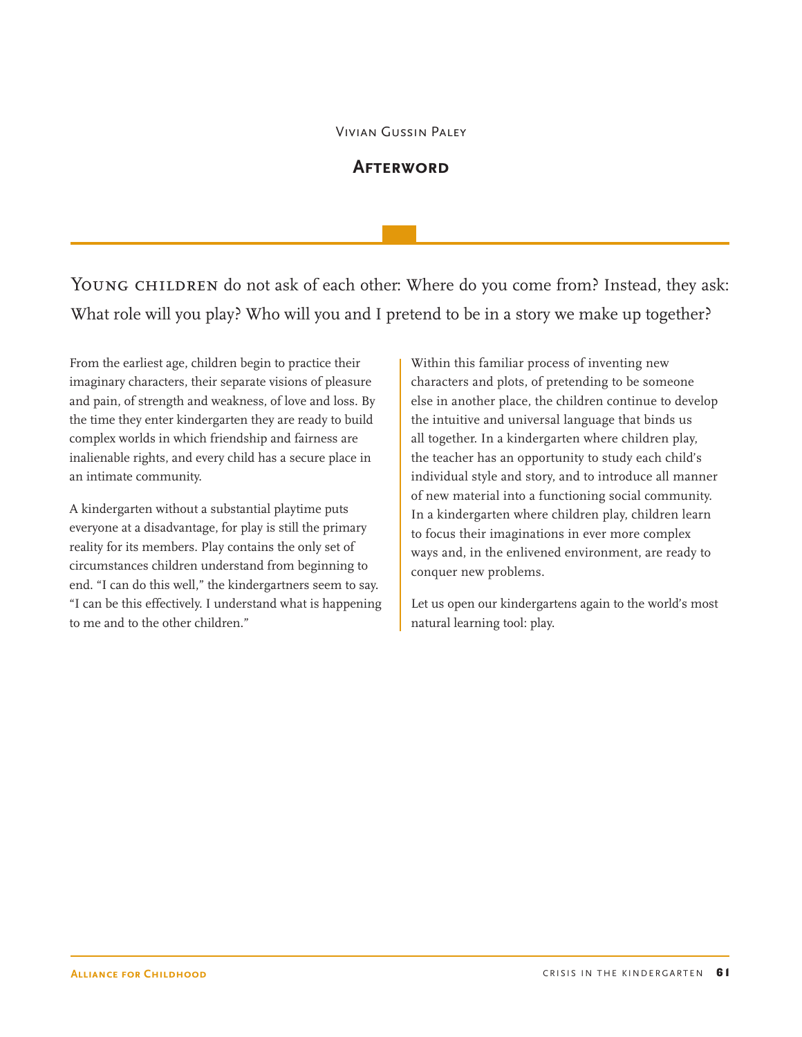Vivian Gussin Paley

## Afterword

Young children do not ask of each other: Where do you come from? Instead, they ask: What role will you play? Who will you and I pretend to be in a story we make up together?

From the earliest age, children begin to practice their imaginary characters, their separate visions of pleasure and pain, of strength and weakness, of love and loss. By the time they enter kindergarten they are ready to build complex worlds in which friendship and fairness are inalienable rights, and every child has a secure place in an intimate community.

A kindergarten without a substantial playtime puts everyone at a disadvantage, for play is still the primary reality for its members. Play contains the only set of circumstances children understand from beginning to end. "I can do this well," the kindergartners seem to say. "I can be this effectively. I understand what is happening to me and to the other children."

Within this familiar process of inventing new characters and plots, of pretending to be someone else in another place, the children continue to develop the intuitive and universal language that binds us all together. In a kindergarten where children play, the teacher has an opportunity to study each child's individual style and story, and to introduce all manner of new material into a functioning social community. In a kindergarten where children play, children learn to focus their imaginations in ever more complex ways and, in the enlivened environment, are ready to conquer new problems.

Let us open our kindergartens again to the world's most natural learning tool: play.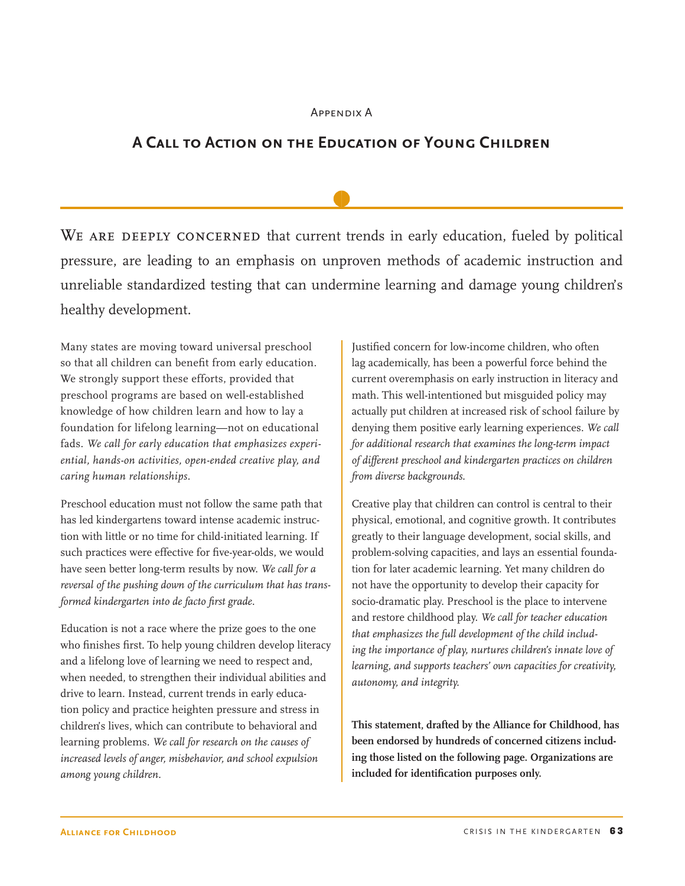Appendix A

## A Call to Action on the Education of Young Children

We are deeply concerned that current trends in early education, fueled by political pressure, are leading to an emphasis on unproven methods of academic instruction and unreliable standardized testing that can undermine learning and damage young children's healthy development.

Many states are moving toward universal preschool so that all children can benefit from early education. We strongly support these efforts, provided that preschool programs are based on well-established knowledge of how children learn and how to lay a foundation for lifelong learning—not on educational fads. *We call for early education that emphasizes experiential, hands-on activities, open-ended creative play, and caring human relationships.*

Preschool education must not follow the same path that has led kindergartens toward intense academic instruction with little or no time for child-initiated learning. If such practices were effective for five-year-olds, we would have seen better long-term results by now. *We call for a reversal of the pushing down of the curriculum that has transformed kindergarten into de facto first grade.*

Education is not a race where the prize goes to the one who finishes first. To help young children develop literacy and a lifelong love of learning we need to respect and, when needed, to strengthen their individual abilities and drive to learn. Instead, current trends in early education policy and practice heighten pressure and stress in children's lives, which can contribute to behavioral and learning problems. *We call for research on the causes of increased levels of anger, misbehavior, and school expulsion among young children.*

Justified concern for low-income children, who often lag academically, has been a powerful force behind the current overemphasis on early instruction in literacy and math. This well-intentioned but misguided policy may actually put children at increased risk of school failure by denying them positive early learning experiences. *We call for additional research that examines the long-term impact of different preschool and kindergarten practices on children from diverse backgrounds.*

Creative play that children can control is central to their physical, emotional, and cognitive growth. It contributes greatly to their language development, social skills, and problem-solving capacities, and lays an essential foundation for later academic learning. Yet many children do not have the opportunity to develop their capacity for socio-dramatic play. Preschool is the place to intervene and restore childhood play. *We call for teacher education that emphasizes the full development of the child including the importance of play, nurtures children's innate love of learning, and supports teachers' own capacities for creativity, autonomy, and integrity.*

**This statement, drafted by the Alliance for Childhood, has been endorsed by hundreds of concerned citizens including those listed on the following page. Organizations are included for identification purposes only.**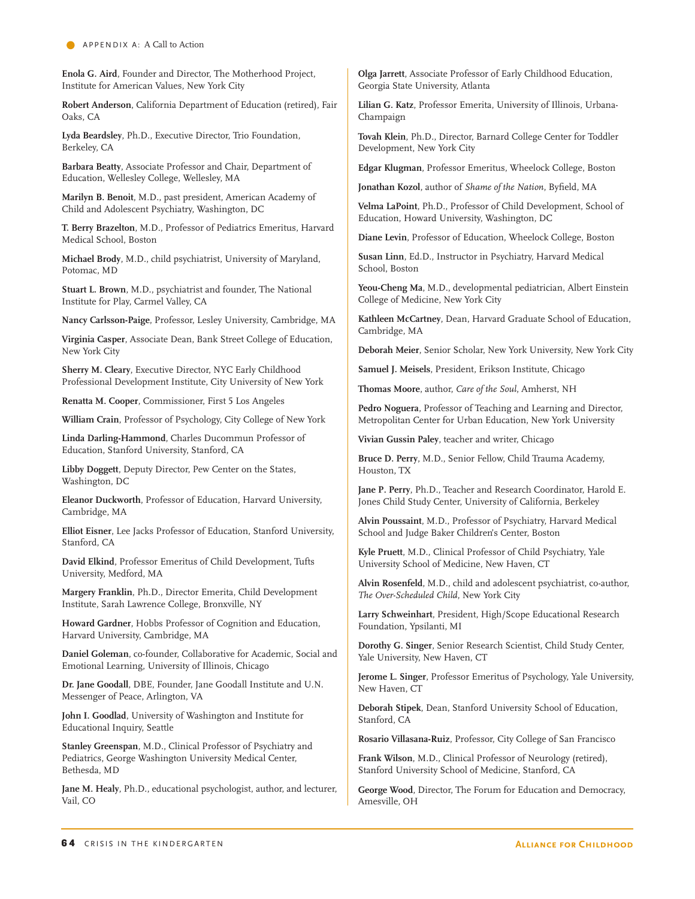**Enola G. Aird**, Founder and Director, The Motherhood Project, Institute for American Values, New York City

**Robert Anderson**, California Department of Education (retired), Fair Oaks, CA

**Lyda Beardsley**, Ph.D., Executive Director, Trio Foundation, Berkeley, CA

**Barbara Beatty**, Associate Professor and Chair, Department of Education, Wellesley College, Wellesley, MA

**Marilyn B. Benoit**, M.D., past president, American Academy of Child and Adolescent Psychiatry, Washington, DC

**T. Berry Brazelton**, M.D., Professor of Pediatrics Emeritus, Harvard Medical School, Boston

**Michael Brody**, M.D., child psychiatrist, University of Maryland, Potomac, MD

**Stuart L. Brown**, M.D., psychiatrist and founder, The National Institute for Play, Carmel Valley, CA

**Nancy Carlsson-Paige**, Professor, Lesley University, Cambridge, MA

**Virginia Casper**, Associate Dean, Bank Street College of Education, New York City

**Sherry M. Cleary**, Executive Director, NYC Early Childhood Professional Development Institute, City University of New York

**Renatta M. Cooper**, Commissioner, First 5 Los Angeles

**William Crain**, Professor of Psychology, City College of New York

**Linda Darling-Hammond**, Charles Ducommun Professor of Education, Stanford University, Stanford, CA

**Libby Doggett**, Deputy Director, Pew Center on the States, Washington, DC

**Eleanor Duckworth**, Professor of Education, Harvard University, Cambridge, MA

**Elliot Eisner**, Lee Jacks Professor of Education, Stanford University, Stanford, CA

**David Elkind**, Professor Emeritus of Child Development, Tufts University, Medford, MA

**Margery Franklin**, Ph.D., Director Emerita, Child Development Institute, Sarah Lawrence College, Bronxville, NY

**Howard Gardner**, Hobbs Professor of Cognition and Education, Harvard University, Cambridge, MA

**Daniel Goleman**, co-founder, Collaborative for Academic, Social and Emotional Learning, University of Illinois, Chicago

**Dr. Jane Goodall**, DBE, Founder, Jane Goodall Institute and U.N. Messenger of Peace, Arlington, VA

**John I. Goodlad**, University of Washington and Institute for Educational Inquiry, Seattle

**Stanley Greenspan**, M.D., Clinical Professor of Psychiatry and Pediatrics, George Washington University Medical Center, Bethesda, MD

**Jane M. Healy**, Ph.D., educational psychologist, author, and lecturer, Vail, CO

**Olga Jarrett**, Associate Professor of Early Childhood Education, Georgia State University, Atlanta

**Lilian G. Katz**, Professor Emerita, University of Illinois, Urbana-Champaign

**Tovah Klein**, Ph.D., Director, Barnard College Center for Toddler Development, New York City

**Edgar Klugman**, Professor Emeritus, Wheelock College, Boston

**Jonathan Kozol**, author of *Shame of the Nation*, Byfield, MA

**Velma LaPoint**, Ph.D., Professor of Child Development, School of Education, Howard University, Washington, DC

**Diane Levin**, Professor of Education, Wheelock College, Boston

**Susan Linn**, Ed.D., Instructor in Psychiatry, Harvard Medical School, Boston

**Yeou-Cheng Ma**, M.D., developmental pediatrician, Albert Einstein College of Medicine, New York City

**Kathleen McCartney**, Dean, Harvard Graduate School of Education, Cambridge, MA

**Deborah Meier**, Senior Scholar, New York University, New York City

**Samuel J. Meisels**, President, Erikson Institute, Chicago

**Thomas Moore**, author, *Care of the Soul*, Amherst, NH

**Pedro Noguera**, Professor of Teaching and Learning and Director, Metropolitan Center for Urban Education, New York University

**Vivian Gussin Paley**, teacher and writer, Chicago

**Bruce D. Perry**, M.D., Senior Fellow, Child Trauma Academy, Houston, TX

**Jane P. Perry**, Ph.D., Teacher and Research Coordinator, Harold E. Jones Child Study Center, University of California, Berkeley

**Alvin Poussaint**, M.D., Professor of Psychiatry, Harvard Medical School and Judge Baker Children's Center, Boston

**Kyle Pruett**, M.D., Clinical Professor of Child Psychiatry, Yale University School of Medicine, New Haven, CT

**Alvin Rosenfeld**, M.D., child and adolescent psychiatrist, co-author, *The Over-Scheduled Child*, New York City

**Larry Schweinhart**, President, High/Scope Educational Research Foundation, Ypsilanti, MI

**Dorothy G. Singer**, Senior Research Scientist, Child Study Center, Yale University, New Haven, CT

**Jerome L. Singer**, Professor Emeritus of Psychology, Yale University, New Haven, CT

**Deborah Stipek**, Dean, Stanford University School of Education, Stanford, CA

**Rosario Villasana-Ruiz**, Professor, City College of San Francisco

**Frank Wilson**, M.D., Clinical Professor of Neurology (retired), Stanford University School of Medicine, Stanford, CA

**George Wood**, Director, The Forum for Education and Democracy, Amesville, OH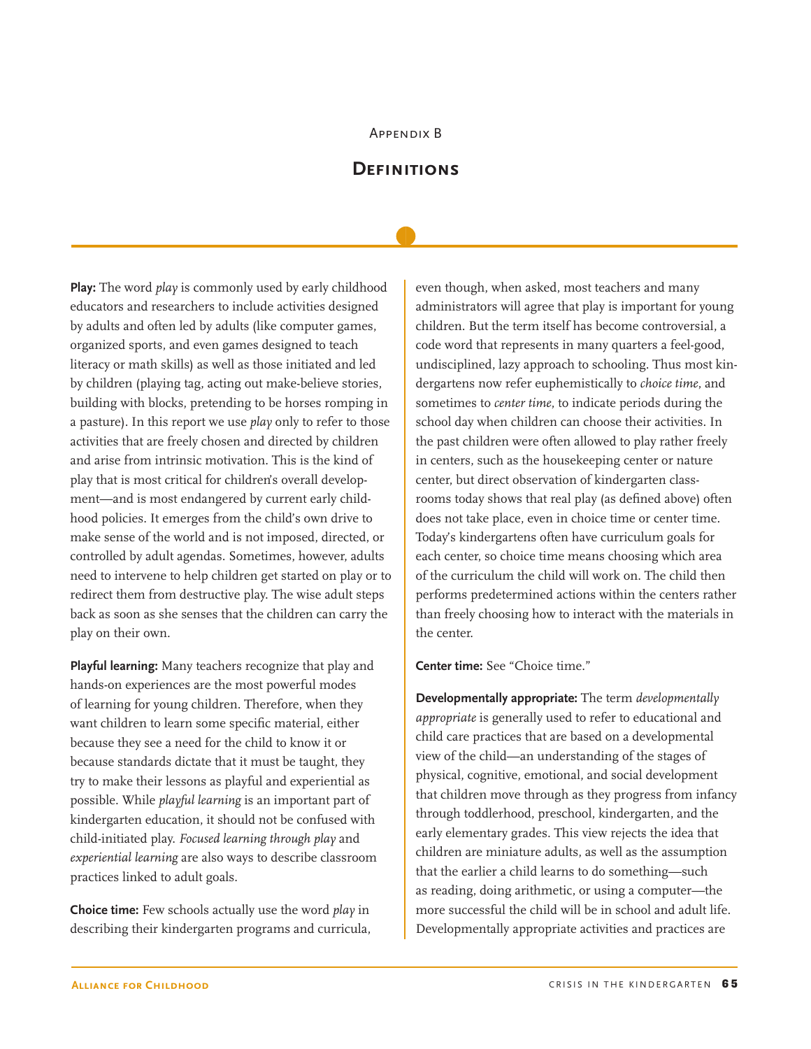# Appendix B

## Definitions

**Play:** The word *play* is commonly used by early childhood educators and researchers to include activities designed by adults and often led by adults (like computer games, organized sports, and even games designed to teach literacy or math skills) as well as those initiated and led by children (playing tag, acting out make-believe stories, building with blocks, pretending to be horses romping in a pasture). In this report we use *play* only to refer to those activities that are freely chosen and directed by children and arise from intrinsic motivation. This is the kind of play that is most critical for children's overall development—and is most endangered by current early childhood policies. It emerges from the child's own drive to make sense of the world and is not imposed, directed, or controlled by adult agendas. Sometimes, however, adults need to intervene to help children get started on play or to redirect them from destructive play. The wise adult steps back as soon as she senses that the children can carry the play on their own.

**Playful learning:** Many teachers recognize that play and hands-on experiences are the most powerful modes of learning for young children. Therefore, when they want children to learn some specific material, either because they see a need for the child to know it or because standards dictate that it must be taught, they try to make their lessons as playful and experiential as possible. While *playful learning* is an important part of kindergarten education, it should not be confused with child-initiated play. *Focused learning through play* and *experiential learning* are also ways to describe classroom practices linked to adult goals.

**Choice time:** Few schools actually use the word *play* in describing their kindergarten programs and curricula, even though, when asked, most teachers and many administrators will agree that play is important for young children. But the term itself has become controversial, a code word that represents in many quarters a feel-good, undisciplined, lazy approach to schooling. Thus most kindergartens now refer euphemistically to *choice time*, and sometimes to *center time*, to indicate periods during the school day when children can choose their activities. In the past children were often allowed to play rather freely in centers, such as the housekeeping center or nature center, but direct observation of kindergarten classrooms today shows that real play (as defined above) often does not take place, even in choice time or center time. Today's kindergartens often have curriculum goals for each center, so choice time means choosing which area of the curriculum the child will work on. The child then performs predetermined actions within the centers rather than freely choosing how to interact with the materials in the center.

**Center time:** See "Choice time."

**Developmentally appropriate:** The term *developmentally appropriate* is generally used to refer to educational and child care practices that are based on a developmental view of the child—an understanding of the stages of physical, cognitive, emotional, and social development that children move through as they progress from infancy through toddlerhood, preschool, kindergarten, and the early elementary grades. This view rejects the idea that children are miniature adults, as well as the assumption that the earlier a child learns to do something—such as reading, doing arithmetic, or using a computer—the more successful the child will be in school and adult life. Developmentally appropriate activities and practices are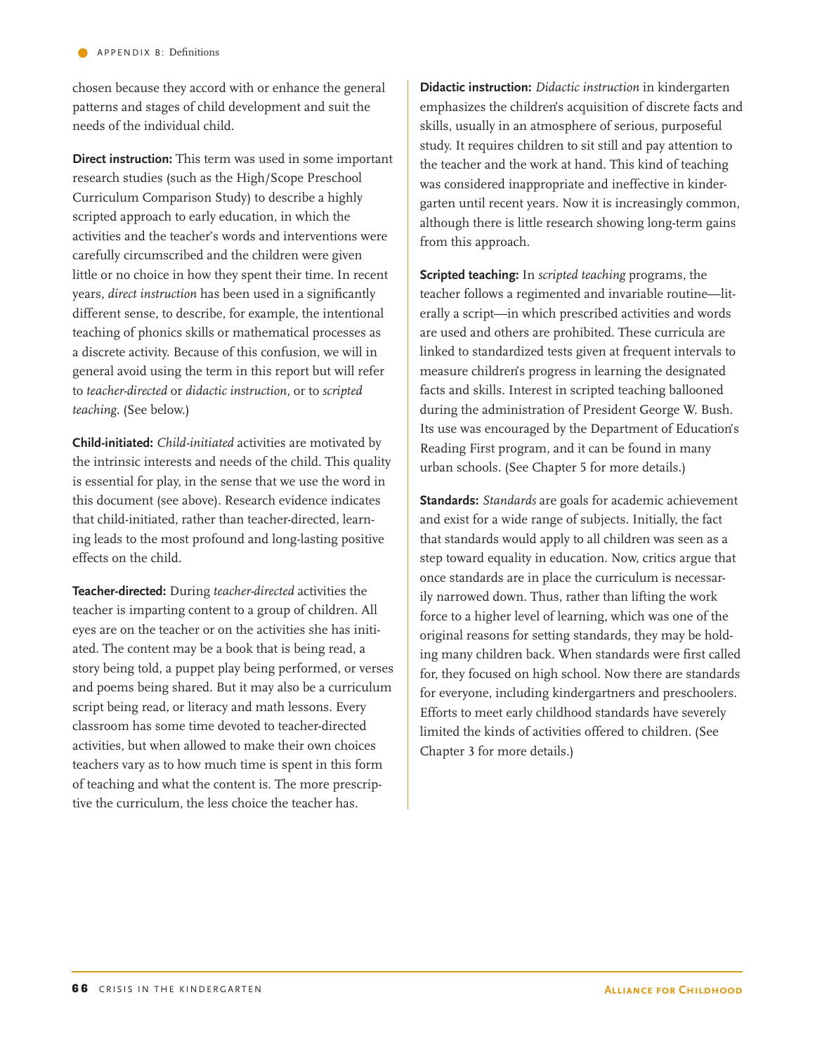chosen because they accord with or enhance the general patterns and stages of child development and suit the needs of the individual child.

**Direct instruction:** This term was used in some important research studies (such as the High/Scope Preschool Curriculum Comparison Study) to describe a highly scripted approach to early education, in which the activities and the teacher's words and interventions were carefully circumscribed and the children were given little or no choice in how they spent their time. In recent years, *direct instruction* has been used in a significantly different sense, to describe, for example, the intentional teaching of phonics skills or mathematical processes as a discrete activity. Because of this confusion, we will in general avoid using the term in this report but will refer to *teacher-directed* or *didactic instruction*, or to *scripted teaching*. (See below.)

**Child-initiated:** *Child-initiated* activities are motivated by the intrinsic interests and needs of the child. This quality is essential for play, in the sense that we use the word in this document (see above). Research evidence indicates that child-initiated, rather than teacher-directed, learning leads to the most profound and long-lasting positive effects on the child.

**Teacher-directed:** During *teacher-directed* activities the teacher is imparting content to a group of children. All eyes are on the teacher or on the activities she has initiated. The content may be a book that is being read, a story being told, a puppet play being performed, or verses and poems being shared. But it may also be a curriculum script being read, or literacy and math lessons. Every classroom has some time devoted to teacher-directed activities, but when allowed to make their own choices teachers vary as to how much time is spent in this form of teaching and what the content is. The more prescriptive the curriculum, the less choice the teacher has.

**Didactic instruction:** *Didactic instruction* in kindergarten emphasizes the children's acquisition of discrete facts and skills, usually in an atmosphere of serious, purposeful study. It requires children to sit still and pay attention to the teacher and the work at hand. This kind of teaching was considered inappropriate and ineffective in kindergarten until recent years. Now it is increasingly common, although there is little research showing long-term gains from this approach.

**Scripted teaching:** In *scripted teaching* programs, the teacher follows a regimented and invariable routine—literally a script—in which prescribed activities and words are used and others are prohibited. These curricula are linked to standardized tests given at frequent intervals to measure children's progress in learning the designated facts and skills. Interest in scripted teaching ballooned during the administration of President George W. Bush. Its use was encouraged by the Department of Education's Reading First program, and it can be found in many urban schools. (See Chapter 5 for more details.)

**Standards:** *Standards* are goals for academic achievement and exist for a wide range of subjects. Initially, the fact that standards would apply to all children was seen as a step toward equality in education. Now, critics argue that once standards are in place the curriculum is necessarily narrowed down. Thus, rather than lifting the work force to a higher level of learning, which was one of the original reasons for setting standards, they may be holding many children back. When standards were first called for, they focused on high school. Now there are standards for everyone, including kindergartners and preschoolers. Efforts to meet early childhood standards have severely limited the kinds of activities offered to children. (See Chapter 3 for more details.)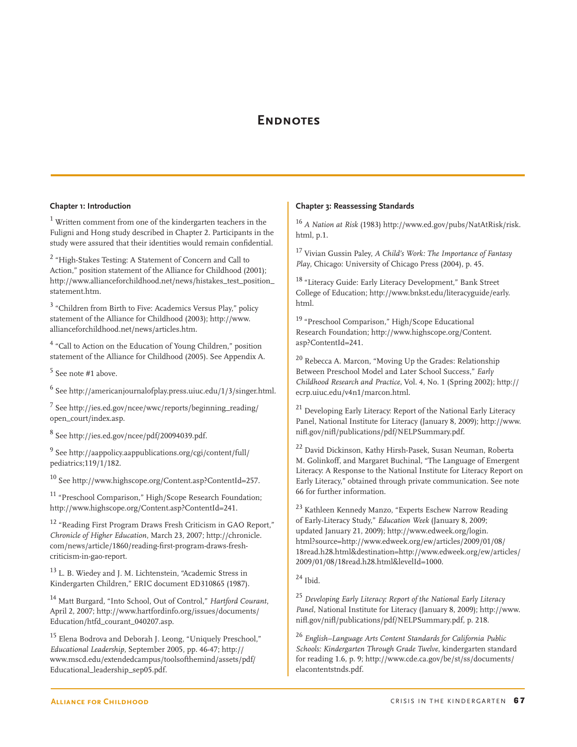# Endnotes

### Chapter 1: Introduction

[1] Written comment from one of the kindergarten teachers in the Fuligni and Hong study described in Chapter 2. Participants in the study were assured that their identities would remain confidential.

[2] "High-Stakes Testing: A Statement of Concern and Call to Action," position statement of the Alliance for Childhood (2001); http://www.allianceforchildhood.net/news/histakes_test_position_statement.htm.

[3] "Children from Birth to Five: Academics Versus Play," policy statement of the Alliance for Childhood (2003); http://www.allianceforchildhood.net/news/articles.htm.

[4] "Call to Action on the Education of Young Children," position statement of the Alliance for Childhood (2005). See Appendix A.

[5] See note #1 above.

[6] See http://americanjournalofplay.press.uiuc.edu/1/3/singer.html.

[7] See http://ies.ed.gov/ncee/wwc/reports/beginning_reading/open_court/index.asp.

[8] See http://ies.ed.gov/ncee/pdf/20094039.pdf.

[9] See http://aappolicy.aappublications.org/cgi/content/full/pediatrics;119/1/182.

[10] See http://www.highscope.org/Content.asp?ContentId=257.

[11] "Preschool Comparison," High/Scope Research Foundation; http://www.highscope.org/Content.asp?ContentId=241.

[12] "Reading First Program Draws Fresh Criticism in GAO Report," *Chronicle of Higher Education*, March 23, 2007; http://chronicle.com/news/article/1860/reading-first-program-draws-fresh-criticism-in-gao-report.

[13] L. B. Wiedey and J. M. Lichtenstein, "Academic Stress in Kindergarten Children," ERIC document ED310865 (1987).

[14] Matt Burgard, "Into School, Out of Control," *Hartford Courant*, April 2, 2007; http://www.hartfordinfo.org/issues/documents/Education/htfd_courant_040207.asp.

[15] Elena Bodrova and Deborah J. Leong, "Uniquely Preschool," *Educational Leadership*, September 2005, pp. 46-47; http://www.mscd.edu/extendedcampus/toolsofthemind/assets/pdf/Educational_leadership_sep05.pdf.

### Chapter 3: Reassessing Standards

[16] *A Nation at Risk* (1983) http://www.ed.gov/pubs/NatAtRisk/risk.html, p.1.

[17] Vivian Gussin Paley, *A Child's Work: The Importance of Fantasy Play*, Chicago: University of Chicago Press (2004), p. 45.

[18] "Literacy Guide: Early Literacy Development," Bank Street College of Education; http://www.bnkst.edu/literacyguide/early.html.

[19] "Preschool Comparison," High/Scope Educational Research Foundation; http://www.highscope.org/Content.asp?ContentId=241.

[20] Rebecca A. Marcon, "Moving Up the Grades: Relationship Between Preschool Model and Later School Success," *Early Childhood Research and Practice*, Vol. 4, No. 1 (Spring 2002); http://ecrp.uiuc.edu/v4n1/marcon.html.

[21] Developing Early Literacy: Report of the National Early Literacy Panel, National Institute for Literacy (January 8, 2009); http://www.nifl.gov/nifl/publications/pdf/NELPSummary.pdf.

[22] David Dickinson, Kathy Hirsh-Pasek, Susan Neuman, Roberta M. Golinkoff, and Margaret Buchinal, "The Language of Emergent Literacy: A Response to the National Institute for Literacy Report on Early Literacy," obtained through private communication. See note 66 for further information.

[23] Kathleen Kennedy Manzo, "Experts Eschew Narrow Reading of Early-Literacy Study," *Education Week* (January 8, 2009; updated January 21, 2009); http://www.edweek.org/login.html?source=http://www.edweek.org/ew/articles/2009/01/08/18read.h28.html&destination=http://www.edweek.org/ew/articles/2009/01/08/18read.h28.html&levelId=1000.

[24] Ibid.

[25] *Developing Early Literacy: Report of the National Early Literacy Panel*, National Institute for Literacy (January 8, 2009); http://www.nifl.gov/nifl/publications/pdf/NELPSummary.pdf, p. 218.

[26] *English–Language Arts Content Standards for California Public Schools: Kindergarten Through Grade Twelve*, kindergarten standard for reading 1.6, p. 9; http://www.cde.ca.gov/be/st/ss/documents/elacontentstnds.pdf.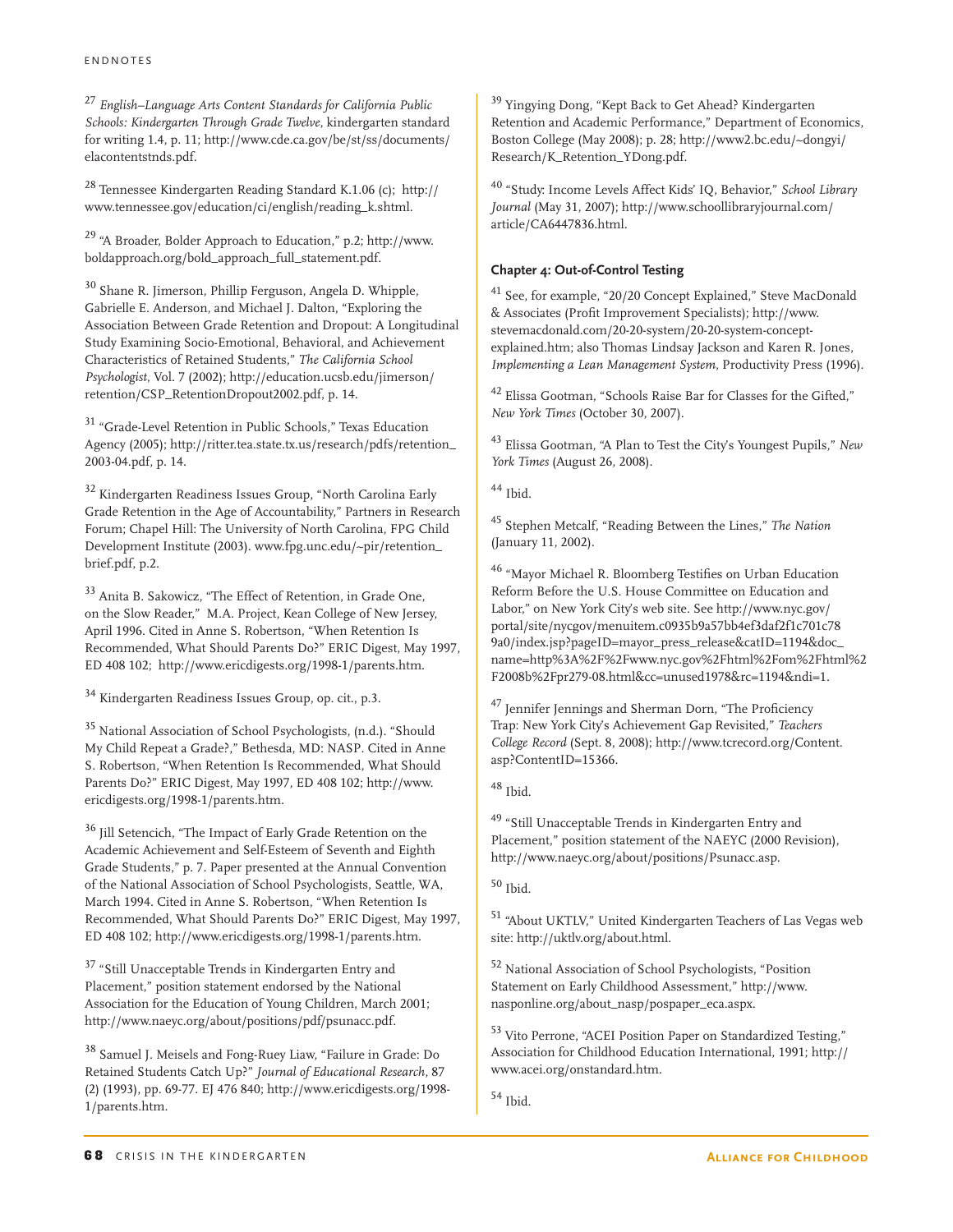27 *English–Language Arts Content Standards for California Public Schools: Kindergarten Through Grade Twelve*, kindergarten standard for writing 1.4, p. 11; http://www.cde.ca.gov/be/st/ss/documents/elacontentstnds.pdf.

28 Tennessee Kindergarten Reading Standard K.1.06 (c); http://www.tennessee.gov/education/ci/english/reading_k.shtml.

29 "A Broader, Bolder Approach to Education," p.2; http://www.boldapproach.org/bold_approach_full_statement.pdf.

30 Shane R. Jimerson, Phillip Ferguson, Angela D. Whipple, Gabrielle E. Anderson, and Michael J. Dalton, "Exploring the Association Between Grade Retention and Dropout: A Longitudinal Study Examining Socio-Emotional, Behavioral, and Achievement Characteristics of Retained Students," *The California School Psychologist*, Vol. 7 (2002); http://education.ucsb.edu/jimerson/retention/CSP_RetentionDropout2002.pdf, p. 14.

31 "Grade-Level Retention in Public Schools," Texas Education Agency (2005); http://ritter.tea.state.tx.us/research/pdfs/retention_2003-04.pdf, p. 14.

32 Kindergarten Readiness Issues Group, "North Carolina Early Grade Retention in the Age of Accountability," Partners in Research Forum; Chapel Hill: The University of North Carolina, FPG Child Development Institute (2003). www.fpg.unc.edu/~pir/retention_brief.pdf, p.2.

33 Anita B. Sakowicz, "The Effect of Retention, in Grade One, on the Slow Reader," M.A. Project, Kean College of New Jersey, April 1996. Cited in Anne S. Robertson, "When Retention Is Recommended, What Should Parents Do?" ERIC Digest, May 1997, ED 408 102; http://www.ericdigests.org/1998-1/parents.htm.

34 Kindergarten Readiness Issues Group, op. cit., p.3.

35 National Association of School Psychologists, (n.d.). "Should My Child Repeat a Grade?," Bethesda, MD: NASP. Cited in Anne S. Robertson, "When Retention Is Recommended, What Should Parents Do?" ERIC Digest, May 1997, ED 408 102; http://www.ericdigests.org/1998-1/parents.htm.

36 Jill Setencich, "The Impact of Early Grade Retention on the Academic Achievement and Self-Esteem of Seventh and Eighth Grade Students," p. 7. Paper presented at the Annual Convention of the National Association of School Psychologists, Seattle, WA, March 1994. Cited in Anne S. Robertson, "When Retention Is Recommended, What Should Parents Do?" ERIC Digest, May 1997, ED 408 102; http://www.ericdigests.org/1998-1/parents.htm.

37 "Still Unacceptable Trends in Kindergarten Entry and Placement," position statement endorsed by the National Association for the Education of Young Children, March 2001; http://www.naeyc.org/about/positions/pdf/psunacc.pdf.

38 Samuel J. Meisels and Fong-Ruey Liaw, "Failure in Grade: Do Retained Students Catch Up?" *Journal of Educational Research*, 87 (2) (1993), pp. 69-77. EJ 476 840; http://www.ericdigests.org/1998-1/parents.htm.

39 Yingying Dong, "Kept Back to Get Ahead? Kindergarten Retention and Academic Performance," Department of Economics, Boston College (May 2008); p. 28; http://www2.bc.edu/~dongyi/Research/K_Retention_YDong.pdf.

40 "Study: Income Levels Affect Kids' IQ, Behavior," *School Library Journal* (May 31, 2007); http://www.schoollibraryjournal.com/article/CA6447836.html.

### Chapter 4: Out-of-Control Testing

41 See, for example, "20/20 Concept Explained," Steve MacDonald & Associates (Profit Improvement Specialists); http://www.stevemacdonald.com/20-20-system/20-20-system-concept-explained.htm; also Thomas Lindsay Jackson and Karen R. Jones, *Implementing a Lean Management System*, Productivity Press (1996).

42 Elissa Gootman, "Schools Raise Bar for Classes for the Gifted," *New York Times* (October 30, 2007).

43 Elissa Gootman, "A Plan to Test the City's Youngest Pupils," *New York Times* (August 26, 2008).

44 Ibid.

45 Stephen Metcalf, "Reading Between the Lines," *The Nation* (January 11, 2002).

46 "Mayor Michael R. Bloomberg Testifies on Urban Education Reform Before the U.S. House Committee on Education and Labor," on New York City's web site. See http://www.nyc.gov/portal/site/nycgov/menuitem.c0935b9a57bb4ef3daf2f1c701c789a0/index.jsp?pageID=mayor_press_release&catID=1194&doc_name=http%3A%2F%2Fwww.nyc.gov%2Fhtml%2Fom%2Fhtml%2F2008b%2Fpr279-08.html&cc=unused1978&rc=1194&ndi=1.

47 Jennifer Jennings and Sherman Dorn, "The Proficiency Trap: New York City's Achievement Gap Revisited," *Teachers College Record* (Sept. 8, 2008); http://www.tcrecord.org/Content.asp?ContentID=15366.

48 Ibid.

49 "Still Unacceptable Trends in Kindergarten Entry and Placement," position statement of the NAEYC (2000 Revision), http://www.naeyc.org/about/positions/Psunacc.asp.

50 Ibid.

51 "About UKTLV," United Kindergarten Teachers of Las Vegas web site: http://uktlv.org/about.html.

52 National Association of School Psychologists, "Position Statement on Early Childhood Assessment," http://www.nasponline.org/about_nasp/pospaper_eca.aspx.

53 Vito Perrone, "ACEI Position Paper on Standardized Testing," Association for Childhood Education International, 1991; http://www.acei.org/onstandard.htm.

54 Ibid.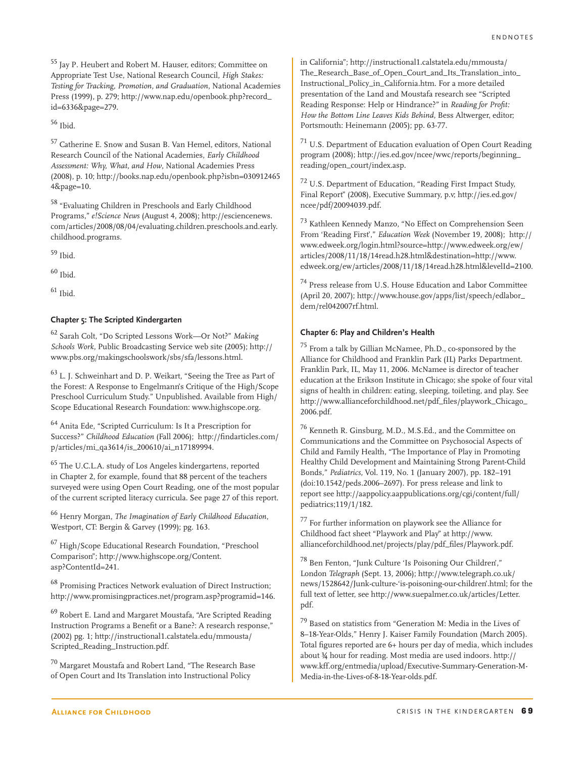[55] Jay P. Heubert and Robert M. Hauser, editors; Committee on Appropriate Test Use, National Research Council, *High Stakes: Testing for Tracking, Promotion, and Graduation*, National Academies Press (1999), p. 279; http://www.nap.edu/openbook.php?record_id=6336&page=279.

[56] Ibid.

[57] Catherine E. Snow and Susan B. Van Hemel, editors, National Research Council of the National Academies, *Early Childhood Assessment: Why, What, and How*, National Academies Press (2008), p. 10; http://books.nap.edu/openbook.php?isbn=0309124654&page=10.

[58] "Evaluating Children in Preschools and Early Childhood Programs," *e!Science News* (August 4, 2008); http://esciencenews.com/articles/2008/08/04/evaluating.children.preschools.and.early.childhood.programs.

[59] Ibid.

[60] Ibid.

[61] Ibid.

#### Chapter 5: The Scripted Kindergarten

[62] Sarah Colt, "Do Scripted Lessons Work—Or Not?" *Making Schools Work*, Public Broadcasting Service web site (2005); http://www.pbs.org/makingschoolswork/sbs/sfa/lessons.html.

[63] L. J. Schweinhart and D. P. Weikart, "Seeing the Tree as Part of the Forest: A Response to Engelmann's Critique of the High/Scope Preschool Curriculum Study." Unpublished. Available from High/Scope Educational Research Foundation: www.highscope.org.

[64] Anita Ede, "Scripted Curriculum: Is It a Prescription for Success?" *Childhood Education* (Fall 2006); http://findarticles.com/p/articles/mi_qa3614/is_200610/ai_n17189994.

[65] The U.C.L.A. study of Los Angeles kindergartens, reported in Chapter 2, for example, found that 88 percent of the teachers surveyed were using Open Court Reading, one of the most popular of the current scripted literacy curricula. See page 27 of this report.

[66] Henry Morgan, *The Imagination of Early Childhood Education*, Westport, CT: Bergin & Garvey (1999); pg. 163.

[67] High/Scope Educational Research Foundation, "Preschool Comparison"; http://www.highscope.org/Content.asp?ContentId=241.

[68] Promising Practices Network evaluation of Direct Instruction; http://www.promisingpractices.net/program.asp?programid=146.

[69] Robert E. Land and Margaret Moustafa, "Are Scripted Reading Instruction Programs a Benefit or a Bane?: A research response," (2002) pg. 1; http://instructional1.calstatela.edu/mmousta/Scripted_Reading_Instruction.pdf.

[70] Margaret Moustafa and Robert Land, "The Research Base of Open Court and Its Translation into Instructional Policy in California"; http://instructional1.calstatela.edu/mmousta/The_Research_Base_of_Open_Court_and_Its_Translation_into_Instructional_Policy_in_California.htm. For a more detailed presentation of the Land and Moustafa research see "Scripted Reading Response: Help or Hindrance?" in *Reading for Profit: How the Bottom Line Leaves Kids Behind*, Bess Altwerger, editor; Portsmouth: Heinemann (2005); pp. 63-77.

[71] U.S. Department of Education evaluation of Open Court Reading program (2008); http://ies.ed.gov/ncee/wwc/reports/beginning_reading/open_court/index.asp.

[72] U.S. Department of Education, "Reading First Impact Study, Final Report" (2008), Executive Summary, p.v; http://ies.ed.gov/ncee/pdf/20094039.pdf.

[73] Kathleen Kennedy Manzo, "No Effect on Comprehension Seen From 'Reading First'," *Education Week* (November 19, 2008); http://www.edweek.org/login.html?source=http://www.edweek.org/ew/articles/2008/11/18/14read.h28.html&destination=http://www.edweek.org/ew/articles/2008/11/18/14read.h28.html&levelId=2100.

[74] Press release from U.S. House Education and Labor Committee (April 20, 2007); http://www.house.gov/apps/list/speech/edlabor_dem/rel042007rf.html.

#### Chapter 6: Play and Children's Health

[75] From a talk by Gillian McNamee, Ph.D., co-sponsored by the Alliance for Childhood and Franklin Park (IL) Parks Department. Franklin Park, IL, May 11, 2006. McNamee is director of teacher education at the Erikson Institute in Chicago; she spoke of four vital signs of health in children: eating, sleeping, toileting, and play. See http://www.allianceforchildhood.net/pdf_files/playwork_Chicago_2006.pdf.

[76] Kenneth R. Ginsburg, M.D., M.S.Ed., and the Committee on Communications and the Committee on Psychosocial Aspects of Child and Family Health, "The Importance of Play in Promoting Healthy Child Development and Maintaining Strong Parent-Child Bonds," *Pediatrics*, Vol. 119, No. 1 (January 2007), pp. 182–191 (doi:10.1542/peds.2006–2697). For press release and link to report see http://aappolicy.aappublications.org/cgi/content/full/pediatrics;119/1/182.

[77] For further information on playwork see the Alliance for Childhood fact sheet "Playwork and Play" at http://www.allianceforchildhood.net/projects/play/pdf_files/Playwork.pdf.

[78] Ben Fenton, "Junk Culture 'Is Poisoning Our Children'," London *Telegraph* (Sept. 13, 2006); http://www.telegraph.co.uk/news/1528642/Junk-culture-'is-poisoning-our-children'.html; for the full text of letter, see http://www.suepalmer.co.uk/articles/Letter.pdf.

[79] Based on statistics from "Generation M: Media in the Lives of 8–18-Year-Olds," Henry J. Kaiser Family Foundation (March 2005). Total figures reported are 6+ hours per day of media, which includes about ¾ hour for reading. Most media are used indoors. http://www.kff.org/entmedia/upload/Executive-Summary-Generation-M-Media-in-the-Lives-of-8-18-Year-olds.pdf.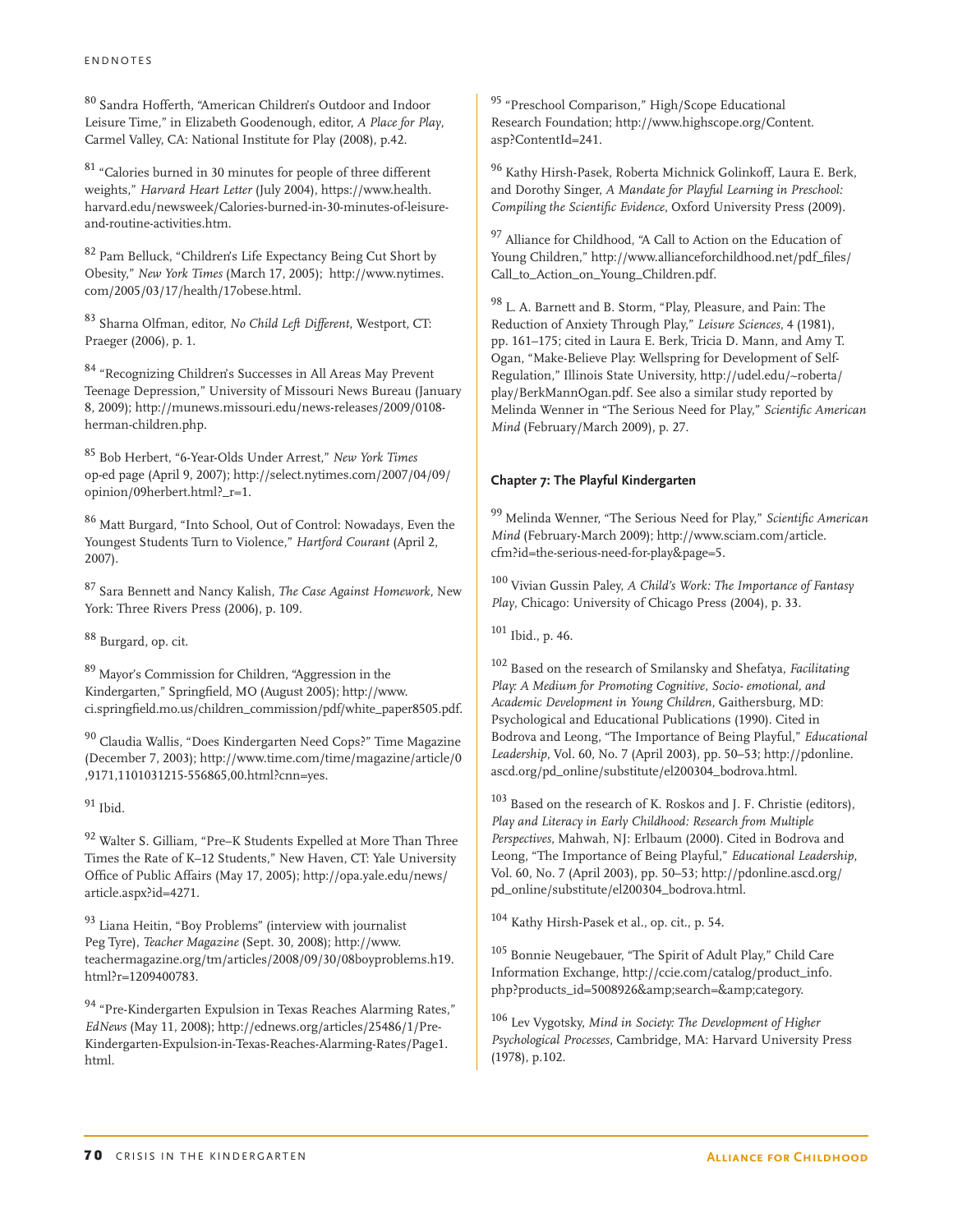80 Sandra Hofferth, "American Children's Outdoor and Indoor Leisure Time," in Elizabeth Goodenough, editor, *A Place for Play*, Carmel Valley, CA: National Institute for Play (2008), p.42.

81 "Calories burned in 30 minutes for people of three different weights," *Harvard Heart Letter* (July 2004), https://www.health.harvard.edu/newsweek/Calories-burned-in-30-minutes-of-leisure-and-routine-activities.htm.

82 Pam Belluck, "Children's Life Expectancy Being Cut Short by Obesity," *New York Times* (March 17, 2005); http://www.nytimes.com/2005/03/17/health/17obese.html.

83 Sharna Olfman, editor, *No Child Left Different*, Westport, CT: Praeger (2006), p. 1.

84 "Recognizing Children's Successes in All Areas May Prevent Teenage Depression," University of Missouri News Bureau (January 8, 2009); http://munews.missouri.edu/news-releases/2009/0108-herman-children.php.

85 Bob Herbert, "6-Year-Olds Under Arrest," *New York Times* op-ed page (April 9, 2007); http://select.nytimes.com/2007/04/09/opinion/09herbert.html?_r=1.

86 Matt Burgard, "Into School, Out of Control: Nowadays, Even the Youngest Students Turn to Violence," *Hartford Courant* (April 2, 2007).

87 Sara Bennett and Nancy Kalish, *The Case Against Homework*, New York: Three Rivers Press (2006), p. 109.

88 Burgard, op. cit.

89 Mayor's Commission for Children, "Aggression in the Kindergarten," Springfield, MO (August 2005); http://www.ci.springfield.mo.us/children_commission/pdf/white_paper8505.pdf.

90 Claudia Wallis, "Does Kindergarten Need Cops?" Time Magazine (December 7, 2003); http://www.time.com/time/magazine/article/0,9171,1101031215-556865,00.html?cnn=yes.

91 Ibid.

92 Walter S. Gilliam, "Pre–K Students Expelled at More Than Three Times the Rate of K–12 Students," New Haven, CT: Yale University Office of Public Affairs (May 17, 2005); http://opa.yale.edu/news/article.aspx?id=4271.

93 Liana Heitin, "Boy Problems" (interview with journalist Peg Tyre), *Teacher Magazine* (Sept. 30, 2008); http://www.teachermagazine.org/tm/articles/2008/09/30/08boyproblems.h19.html?r=1209400783.

94 "Pre-Kindergarten Expulsion in Texas Reaches Alarming Rates," *EdNews* (May 11, 2008); http://ednews.org/articles/25486/1/Pre-Kindergarten-Expulsion-in-Texas-Reaches-Alarming-Rates/Page1.html.

95 "Preschool Comparison," High/Scope Educational Research Foundation; http://www.highscope.org/Content.asp?ContentId=241.

96 Kathy Hirsh-Pasek, Roberta Michnick Golinkoff, Laura E. Berk, and Dorothy Singer, *A Mandate for Playful Learning in Preschool: Compiling the Scientific Evidence*, Oxford University Press (2009).

97 Alliance for Childhood, "A Call to Action on the Education of Young Children," http://www.allianceforchildhood.net/pdf_files/Call_to_Action_on_Young_Children.pdf.

98 L. A. Barnett and B. Storm, "Play, Pleasure, and Pain: The Reduction of Anxiety Through Play," *Leisure Sciences*, 4 (1981), pp. 161–175; cited in Laura E. Berk, Tricia D. Mann, and Amy T. Ogan, "Make-Believe Play: Wellspring for Development of Self-Regulation," Illinois State University, http://udel.edu/~roberta/play/BerkMannOgan.pdf. See also a similar study reported by Melinda Wenner in "The Serious Need for Play," *Scientific American Mind* (February/March 2009), p. 27.

### Chapter 7: The Playful Kindergarten

99 Melinda Wenner, "The Serious Need for Play," *Scientific American Mind* (February-March 2009); http://www.sciam.com/article.cfm?id=the-serious-need-for-play&page=5.

100 Vivian Gussin Paley, *A Child's Work: The Importance of Fantasy Play*, Chicago: University of Chicago Press (2004), p. 33.

101 Ibid., p. 46.

102 Based on the research of Smilansky and Shefatya, *Facilitating Play: A Medium for Promoting Cognitive, Socio- emotional, and Academic Development in Young Children*, Gaithersburg, MD: Psychological and Educational Publications (1990). Cited in Bodrova and Leong, "The Importance of Being Playful," *Educational Leadership*, Vol. 60, No. 7 (April 2003), pp. 50–53; http://pdonline.ascd.org/pd_online/substitute/el200304_bodrova.html.

103 Based on the research of K. Roskos and J. F. Christie (editors), *Play and Literacy in Early Childhood: Research from Multiple Perspectives*, Mahwah, NJ: Erlbaum (2000). Cited in Bodrova and Leong, "The Importance of Being Playful," *Educational Leadership*, Vol. 60, No. 7 (April 2003), pp. 50–53; http://pdonline.ascd.org/pd_online/substitute/el200304_bodrova.html.

104 Kathy Hirsh-Pasek et al., op. cit., p. 54.

105 Bonnie Neugebauer, "The Spirit of Adult Play," Child Care Information Exchange, http://ccie.com/catalog/product_info.php?products_id=5008926&amp;search=&amp;category.

106 Lev Vygotsky, *Mind in Society: The Development of Higher Psychological Processes*, Cambridge, MA: Harvard University Press (1978), p.102.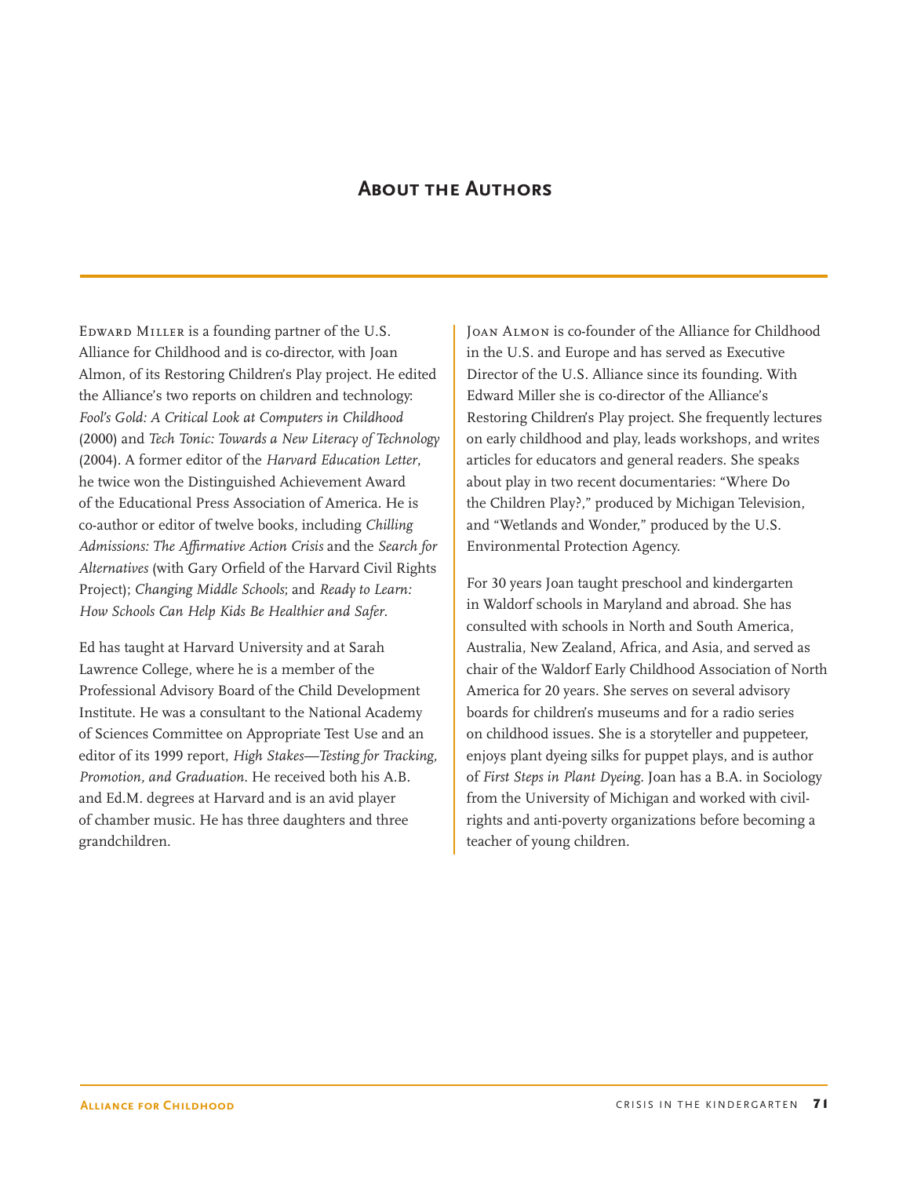## About the Authors

Edward Miller is a founding partner of the U.S. Alliance for Childhood and is co-director, with Joan Almon, of its Restoring Children's Play project. He edited the Alliance's two reports on children and technology: *Fool's Gold: A Critical Look at Computers in Childhood* (2000) and *Tech Tonic: Towards a New Literacy of Technology* (2004). A former editor of the *Harvard Education Letter*, he twice won the Distinguished Achievement Award of the Educational Press Association of America. He is co-author or editor of twelve books, including *Chilling Admissions: The Affirmative Action Crisis* and the *Search for Alternatives* (with Gary Orfield of the Harvard Civil Rights Project); *Changing Middle Schools*; and *Ready to Learn: How Schools Can Help Kids Be Healthier and Safer*.

Ed has taught at Harvard University and at Sarah Lawrence College, where he is a member of the Professional Advisory Board of the Child Development Institute. He was a consultant to the National Academy of Sciences Committee on Appropriate Test Use and an editor of its 1999 report, *High Stakes—Testing for Tracking, Promotion, and Graduation*. He received both his A.B. and Ed.M. degrees at Harvard and is an avid player of chamber music. He has three daughters and three grandchildren.

Joan Almon is co-founder of the Alliance for Childhood in the U.S. and Europe and has served as Executive Director of the U.S. Alliance since its founding. With Edward Miller she is co-director of the Alliance's Restoring Children's Play project. She frequently lectures on early childhood and play, leads workshops, and writes articles for educators and general readers. She speaks about play in two recent documentaries: "Where Do the Children Play?," produced by Michigan Television, and "Wetlands and Wonder," produced by the U.S. Environmental Protection Agency.

For 30 years Joan taught preschool and kindergarten in Waldorf schools in Maryland and abroad. She has consulted with schools in North and South America, Australia, New Zealand, Africa, and Asia, and served as chair of the Waldorf Early Childhood Association of North America for 20 years. She serves on several advisory boards for children's museums and for a radio series on childhood issues. She is a storyteller and puppeteer, enjoys plant dyeing silks for puppet plays, and is author of *First Steps in Plant Dyeing*. Joan has a B.A. in Sociology from the University of Michigan and worked with civil-rights and anti-poverty organizations before becoming a teacher of young children.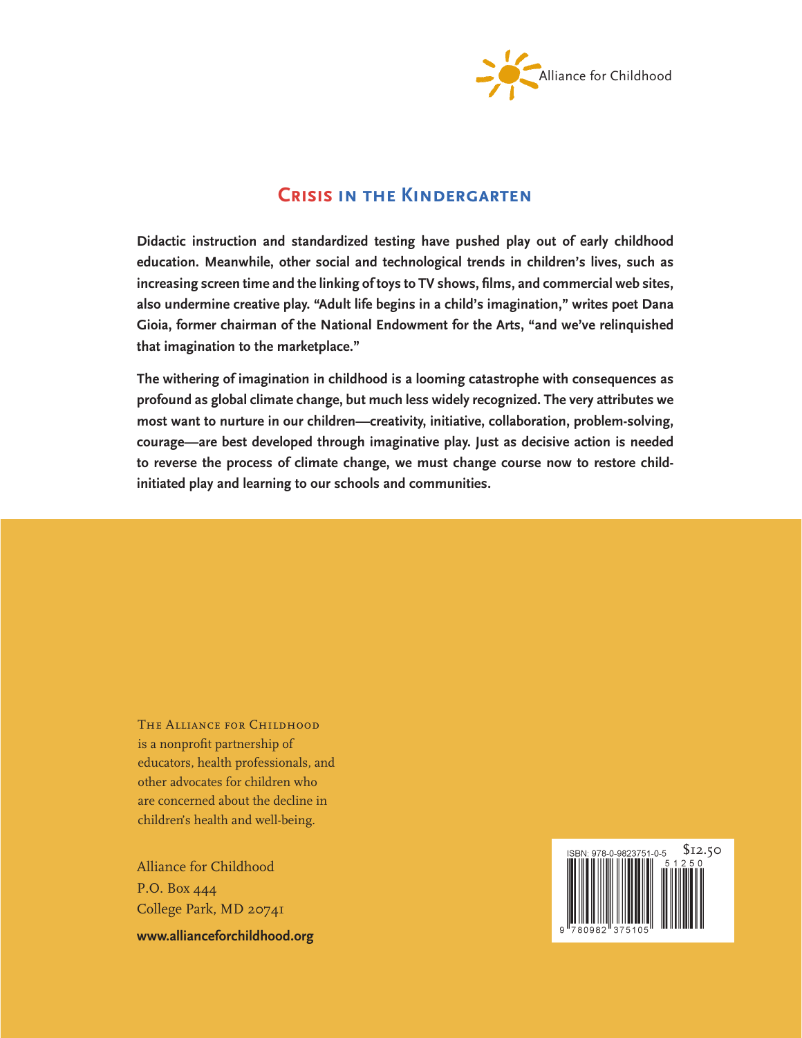Alliance for Childhood

## Crisis in the Kindergarten

**Didactic instruction and standardized testing have pushed play out of early childhood education. Meanwhile, other social and technological trends in children's lives, such as increasing screen time and the linking of toys to TV shows, films, and commercial web sites, also undermine creative play. "Adult life begins in a child's imagination," writes poet Dana Gioia, former chairman of the National Endowment for the Arts, "and we've relinquished that imagination to the marketplace."**

**The withering of imagination in childhood is a looming catastrophe with consequences as profound as global climate change, but much less widely recognized. The very attributes we most want to nurture in our children—creativity, initiative, collaboration, problem-solving, courage—are best developed through imaginative play. Just as decisive action is needed to reverse the process of climate change, we must change course now to restore child-initiated play and learning to our schools and communities.**

The Alliance for Childhood is a nonprofit partnership of educators, health professionals, and other advocates for children who are concerned about the decline in children's health and well-being.

Alliance for Childhood
P.O. Box 444
College Park, MD 20741

**www.allianceforchildhood.org**

ISBN: 978-0-9823751-0-5 $12.50